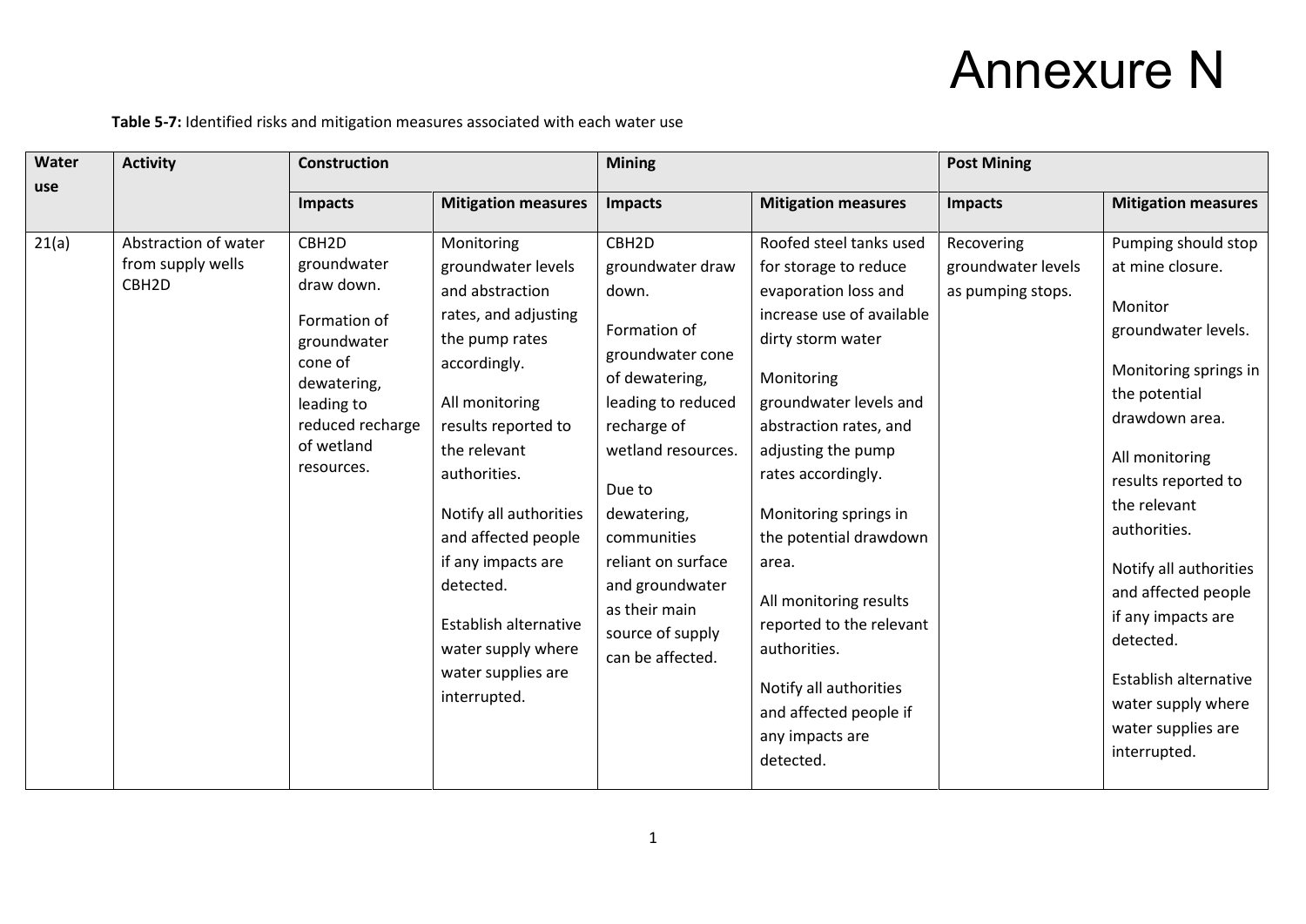# Annexure N

**Table 5-7:** Identified risks and mitigation measures associated with each water use

| Water use | Activity | Construction | | Mining | | Post Mining | |
|---|---|---|---|---|---|---|---|
| | | Impacts | Mitigation measures | Impacts | Mitigation measures | Impacts | Mitigation measures |
| 21(a) | Abstraction of water from supply wells CBH2D | CBH2D groundwater draw down.<br><br>Formation of groundwater cone of dewatering, leading to reduced recharge of wetland resources. | Monitoring groundwater levels and abstraction rates, and adjusting the pump rates accordingly.<br><br>All monitoring results reported to the relevant authorities.<br><br>Notify all authorities and affected people if any impacts are detected.<br><br>Establish alternative water supply where water supplies are interrupted. | CBH2D groundwater draw down.<br><br>Formation of groundwater cone of dewatering, leading to reduced recharge of wetland resources.<br><br>Due to dewatering, communities reliant on surface and groundwater as their main source of supply can be affected. | Roofed steel tanks used for storage to reduce evaporation loss and increase use of available dirty storm water<br><br>Monitoring groundwater levels and abstraction rates, and adjusting the pump rates accordingly.<br><br>Monitoring springs in the potential drawdown area.<br><br>All monitoring results reported to the relevant authorities.<br><br>Notify all authorities and affected people if any impacts are detected. | Recovering groundwater levels as pumping stops. | Pumping should stop at mine closure.<br><br>Monitor groundwater levels.<br><br>Monitoring springs in the potential drawdown area.<br><br>All monitoring results reported to the relevant authorities.<br><br>Notify all authorities and affected people if any impacts are detected.<br><br>Establish alternative water supply where water supplies are interrupted. |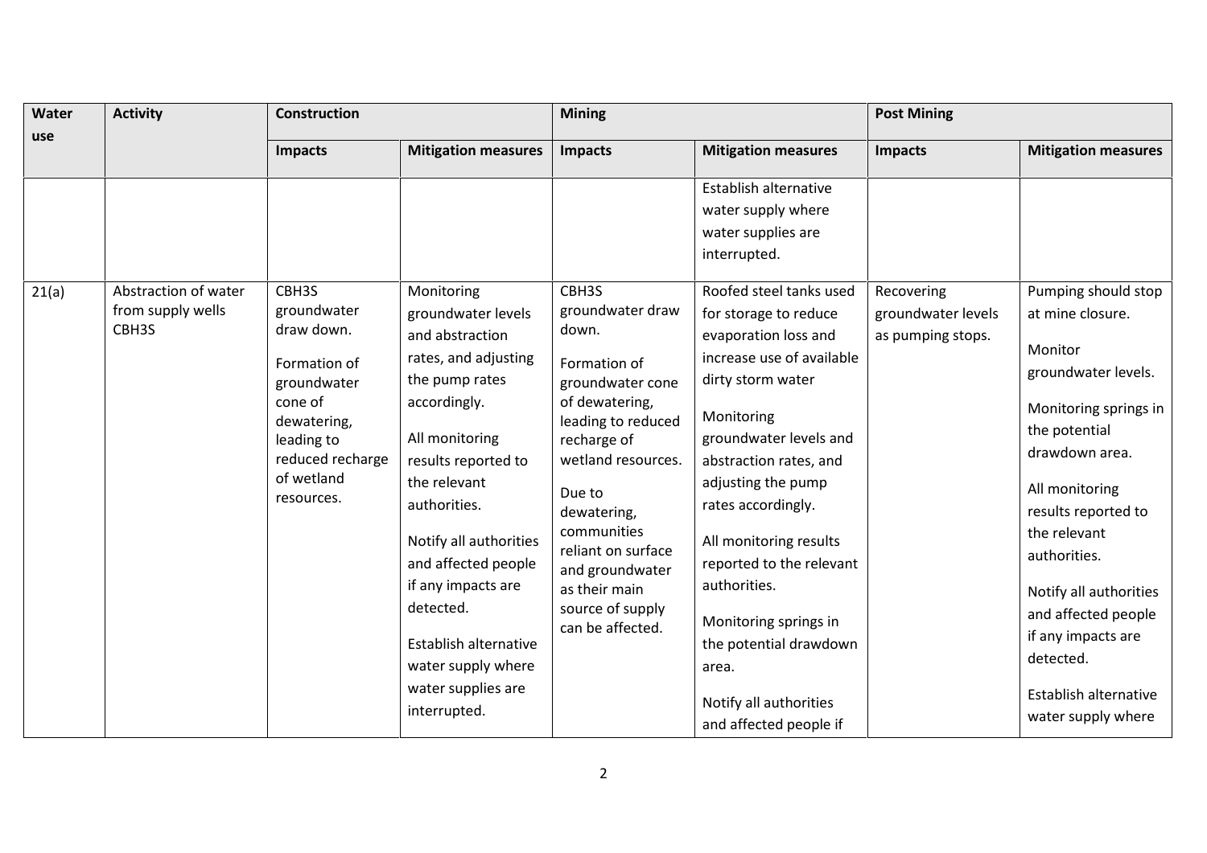| Water use | Activity | Construction | | Mining | | Post Mining | |
|---|---|---|---|---|---|---|---|
| | | Impacts | Mitigation measures | Impacts | Mitigation measures | Impacts | Mitigation measures |
| | | | | | Establish alternative water supply where water supplies are interrupted. | | |
| 21(a) | Abstraction of water from supply wells CBH3S | CBH3S groundwater draw down.<br><br>Formation of groundwater cone of dewatering, leading to reduced recharge of wetland resources. | Monitoring groundwater levels and abstraction rates, and adjusting the pump rates accordingly.<br><br>All monitoring results reported to the relevant authorities.<br><br>Notify all authorities and affected people if any impacts are detected.<br><br>Establish alternative water supply where water supplies are interrupted. | CBH3S groundwater draw down.<br><br>Formation of groundwater cone of dewatering, leading to reduced recharge of wetland resources.<br><br>Due to dewatering, communities reliant on surface and groundwater as their main source of supply can be affected. | Roofed steel tanks used for storage to reduce evaporation loss and increase use of available dirty storm water<br><br>Monitoring groundwater levels and abstraction rates, and adjusting the pump rates accordingly.<br><br>All monitoring results reported to the relevant authorities.<br><br>Monitoring springs in the potential drawdown area.<br><br>Notify all authorities and affected people if | Recovering groundwater levels as pumping stops. | Pumping should stop at mine closure.<br><br>Monitor groundwater levels.<br><br>Monitoring springs in the potential drawdown area.<br><br>All monitoring results reported to the relevant authorities.<br><br>Notify all authorities and affected people if any impacts are detected.<br><br>Establish alternative water supply where |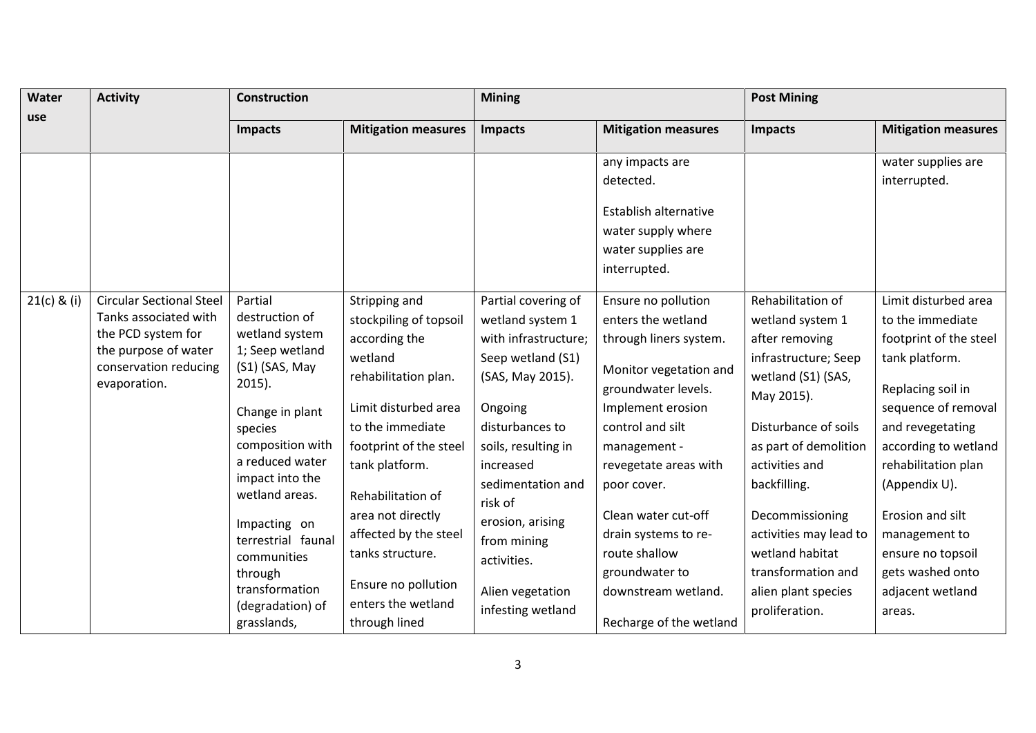| Water use | Activity | Construction | | Mining | | Post Mining | |
|---|---|---|---|---|---|---|---|
| | | Impacts | Mitigation measures | Impacts | Mitigation measures | Impacts | Mitigation measures |
| | | | | | any impacts are detected.<br><br>Establish alternative water supply where water supplies are interrupted. | | water supplies are interrupted. |
| 21(c) & (i) | Circular Sectional Steel Tanks associated with the PCD system for the purpose of water conservation reducing evaporation. | Partial destruction of wetland system 1; Seep wetland (S1) (SAS, May 2015).<br><br>Change in plant species composition with a reduced water impact into the wetland areas.<br><br>Impacting on terrestrial faunal communities through transformation (degradation) of grasslands, | Stripping and stockpiling of topsoil according the wetland rehabilitation plan.<br><br>Limit disturbed area to the immediate footprint of the steel tank platform.<br><br>Rehabilitation of area not directly affected by the steel tanks structure.<br><br>Ensure no pollution enters the wetland through lined | Partial covering of wetland system 1 with infrastructure; Seep wetland (S1) (SAS, May 2015).<br><br>Ongoing disturbances to soils, resulting in increased sedimentation and risk of erosion, arising from mining activities.<br><br>Alien vegetation infesting wetland | Ensure no pollution enters the wetland through liners system.<br><br>Monitor vegetation and groundwater levels. Implement erosion control and silt management - revegetate areas with poor cover.<br><br>Clean water cut-off drain systems to re-route shallow groundwater to downstream wetland.<br><br>Recharge of the wetland | Rehabilitation of wetland system 1 after removing infrastructure; Seep wetland (S1) (SAS, May 2015).<br><br>Disturbance of soils as part of demolition activities and backfilling.<br><br>Decommissioning activities may lead to wetland habitat transformation and alien plant species proliferation. | Limit disturbed area to the immediate footprint of the steel tank platform.<br><br>Replacing soil in sequence of removal and revegetating according to wetland rehabilitation plan (Appendix U).<br><br>Erosion and silt management to ensure no topsoil gets washed onto adjacent wetland areas. |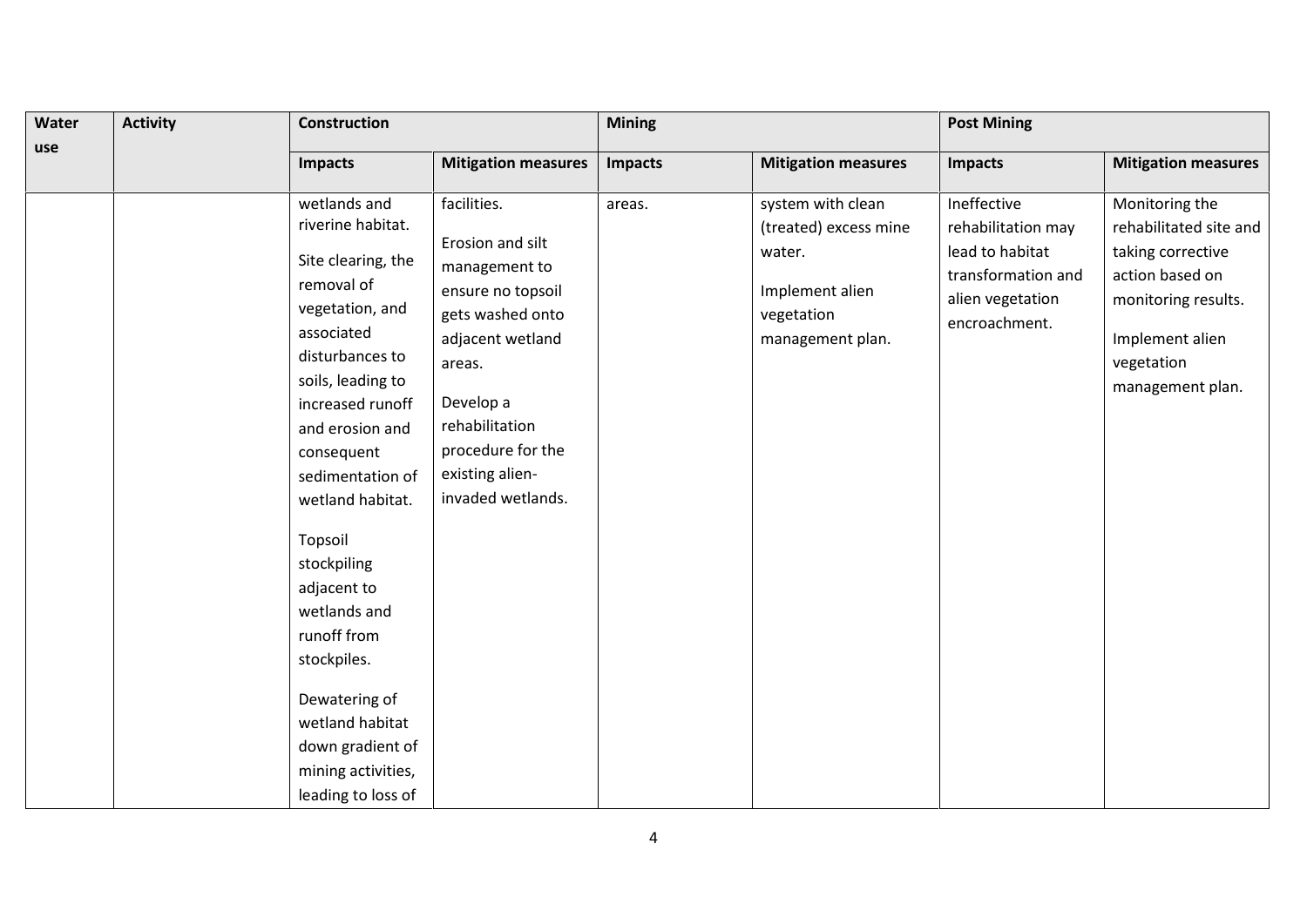| Water use | Activity | Construction | | Mining | | Post Mining | |
|---|---|---|---|---|---|---|---|
| | | Impacts | Mitigation measures | Impacts | Mitigation measures | Impacts | Mitigation measures |
| | | wetlands and riverine habitat.<br><br>Site clearing, the removal of vegetation, and associated disturbances to soils, leading to increased runoff and erosion and consequent sedimentation of wetland habitat.<br><br>Topsoil stockpiling adjacent to wetlands and runoff from stockpiles.<br><br>Dewatering of wetland habitat down gradient of mining activities, leading to loss of | facilities.<br><br>Erosion and silt management to ensure no topsoil gets washed onto adjacent wetland areas.<br><br>Develop a rehabilitation procedure for the existing alien-invaded wetlands. | areas. | system with clean (treated) excess mine water.<br><br>Implement alien vegetation management plan. | Ineffective rehabilitation may lead to habitat transformation and alien vegetation encroachment. | Monitoring the rehabilitated site and taking corrective action based on monitoring results.<br><br>Implement alien vegetation management plan. |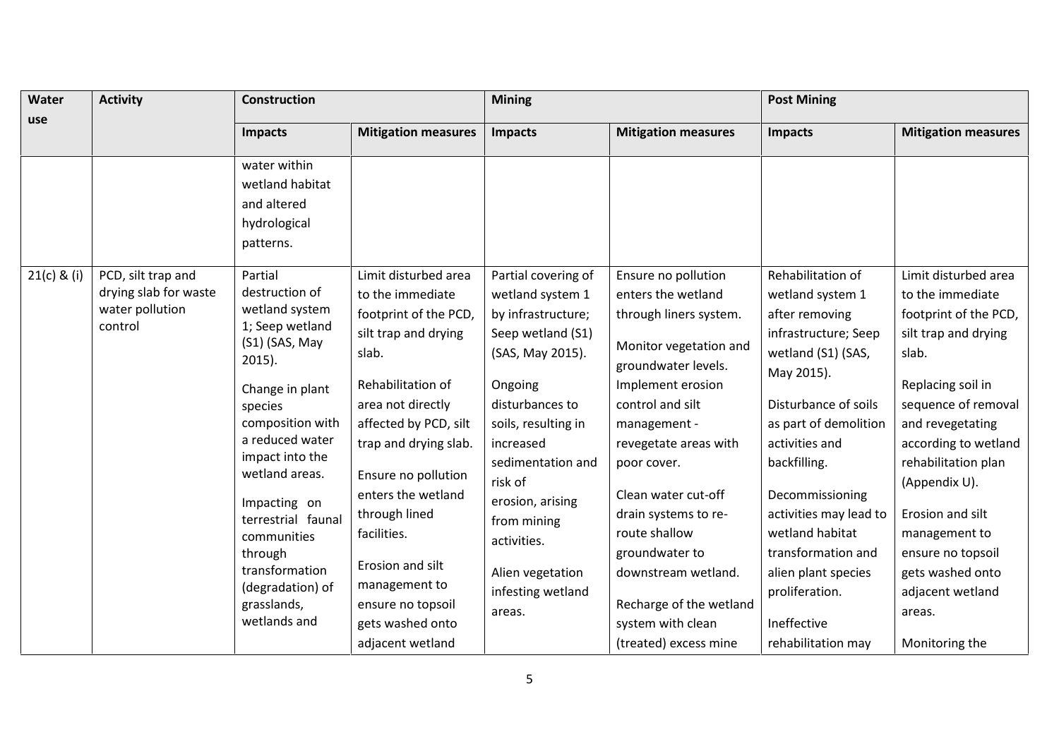| Water use | Activity | Construction | | Mining | | Post Mining | |
|---|---|---|---|---|---|---|---|
| | | Impacts | Mitigation measures | Impacts | Mitigation measures | Impacts | Mitigation measures |
| | | water within wetland habitat and altered hydrological patterns. | | | | | |
| 21(c) & (i) | PCD, silt trap and drying slab for waste water pollution control | Partial destruction of wetland system 1; Seep wetland (S1) (SAS, May 2015).<br><br>Change in plant species composition with a reduced water impact into the wetland areas.<br><br>Impacting on terrestrial faunal communities through transformation (degradation) of grasslands, wetlands and | Limit disturbed area to the immediate footprint of the PCD, silt trap and drying slab.<br><br>Rehabilitation of area not directly affected by PCD, silt trap and drying slab.<br><br>Ensure no pollution enters the wetland through lined facilities.<br><br>Erosion and silt management to ensure no topsoil gets washed onto adjacent wetland | Partial covering of wetland system 1 by infrastructure; Seep wetland (S1) (SAS, May 2015).<br><br>Ongoing disturbances to soils, resulting in increased sedimentation and risk of erosion, arising from mining activities.<br><br>Alien vegetation infesting wetland areas. | Ensure no pollution enters the wetland through liners system.<br><br>Monitor vegetation and groundwater levels. Implement erosion control and silt management - revegetate areas with poor cover.<br><br>Clean water cut-off drain systems to re-route shallow groundwater to downstream wetland.<br><br>Recharge of the wetland system with clean (treated) excess mine | Rehabilitation of wetland system 1 after removing infrastructure; Seep wetland (S1) (SAS, May 2015).<br><br>Disturbance of soils as part of demolition activities and backfilling.<br><br>Decommissioning activities may lead to wetland habitat transformation and alien plant species proliferation.<br><br>Ineffective rehabilitation may | Limit disturbed area to the immediate footprint of the PCD, silt trap and drying slab.<br><br>Replacing soil in sequence of removal and revegetating according to wetland rehabilitation plan (Appendix U).<br><br>Erosion and silt management to ensure no topsoil gets washed onto adjacent wetland areas.<br><br>Monitoring the |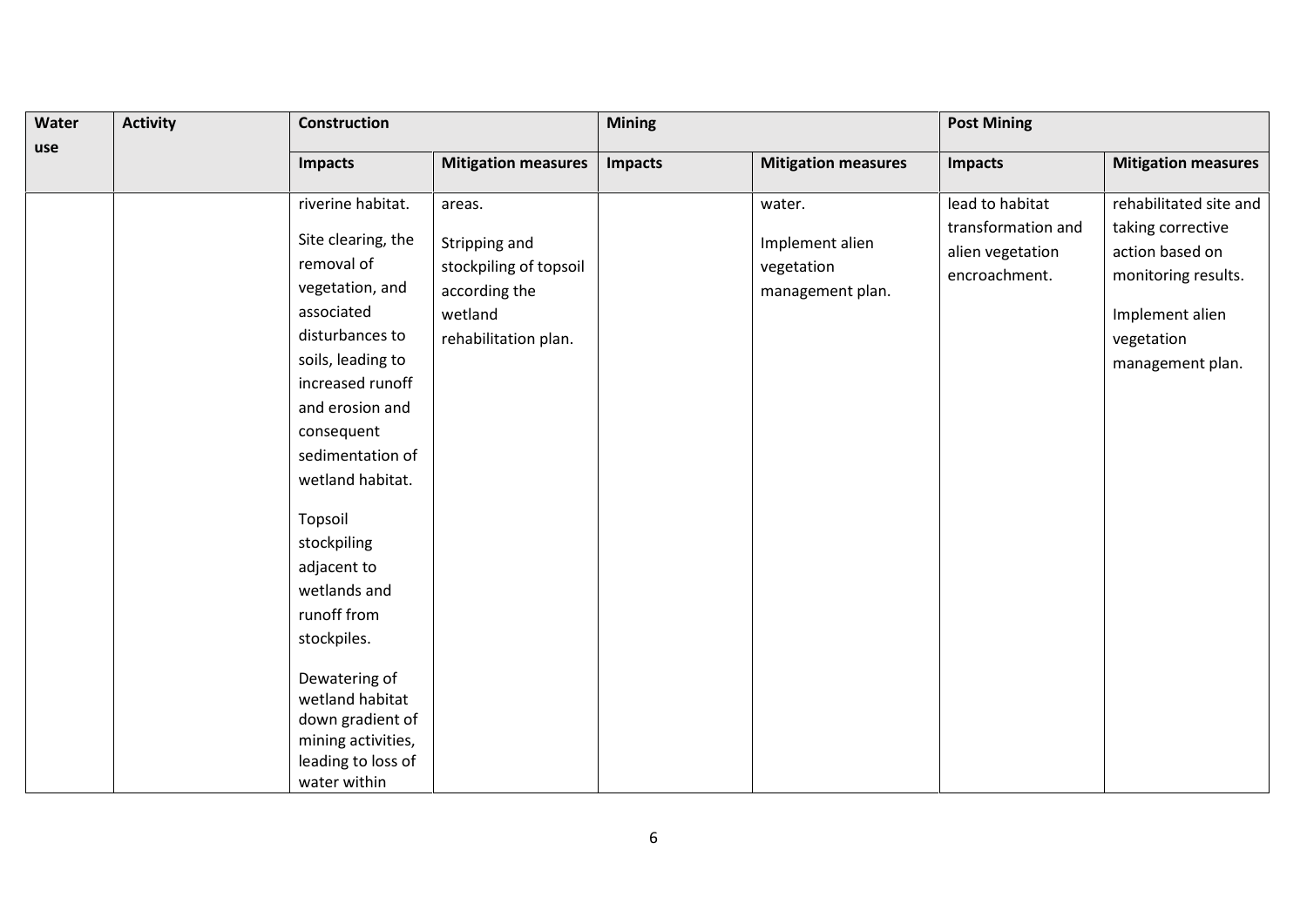| Water use | Activity | Construction | | Mining | | Post Mining | |
|---|---|---|---|---|---|---|---|
| | | Impacts | Mitigation measures | Impacts | Mitigation measures | Impacts | Mitigation measures |
| | | riverine habitat.<br><br>Site clearing, the removal of vegetation, and associated disturbances to soils, leading to increased runoff and erosion and consequent sedimentation of wetland habitat.<br><br>Topsoil stockpiling adjacent to wetlands and runoff from stockpiles.<br><br>Dewatering of wetland habitat down gradient of mining activities, leading to loss of water within | areas.<br><br>Stripping and stockpiling of topsoil according the wetland rehabilitation plan. | | water.<br><br>Implement alien vegetation management plan. | lead to habitat transformation and alien vegetation encroachment. | rehabilitated site and taking corrective action based on monitoring results.<br><br>Implement alien vegetation management plan. |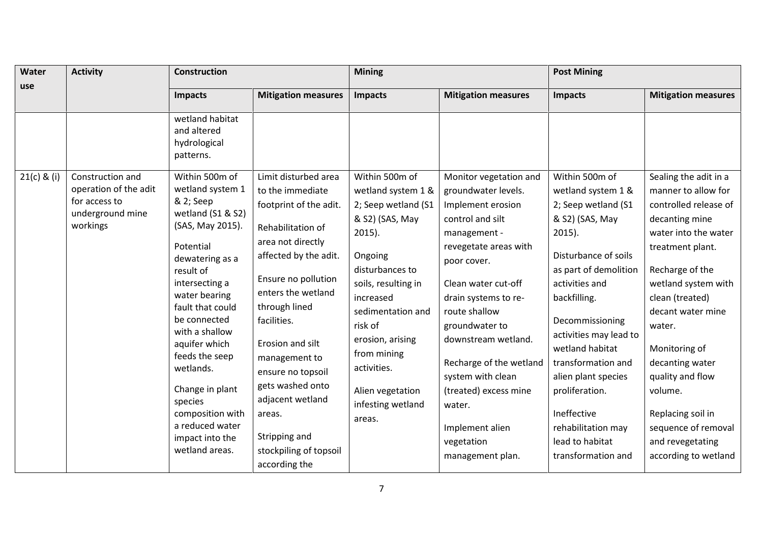| Water use | Activity | Construction | | Mining | | Post Mining | |
|---|---|---|---|---|---|---|---|
| | | Impacts | Mitigation measures | Impacts | Mitigation measures | Impacts | Mitigation measures |
| | | wetland habitat and altered hydrological patterns. | | | | | |
| 21(c) & (i) | Construction and operation of the adit for access to underground mine workings | Within 500m of wetland system 1 & 2; Seep wetland (S1 & S2) (SAS, May 2015).<br><br>Potential dewatering as a result of intersecting a water bearing fault that could be connected with a shallow aquifer which feeds the seep wetlands.<br><br>Change in plant species composition with a reduced water impact into the wetland areas. | Limit disturbed area to the immediate footprint of the adit.<br><br>Rehabilitation of area not directly affected by the adit.<br><br>Ensure no pollution enters the wetland through lined facilities.<br><br>Erosion and silt management to ensure no topsoil gets washed onto adjacent wetland areas.<br><br>Stripping and stockpiling of topsoil according the | Within 500m of wetland system 1 & 2; Seep wetland (S1 & S2) (SAS, May 2015).<br><br>Ongoing disturbances to soils, resulting in increased sedimentation and risk of erosion, arising from mining activities.<br><br>Alien vegetation infesting wetland areas. | Monitor vegetation and groundwater levels. Implement erosion control and silt management - revegetate areas with poor cover.<br><br>Clean water cut-off drain systems to re-route shallow groundwater to downstream wetland.<br><br>Recharge of the wetland system with clean (treated) excess mine water.<br><br>Implement alien vegetation management plan. | Within 500m of wetland system 1 & 2; Seep wetland (S1 & S2) (SAS, May 2015).<br><br>Disturbance of soils as part of demolition activities and backfilling.<br><br>Decommissioning activities may lead to wetland habitat transformation and alien plant species proliferation.<br><br>Ineffective rehabilitation may lead to habitat transformation and | Sealing the adit in a manner to allow for controlled release of decanting mine water into the water treatment plant.<br><br>Recharge of the wetland system with clean (treated) decant water mine water.<br><br>Monitoring of decanting water quality and flow volume.<br><br>Replacing soil in sequence of removal and revegetating according to wetland |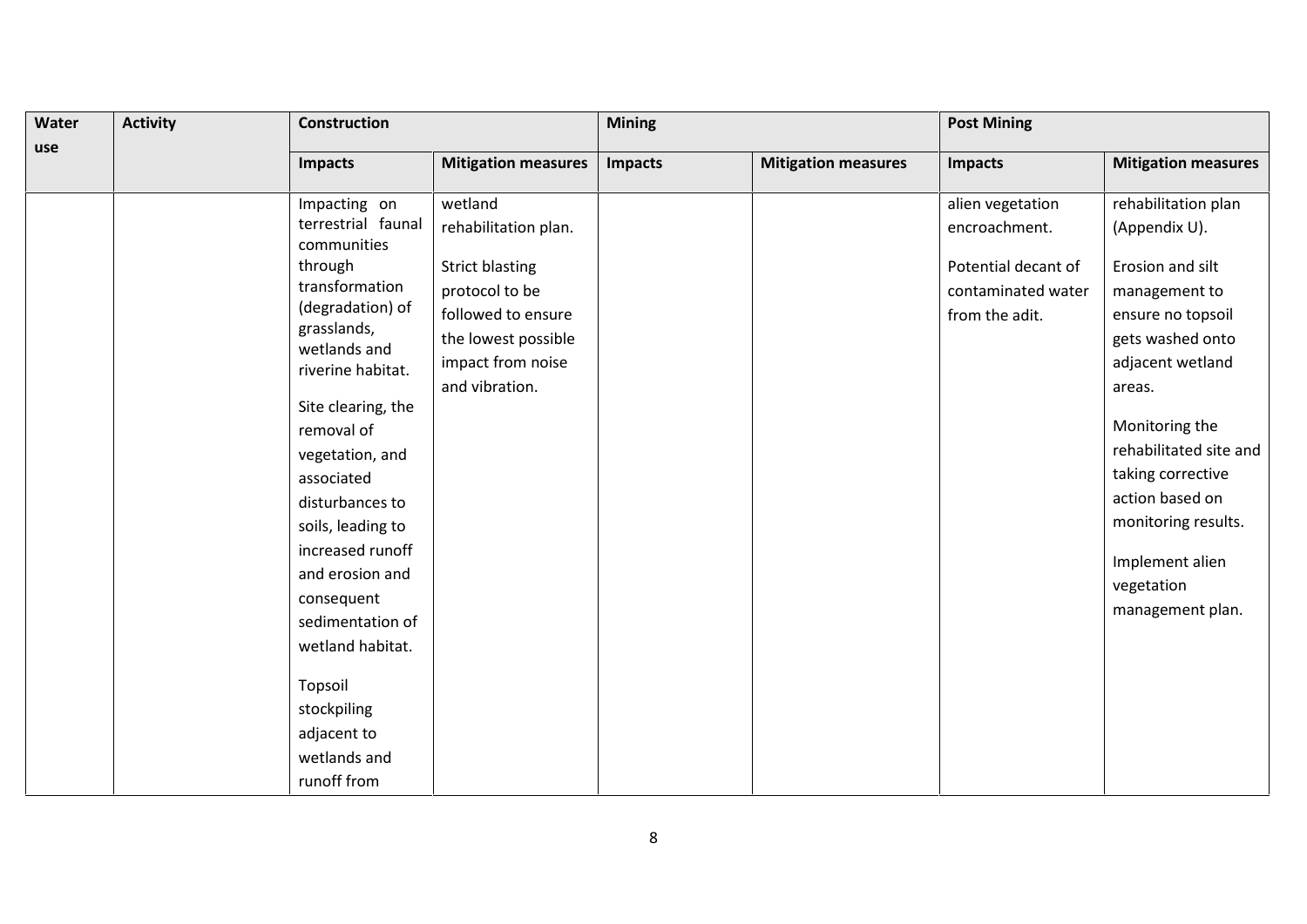| Water use | Activity | Construction | | Mining | | Post Mining | |
|---|---|---|---|---|---|---|---|
| | | **Impacts** | **Mitigation measures** | **Impacts** | **Mitigation measures** | **Impacts** | **Mitigation measures** |
| | | Impacting on terrestrial faunal communities through transformation (degradation) of grasslands, wetlands and riverine habitat.<br><br>Site clearing, the removal of vegetation, and associated disturbances to soils, leading to increased runoff and erosion and consequent sedimentation of wetland habitat.<br><br>Topsoil stockpiling adjacent to wetlands and runoff from | wetland rehabilitation plan.<br><br>Strict blasting protocol to be followed to ensure the lowest possible impact from noise and vibration. | | | alien vegetation encroachment.<br><br>Potential decant of contaminated water from the adit. | rehabilitation plan (Appendix U).<br><br>Erosion and silt management to ensure no topsoil gets washed onto adjacent wetland areas.<br><br>Monitoring the rehabilitated site and taking corrective action based on monitoring results.<br><br>Implement alien vegetation management plan. |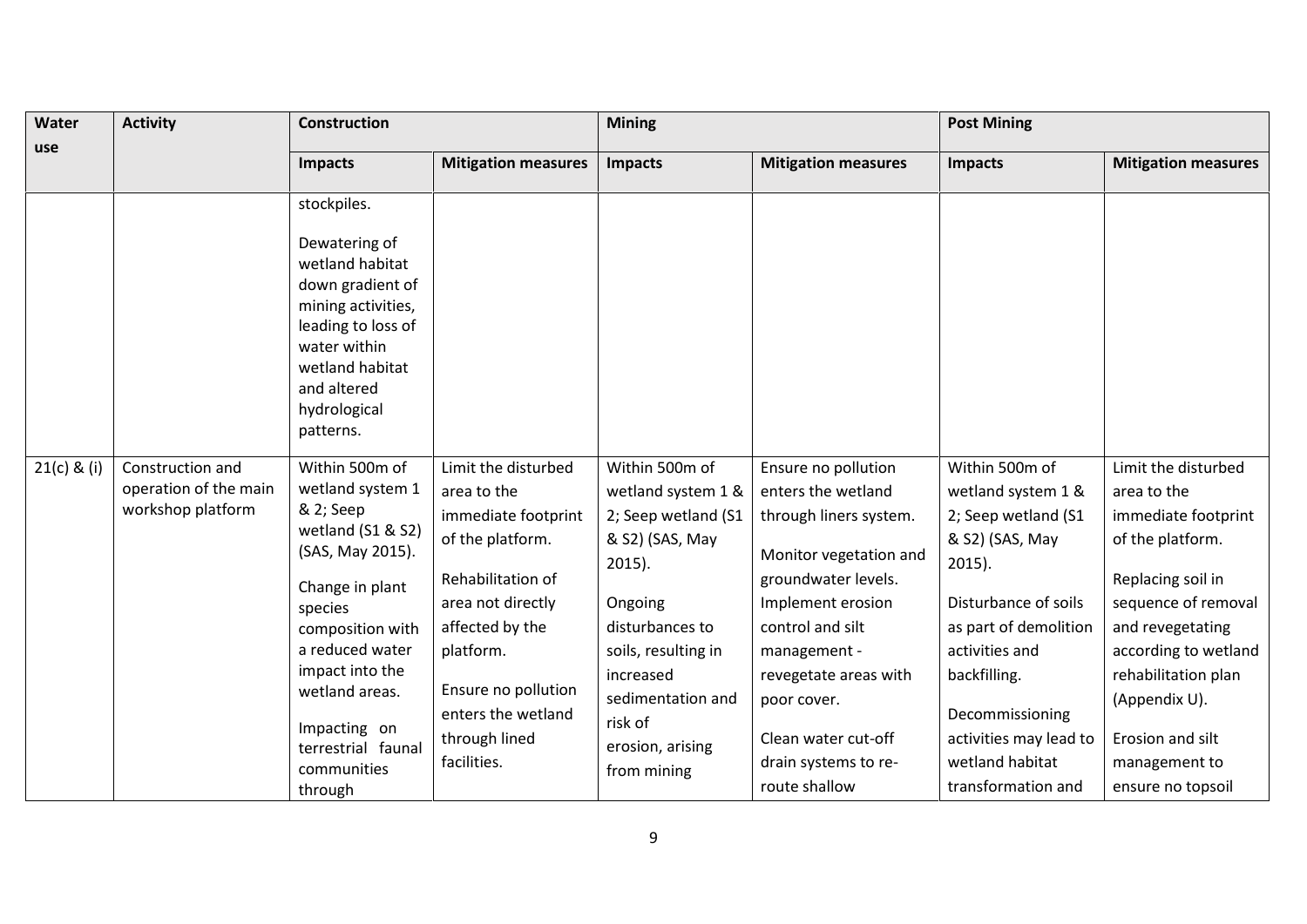| Water use | Activity | Construction | | Mining | | Post Mining | |
|---|---|---|---|---|---|---|---|
| | | Impacts | Mitigation measures | Impacts | Mitigation measures | Impacts | Mitigation measures |
| | | stockpiles.<br><br>Dewatering of wetland habitat down gradient of mining activities, leading to loss of water within wetland habitat and altered hydrological patterns. | | | | | |
| 21(c) & (i) | Construction and operation of the main workshop platform | Within 500m of wetland system 1 & 2; Seep wetland (S1 & S2) (SAS, May 2015).<br><br>Change in plant species composition with a reduced water impact into the wetland areas.<br><br>Impacting on terrestrial faunal communities through | Limit the disturbed area to the immediate footprint of the platform.<br><br>Rehabilitation of area not directly affected by the platform.<br><br>Ensure no pollution enters the wetland through lined facilities. | Within 500m of wetland system 1 & 2; Seep wetland (S1 & S2) (SAS, May 2015).<br><br>Ongoing disturbances to soils, resulting in increased sedimentation and risk of erosion, arising from mining | Ensure no pollution enters the wetland through liners system.<br><br>Monitor vegetation and groundwater levels. Implement erosion control and silt management - revegetate areas with poor cover.<br><br>Clean water cut-off drain systems to re-route shallow | Within 500m of wetland system 1 & 2; Seep wetland (S1 & S2) (SAS, May 2015).<br><br>Disturbance of soils as part of demolition activities and backfilling.<br><br>Decommissioning activities may lead to wetland habitat transformation and | Limit the disturbed area to the immediate footprint of the platform.<br><br>Replacing soil in sequence of removal and revegetating according to wetland rehabilitation plan (Appendix U).<br><br>Erosion and silt management to ensure no topsoil |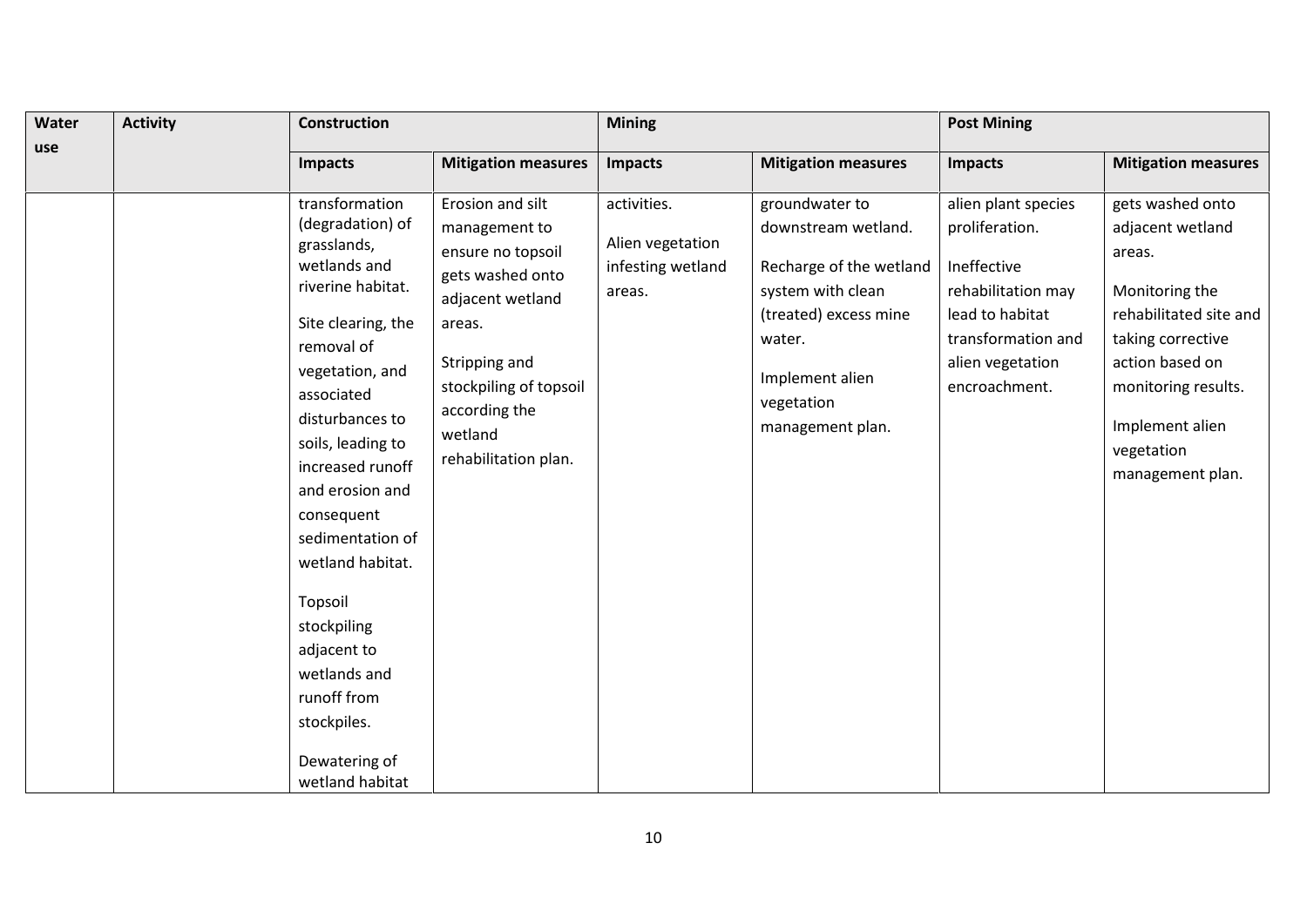| Water use | Activity | Construction | | Mining | | Post Mining | |
|---|---|---|---|---|---|---|---|
| | | **Impacts** | **Mitigation measures** | **Impacts** | **Mitigation measures** | **Impacts** | **Mitigation measures** |
| | | transformation (degradation) of grasslands, wetlands and riverine habitat.<br><br>Site clearing, the removal of vegetation, and associated disturbances to soils, leading to increased runoff and erosion and consequent sedimentation of wetland habitat.<br><br>Topsoil stockpiling adjacent to wetlands and runoff from stockpiles.<br><br>Dewatering of wetland habitat | Erosion and silt management to ensure no topsoil gets washed onto adjacent wetland areas.<br><br>Stripping and stockpiling of topsoil according the wetland rehabilitation plan. | activities.<br><br>Alien vegetation infesting wetland areas. | groundwater to downstream wetland.<br><br>Recharge of the wetland system with clean (treated) excess mine water.<br><br>Implement alien vegetation management plan. | alien plant species proliferation.<br><br>Ineffective rehabilitation may lead to habitat transformation and alien vegetation encroachment. | gets washed onto adjacent wetland areas.<br><br>Monitoring the rehabilitated site and taking corrective action based on monitoring results.<br><br>Implement alien vegetation management plan. |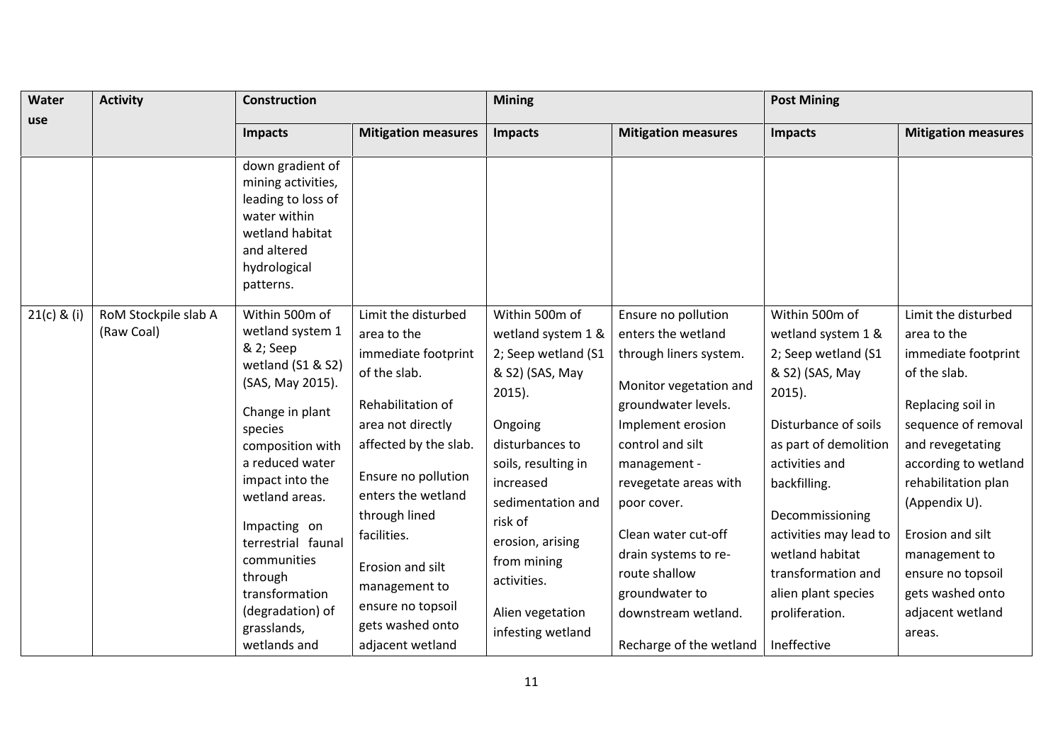| Water use | Activity | Construction | | Mining | | Post Mining | |
|---|---|---|---|---|---|---|---|
| | | Impacts | Mitigation measures | Impacts | Mitigation measures | Impacts | Mitigation measures |
| | | down gradient of mining activities, leading to loss of water within wetland habitat and altered hydrological patterns. | | | | | |
| 21(c) & (i) | RoM Stockpile slab A (Raw Coal) | Within 500m of wetland system 1 & 2; Seep wetland (S1 & S2) (SAS, May 2015).<br><br>Change in plant species composition with a reduced water impact into the wetland areas.<br><br>Impacting on terrestrial faunal communities through transformation (degradation) of grasslands, wetlands and | Limit the disturbed area to the immediate footprint of the slab.<br><br>Rehabilitation of area not directly affected by the slab.<br><br>Ensure no pollution enters the wetland through lined facilities.<br><br>Erosion and silt management to ensure no topsoil gets washed onto adjacent wetland | Within 500m of wetland system 1 & 2; Seep wetland (S1 & S2) (SAS, May 2015).<br><br>Ongoing disturbances to soils, resulting in increased sedimentation and risk of erosion, arising from mining activities.<br><br>Alien vegetation infesting wetland | Ensure no pollution enters the wetland through liners system.<br><br>Monitor vegetation and groundwater levels. Implement erosion control and silt management - revegetate areas with poor cover.<br><br>Clean water cut-off drain systems to re-route shallow groundwater to downstream wetland.<br><br>Recharge of the wetland | Within 500m of wetland system 1 & 2; Seep wetland (S1 & S2) (SAS, May 2015).<br><br>Disturbance of soils as part of demolition activities and backfilling.<br><br>Decommissioning activities may lead to wetland habitat transformation and alien plant species proliferation.<br><br>Ineffective | Limit the disturbed area to the immediate footprint of the slab.<br><br>Replacing soil in sequence of removal and revegetating according to wetland rehabilitation plan (Appendix U).<br><br>Erosion and silt management to ensure no topsoil gets washed onto adjacent wetland areas. |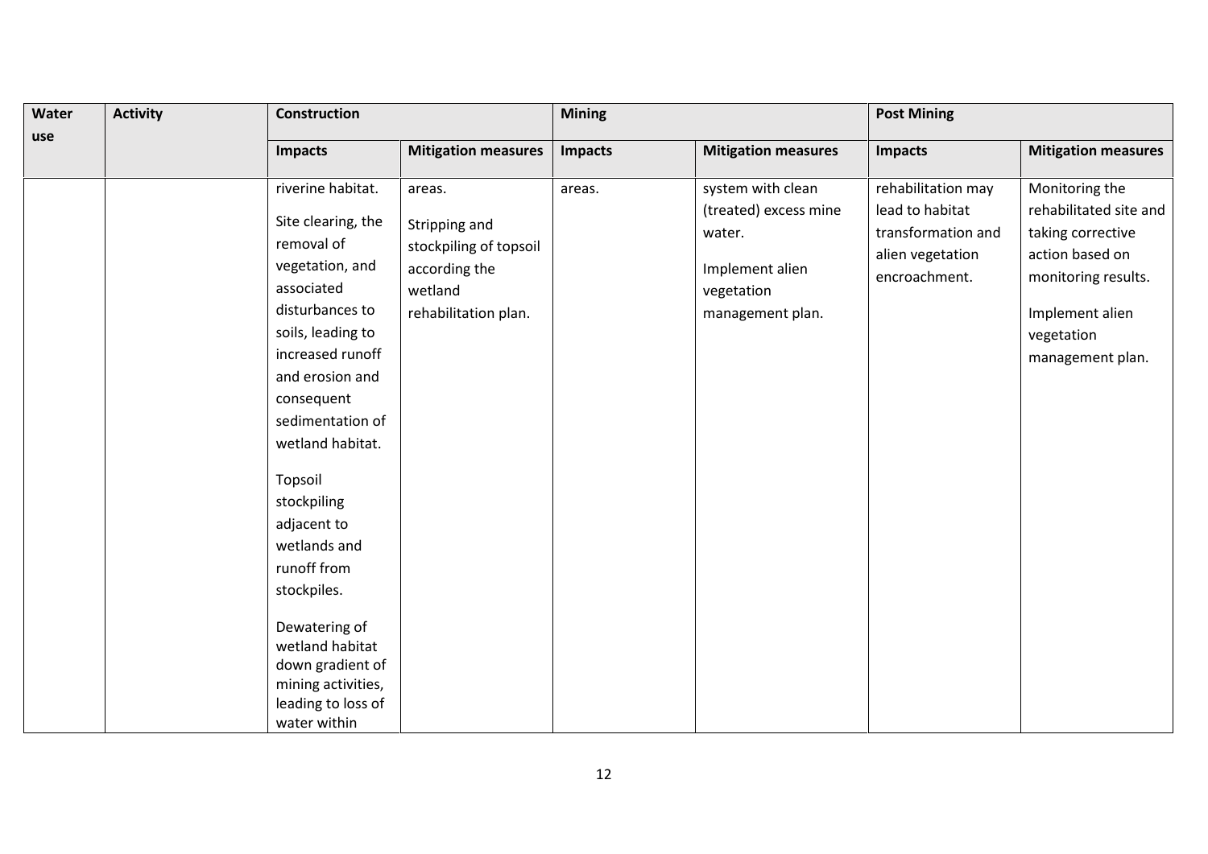| Water use | Activity | Construction | | Mining | | Post Mining | |
|---|---|---|---|---|---|---|---|
| | | Impacts | Mitigation measures | Impacts | Mitigation measures | Impacts | Mitigation measures |
| | | riverine habitat.<br><br>Site clearing, the removal of vegetation, and associated disturbances to soils, leading to increased runoff and erosion and consequent sedimentation of wetland habitat.<br><br>Topsoil stockpiling adjacent to wetlands and runoff from stockpiles.<br><br>Dewatering of wetland habitat down gradient of mining activities, leading to loss of water within | areas.<br><br>Stripping and stockpiling of topsoil according the wetland rehabilitation plan. | areas. | system with clean (treated) excess mine water.<br><br>Implement alien vegetation management plan. | rehabilitation may lead to habitat transformation and alien vegetation encroachment. | Monitoring the rehabilitated site and taking corrective action based on monitoring results.<br><br>Implement alien vegetation management plan. |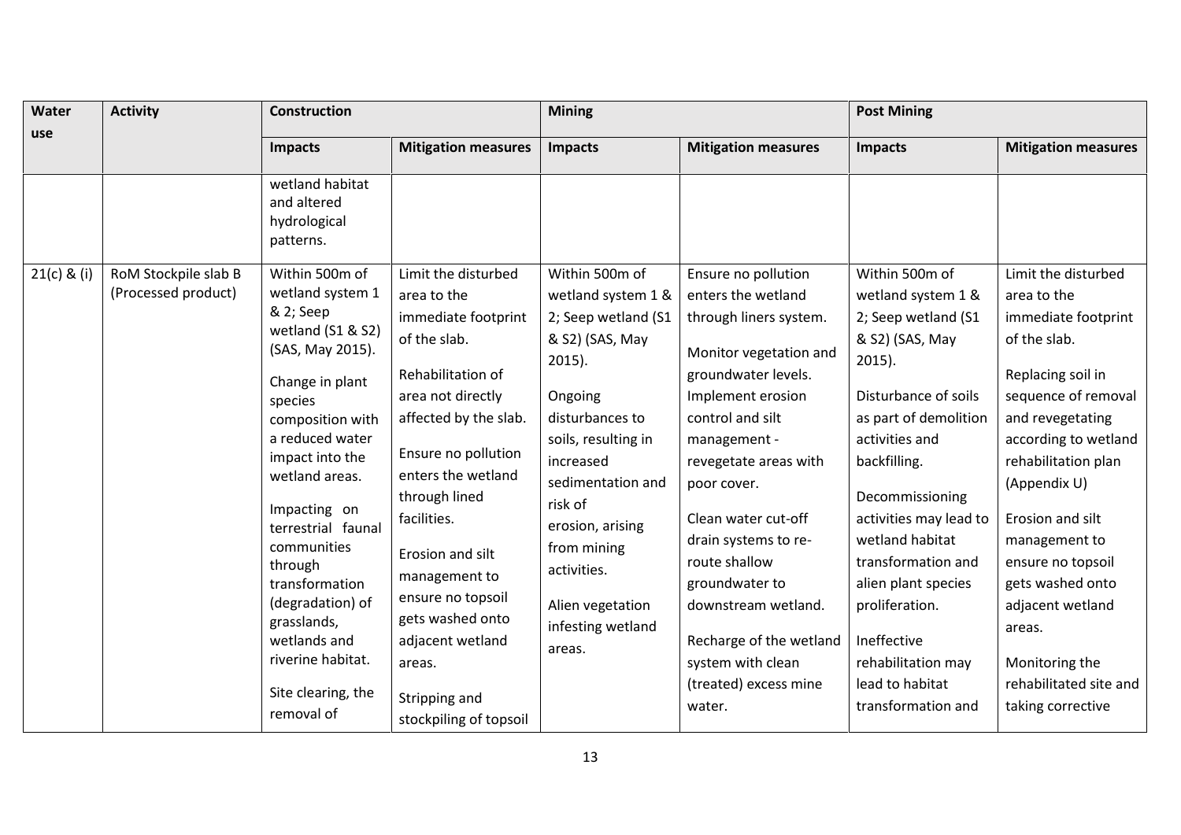| Water use | Activity | Construction | | Mining | | Post Mining | |
|---|---|---|---|---|---|---|---|
| | | Impacts | Mitigation measures | Impacts | Mitigation measures | Impacts | Mitigation measures |
| | | wetland habitat and altered hydrological patterns. | | | | | |
| 21(c) & (i) | RoM Stockpile slab B (Processed product) | Within 500m of wetland system 1 & 2; Seep wetland (S1 & S2) (SAS, May 2015). Change in plant species composition with a reduced water impact into the wetland areas. Impacting on terrestrial faunal communities through transformation (degradation) of grasslands, wetlands and riverine habitat. Site clearing, the removal of | Limit the disturbed area to the immediate footprint of the slab. Rehabilitation of area not directly affected by the slab. Ensure no pollution enters the wetland through lined facilities. Erosion and silt management to ensure no topsoil gets washed onto adjacent wetland areas. Stripping and stockpiling of topsoil | Within 500m of wetland system 1 & 2; Seep wetland (S1 & S2) (SAS, May 2015). Ongoing disturbances to soils, resulting in increased sedimentation and risk of erosion, arising from mining activities. Alien vegetation infesting wetland areas. | Ensure no pollution enters the wetland through liners system. Monitor vegetation and groundwater levels. Implement erosion control and silt management - revegetate areas with poor cover. Clean water cut-off drain systems to re-route shallow groundwater to downstream wetland. Recharge of the wetland system with clean (treated) excess mine water. | Within 500m of wetland system 1 & 2; Seep wetland (S1 & S2) (SAS, May 2015). Disturbance of soils as part of demolition activities and backfilling. Decommissioning activities may lead to wetland habitat transformation and alien plant species proliferation. Ineffective rehabilitation may lead to habitat transformation and | Limit the disturbed area to the immediate footprint of the slab. Replacing soil in sequence of removal and revegetating according to wetland rehabilitation plan (Appendix U) Erosion and silt management to ensure no topsoil gets washed onto adjacent wetland areas. Monitoring the rehabilitated site and taking corrective |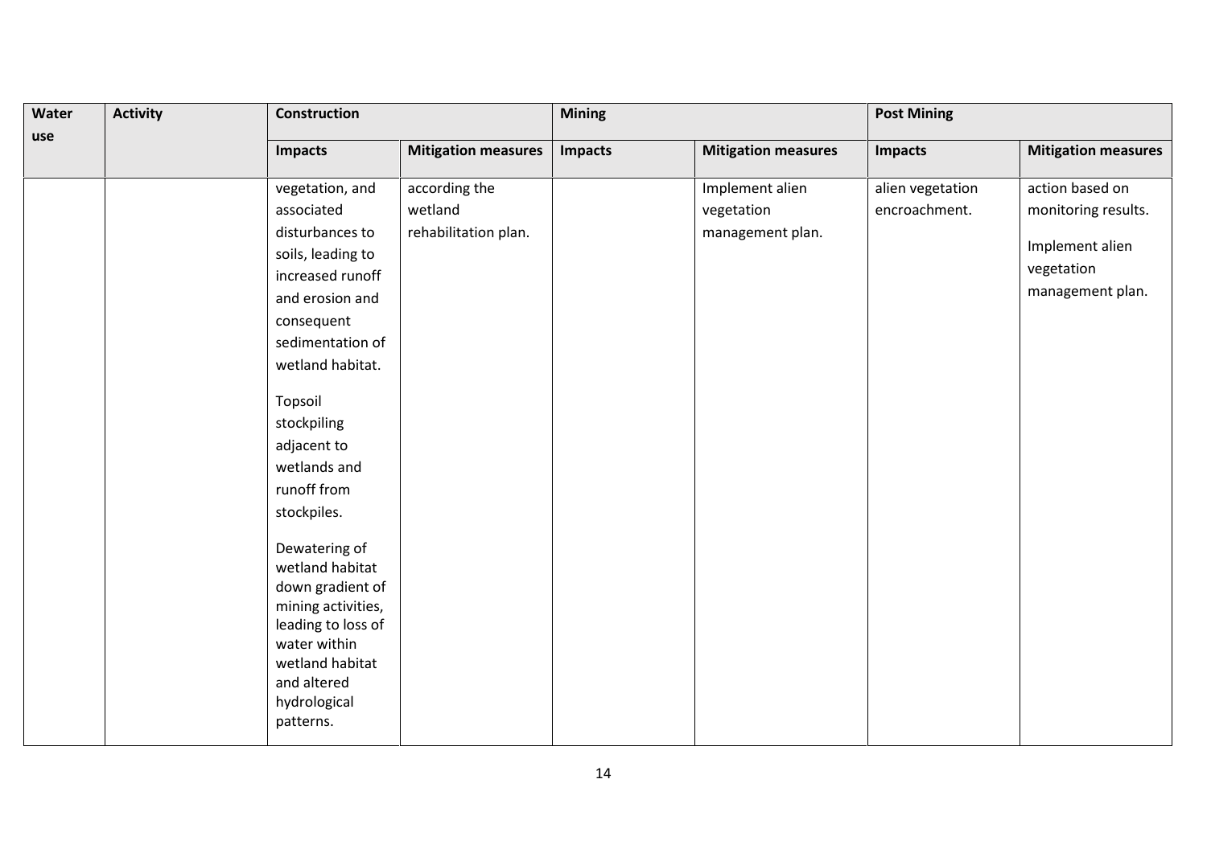| Water use | Activity | Construction | | Mining | | Post Mining | |
|---|---|---|---|---|---|---|---|
| | | Impacts | Mitigation measures | Impacts | Mitigation measures | Impacts | Mitigation measures |
| | | vegetation, and associated disturbances to soils, leading to increased runoff and erosion and consequent sedimentation of wetland habitat.<br><br>Topsoil stockpiling adjacent to wetlands and runoff from stockpiles.<br><br>Dewatering of wetland habitat down gradient of mining activities, leading to loss of water within wetland habitat and altered hydrological patterns. | according the wetland rehabilitation plan. | | Implement alien vegetation management plan. | alien vegetation encroachment. | action based on monitoring results.<br><br>Implement alien vegetation management plan. |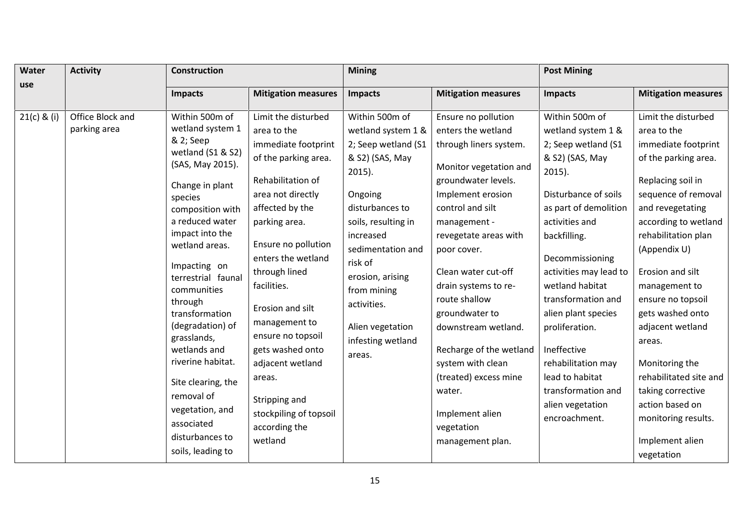| Water use | Activity | Construction | | Mining | | Post Mining | |
|---|---|---|---|---|---|---|---|
| | | Impacts | Mitigation measures | Impacts | Mitigation measures | Impacts | Mitigation measures |
| 21(c) & (i) | Office Block and parking area | Within 500m of wetland system 1 & 2; Seep wetland (S1 & S2) (SAS, May 2015).<br><br>Change in plant species composition with a reduced water impact into the wetland areas.<br><br>Impacting on terrestrial faunal communities through transformation (degradation) of grasslands, wetlands and riverine habitat.<br><br>Site clearing, the removal of vegetation, and associated disturbances to soils, leading to | Limit the disturbed area to the immediate footprint of the parking area.<br><br>Rehabilitation of area not directly affected by the parking area.<br><br>Ensure no pollution enters the wetland through lined facilities.<br><br>Erosion and silt management to ensure no topsoil gets washed onto adjacent wetland areas.<br><br>Stripping and stockpiling of topsoil according the wetland | Within 500m of wetland system 1 & 2; Seep wetland (S1 & S2) (SAS, May 2015).<br><br>Ongoing disturbances to soils, resulting in increased sedimentation and risk of erosion, arising from mining activities.<br><br>Alien vegetation infesting wetland areas. | Ensure no pollution enters the wetland through liners system.<br><br>Monitor vegetation and groundwater levels. Implement erosion control and silt management - revegetate areas with poor cover.<br><br>Clean water cut-off drain systems to re-route shallow groundwater to downstream wetland.<br><br>Recharge of the wetland system with clean (treated) excess mine water.<br><br>Implement alien vegetation management plan. | Within 500m of wetland system 1 & 2; Seep wetland (S1 & S2) (SAS, May 2015).<br><br>Disturbance of soils as part of demolition activities and backfilling.<br><br>Decommissioning activities may lead to wetland habitat transformation and alien plant species proliferation.<br><br>Ineffective rehabilitation may lead to habitat transformation and alien vegetation encroachment. | Limit the disturbed area to the immediate footprint of the parking area.<br><br>Replacing soil in sequence of removal and revegetating according to wetland rehabilitation plan (Appendix U)<br><br>Erosion and silt management to ensure no topsoil gets washed onto adjacent wetland areas.<br><br>Monitoring the rehabilitated site and taking corrective action based on monitoring results.<br><br>Implement alien vegetation |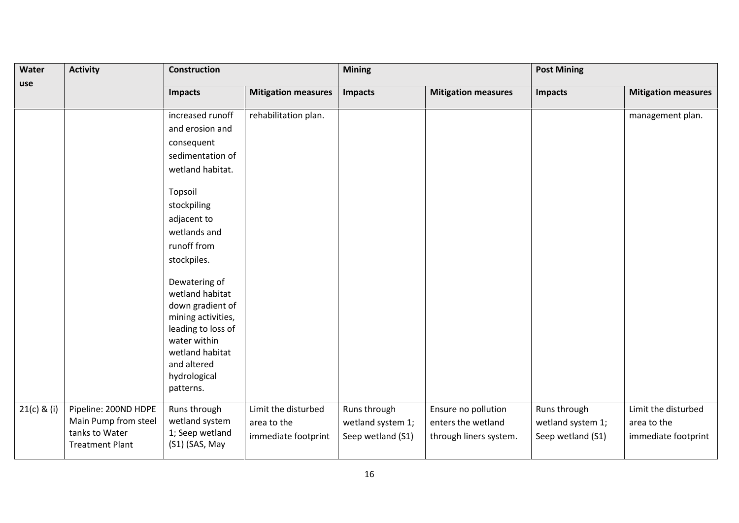| Water use | Activity | Construction | | Mining | | Post Mining | |
|---|---|---|---|---|---|---|---|
| | | Impacts | Mitigation measures | Impacts | Mitigation measures | Impacts | Mitigation measures |
| | | increased runoff and erosion and consequent sedimentation of wetland habitat.<br><br>Topsoil stockpiling adjacent to wetlands and runoff from stockpiles.<br><br>Dewatering of wetland habitat down gradient of mining activities, leading to loss of water within wetland habitat and altered hydrological patterns. | rehabilitation plan. | | | | management plan. |
| 21(c) & (i) | Pipeline: 200ND HDPE Main Pump from steel tanks to Water Treatment Plant | Runs through wetland system 1; Seep wetland (S1) (SAS, May | Limit the disturbed area to the immediate footprint | Runs through wetland system 1; Seep wetland (S1) | Ensure no pollution enters the wetland through liners system. | Runs through wetland system 1; Seep wetland (S1) | Limit the disturbed area to the immediate footprint |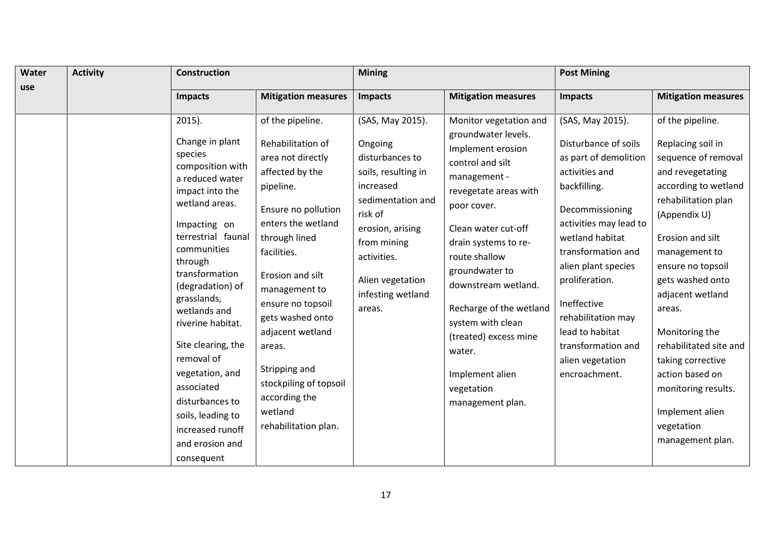| Water use | Activity | Construction | | Mining | | Post Mining | |
|---|---|---|---|---|---|---|---|
| | | Impacts | Mitigation measures | Impacts | Mitigation measures | Impacts | Mitigation measures |
| | | 2015).<br><br>Change in plant species composition with a reduced water impact into the wetland areas.<br><br>Impacting on terrestrial faunal communities through transformation (degradation) of grasslands, wetlands and riverine habitat.<br><br>Site clearing, the removal of vegetation, and associated disturbances to soils, leading to increased runoff and erosion and consequent | of the pipeline.<br><br>Rehabilitation of area not directly affected by the pipeline.<br><br>Ensure no pollution enters the wetland through lined facilities.<br><br>Erosion and silt management to ensure no topsoil gets washed onto adjacent wetland areas.<br><br>Stripping and stockpiling of topsoil according the wetland rehabilitation plan. | (SAS, May 2015).<br><br>Ongoing disturbances to soils, resulting in increased sedimentation and risk of erosion, arising from mining activities.<br><br>Alien vegetation infesting wetland areas. | Monitor vegetation and groundwater levels.<br>Implement erosion control and silt management - revegetate areas with poor cover.<br><br>Clean water cut-off drain systems to re-route shallow groundwater to downstream wetland.<br><br>Recharge of the wetland system with clean (treated) excess mine water.<br><br>Implement alien vegetation management plan. | (SAS, May 2015).<br><br>Disturbance of soils as part of demolition activities and backfilling.<br><br>Decommissioning activities may lead to wetland habitat transformation and alien plant species proliferation.<br><br>Ineffective rehabilitation may lead to habitat transformation and alien vegetation encroachment. | of the pipeline.<br><br>Replacing soil in sequence of removal and revegetating according to wetland rehabilitation plan (Appendix U)<br><br>Erosion and silt management to ensure no topsoil gets washed onto adjacent wetland areas.<br><br>Monitoring the rehabilitated site and taking corrective action based on monitoring results.<br><br>Implement alien vegetation management plan. |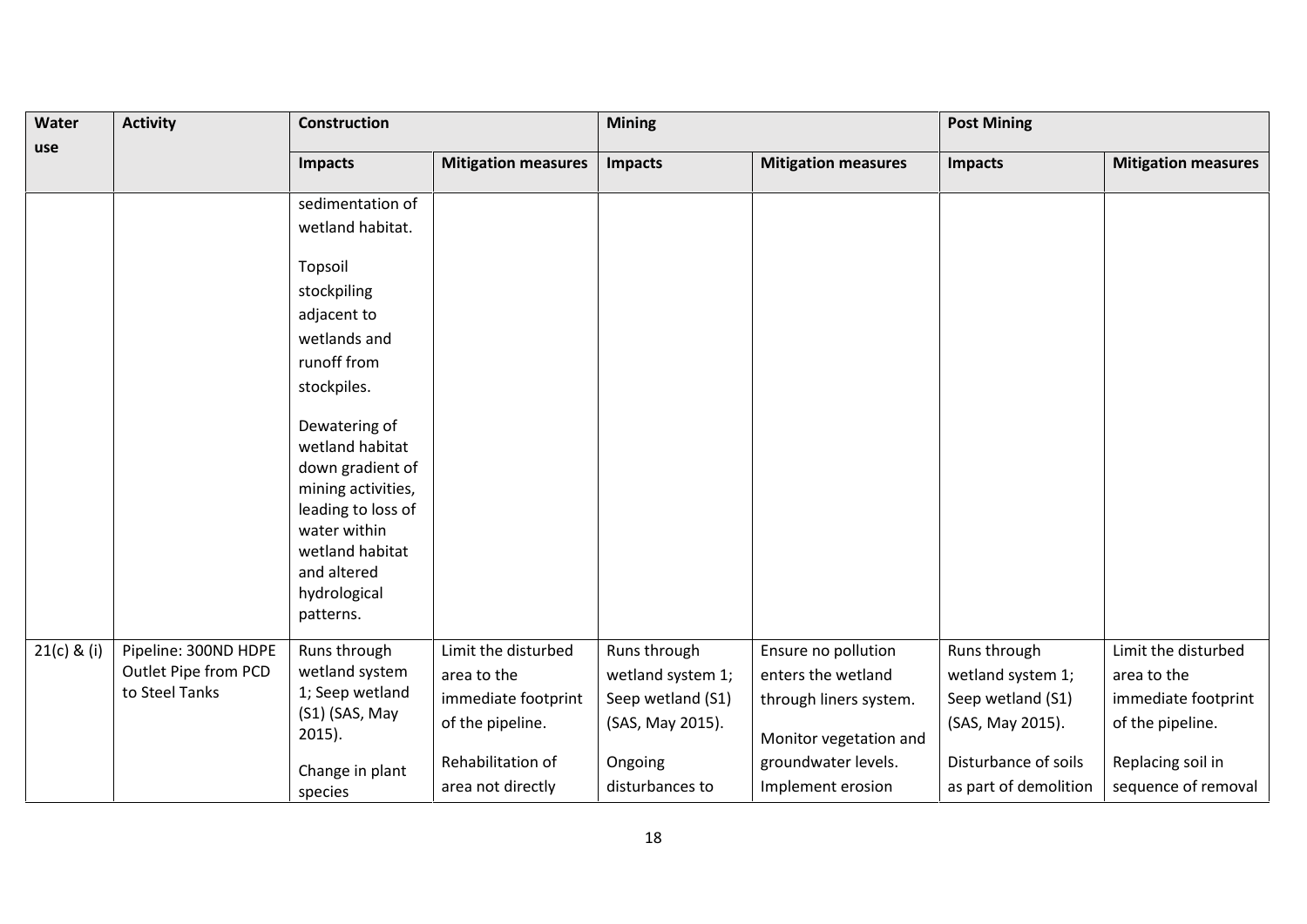| Water use | Activity | Construction | | Mining | | Post Mining | |
|---|---|---|---|---|---|---|---|
| | | Impacts | Mitigation measures | Impacts | Mitigation measures | Impacts | Mitigation measures |
| | | sedimentation of wetland habitat.<br><br>Topsoil stockpiling adjacent to wetlands and runoff from stockpiles.<br><br>Dewatering of wetland habitat down gradient of mining activities, leading to loss of water within wetland habitat and altered hydrological patterns. | | | | | |
| 21(c) & (i) | Pipeline: 300ND HDPE Outlet Pipe from PCD to Steel Tanks | Runs through wetland system 1; Seep wetland (S1) (SAS, May 2015).<br><br>Change in plant species | Limit the disturbed area to the immediate footprint of the pipeline.<br><br>Rehabilitation of area not directly | Runs through wetland system 1; Seep wetland (S1) (SAS, May 2015).<br><br>Ongoing disturbances to | Ensure no pollution enters the wetland through liners system.<br><br>Monitor vegetation and groundwater levels. Implement erosion | Runs through wetland system 1; Seep wetland (S1) (SAS, May 2015).<br><br>Disturbance of soils as part of demolition | Limit the disturbed area to the immediate footprint of the pipeline.<br><br>Replacing soil in sequence of removal |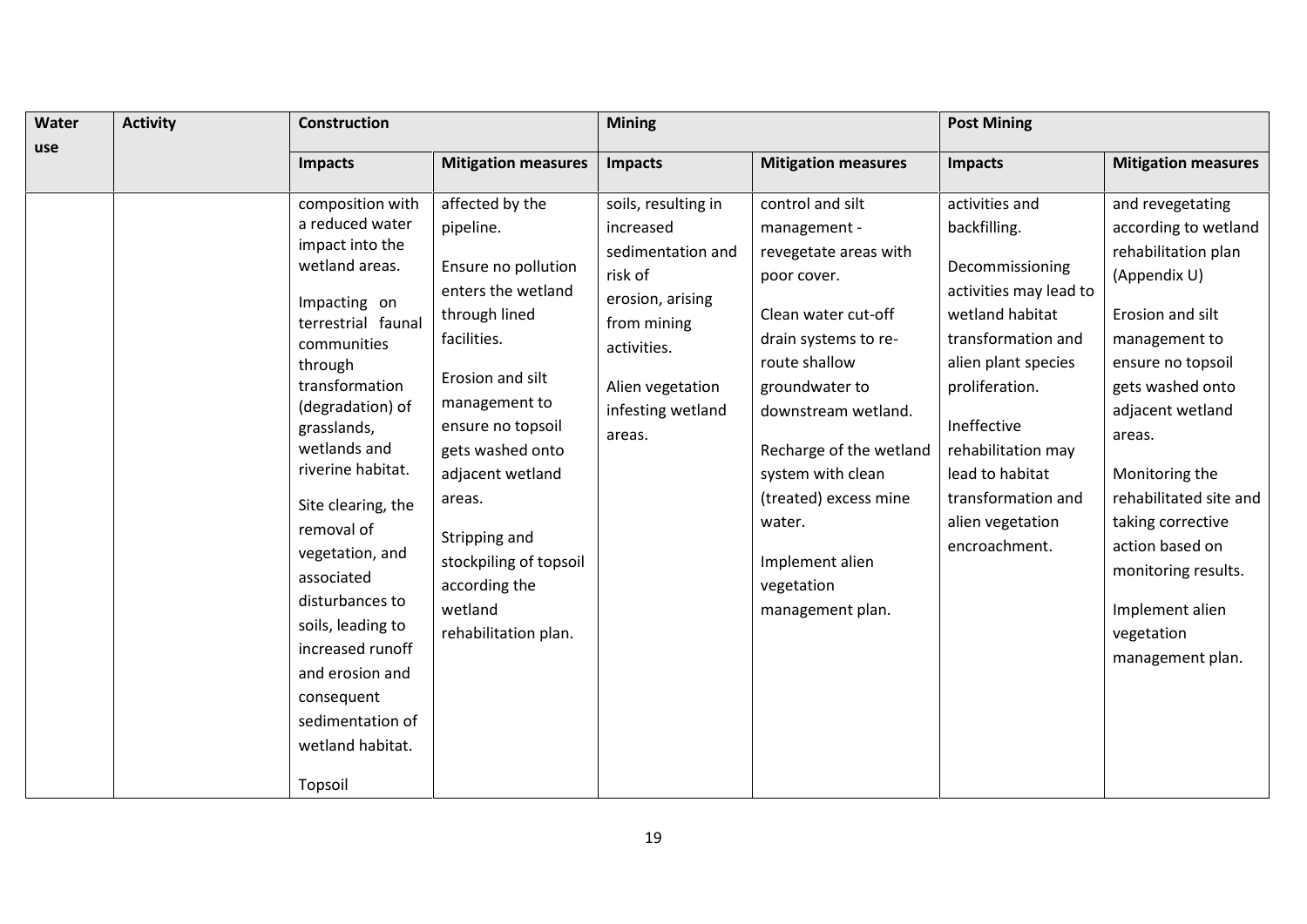| Water use | Activity | Construction | | Mining | | Post Mining | |
|---|---|---|---|---|---|---|---|
| | | Impacts | Mitigation measures | Impacts | Mitigation measures | Impacts | Mitigation measures |
| | | composition with a reduced water impact into the wetland areas.<br><br>Impacting on terrestrial faunal communities through transformation (degradation) of grasslands, wetlands and riverine habitat.<br><br>Site clearing, the removal of vegetation, and associated disturbances to soils, leading to increased runoff and erosion and consequent sedimentation of wetland habitat.<br><br>Topsoil | affected by the pipeline.<br><br>Ensure no pollution enters the wetland through lined facilities.<br><br>Erosion and silt management to ensure no topsoil gets washed onto adjacent wetland areas.<br><br>Stripping and stockpiling of topsoil according the wetland rehabilitation plan. | soils, resulting in increased sedimentation and risk of erosion, arising from mining activities.<br><br>Alien vegetation infesting wetland areas. | control and silt management - revegetate areas with poor cover.<br><br>Clean water cut-off drain systems to re-route shallow groundwater to downstream wetland.<br><br>Recharge of the wetland system with clean (treated) excess mine water.<br><br>Implement alien vegetation management plan. | activities and backfilling.<br><br>Decommissioning activities may lead to wetland habitat transformation and alien plant species proliferation.<br><br>Ineffective rehabilitation may lead to habitat transformation and alien vegetation encroachment. | and revegetating according to wetland rehabilitation plan (Appendix U)<br><br>Erosion and silt management to ensure no topsoil gets washed onto adjacent wetland areas.<br><br>Monitoring the rehabilitated site and taking corrective action based on monitoring results.<br><br>Implement alien vegetation management plan. |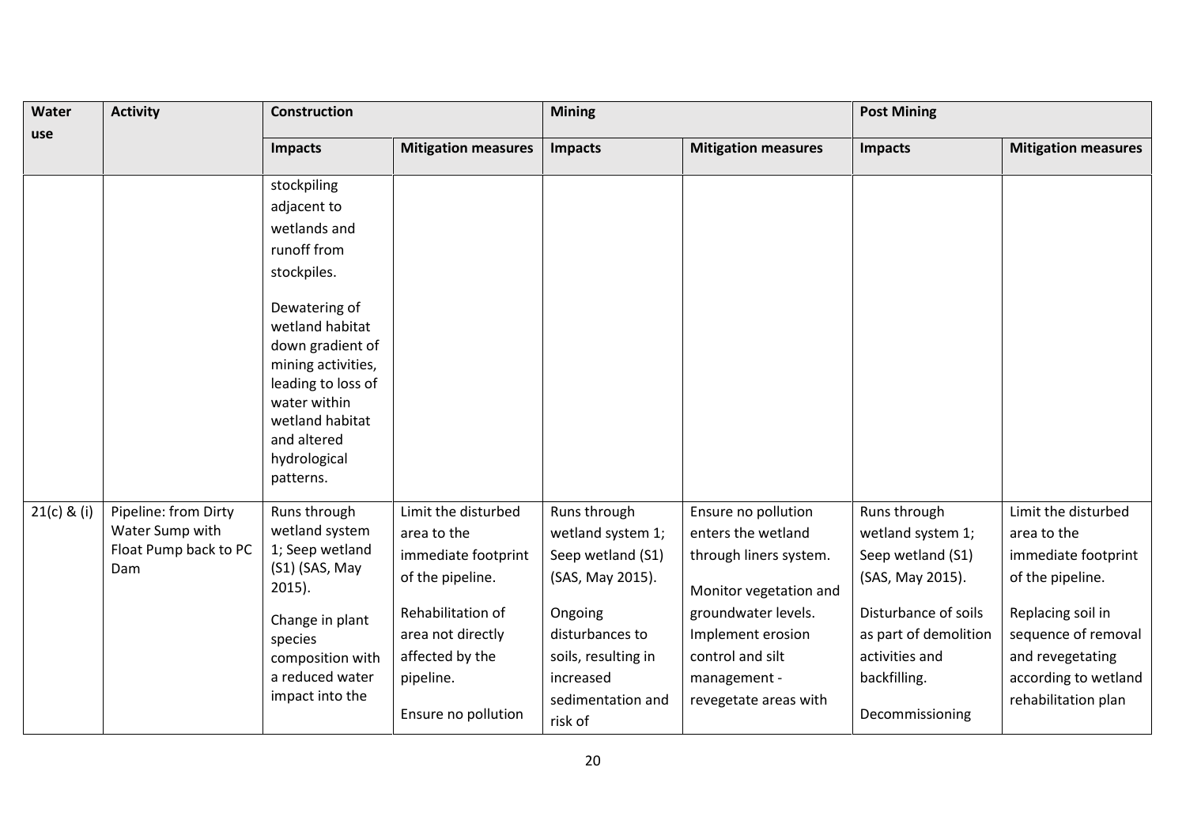| Water use | Activity | Construction | | Mining | | Post Mining | |
|---|---|---|---|---|---|---|---|
| | | Impacts | Mitigation measures | Impacts | Mitigation measures | Impacts | Mitigation measures |
| | | stockpiling adjacent to wetlands and runoff from stockpiles.<br><br>Dewatering of wetland habitat down gradient of mining activities, leading to loss of water within wetland habitat and altered hydrological patterns. | | | | | |
| 21(c) & (i) | Pipeline: from Dirty Water Sump with Float Pump back to PC Dam | Runs through wetland system 1; Seep wetland (S1) (SAS, May 2015).<br><br>Change in plant species composition with a reduced water impact into the | Limit the disturbed area to the immediate footprint of the pipeline.<br><br>Rehabilitation of area not directly affected by the pipeline.<br><br>Ensure no pollution | Runs through wetland system 1; Seep wetland (S1) (SAS, May 2015).<br><br>Ongoing disturbances to soils, resulting in increased sedimentation and risk of | Ensure no pollution enters the wetland through liners system.<br><br>Monitor vegetation and groundwater levels. Implement erosion control and silt management - revegetate areas with | Runs through wetland system 1; Seep wetland (S1) (SAS, May 2015).<br><br>Disturbance of soils as part of demolition activities and backfilling.<br><br>Decommissioning | Limit the disturbed area to the immediate footprint of the pipeline.<br><br>Replacing soil in sequence of removal and revegetating according to wetland rehabilitation plan |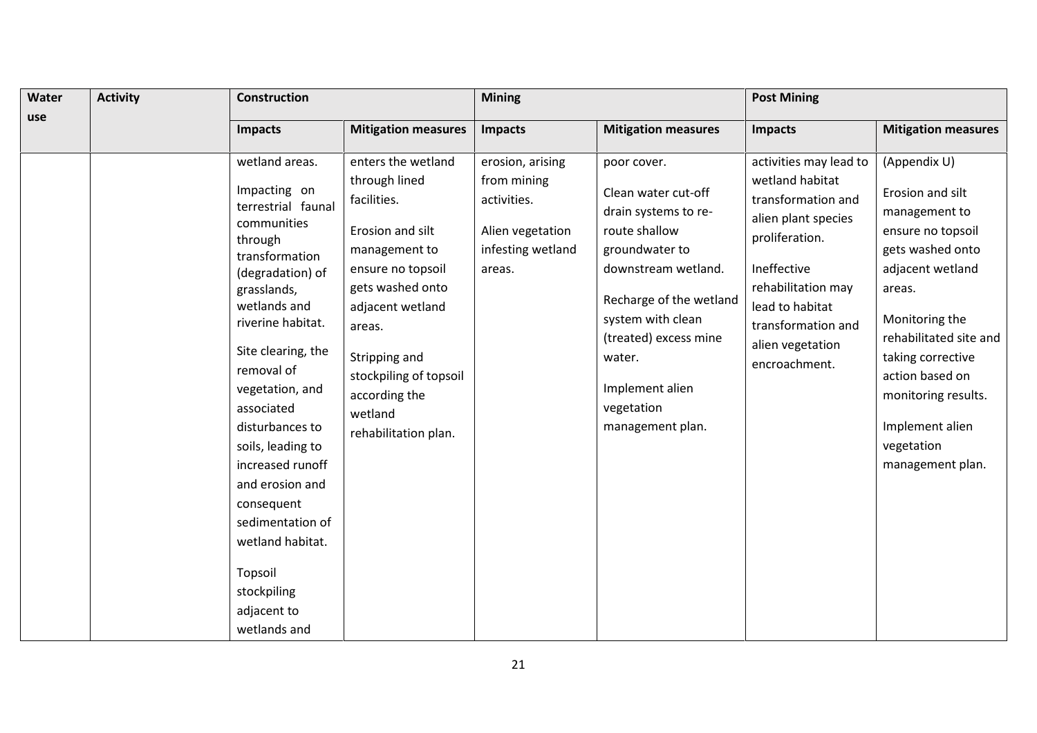| Water use | Activity | Construction | | Mining | | Post Mining | |
|---|---|---|---|---|---|---|---|
| | | **Impacts** | **Mitigation measures** | **Impacts** | **Mitigation measures** | **Impacts** | **Mitigation measures** |
| | | wetland areas.<br><br>Impacting on terrestrial faunal communities through transformation (degradation) of grasslands, wetlands and riverine habitat.<br><br>Site clearing, the removal of vegetation, and associated disturbances to soils, leading to increased runoff and erosion and consequent sedimentation of wetland habitat.<br><br>Topsoil stockpiling adjacent to wetlands and | enters the wetland through lined facilities.<br><br>Erosion and silt management to ensure no topsoil gets washed onto adjacent wetland areas.<br><br>Stripping and stockpiling of topsoil according the wetland rehabilitation plan. | erosion, arising from mining activities.<br><br>Alien vegetation infesting wetland areas. | poor cover.<br><br>Clean water cut-off drain systems to re-route shallow groundwater to downstream wetland.<br><br>Recharge of the wetland system with clean (treated) excess mine water.<br><br>Implement alien vegetation management plan. | activities may lead to wetland habitat transformation and alien plant species proliferation.<br><br>Ineffective rehabilitation may lead to habitat transformation and alien vegetation encroachment. | (Appendix U)<br><br>Erosion and silt management to ensure no topsoil gets washed onto adjacent wetland areas.<br><br>Monitoring the rehabilitated site and taking corrective action based on monitoring results.<br><br>Implement alien vegetation management plan. |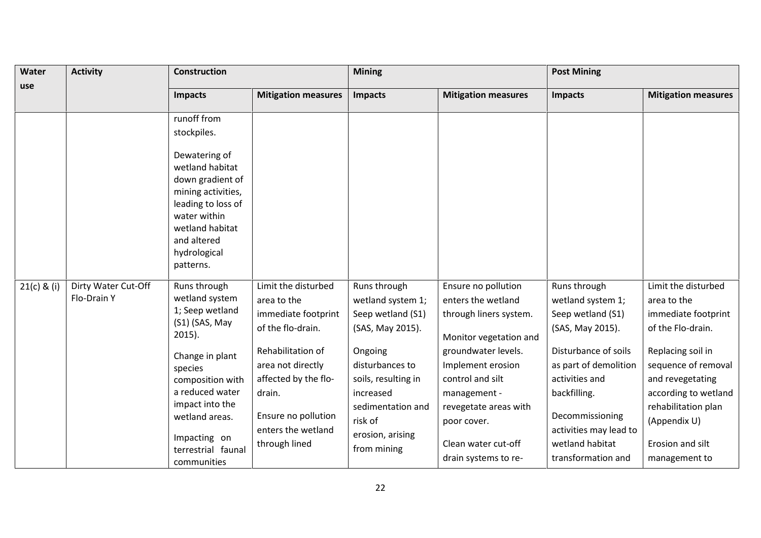| Water use | Activity | Construction | | Mining | | Post Mining | |
|---|---|---|---|---|---|---|---|
| | | Impacts | Mitigation measures | Impacts | Mitigation measures | Impacts | Mitigation measures |
| | | runoff from stockpiles.<br><br>Dewatering of wetland habitat down gradient of mining activities, leading to loss of water within wetland habitat and altered hydrological patterns. | | | | | |
| 21(c) & (i) | Dirty Water Cut-Off Flo-Drain Y | Runs through wetland system 1; Seep wetland (S1) (SAS, May 2015).<br><br>Change in plant species composition with a reduced water impact into the wetland areas.<br><br>Impacting on terrestrial faunal communities | Limit the disturbed area to the immediate footprint of the flo-drain.<br><br>Rehabilitation of area not directly affected by the flo-drain.<br><br>Ensure no pollution enters the wetland through lined | Runs through wetland system 1; Seep wetland (S1) (SAS, May 2015).<br><br>Ongoing disturbances to soils, resulting in increased sedimentation and risk of erosion, arising from mining | Ensure no pollution enters the wetland through liners system.<br><br>Monitor vegetation and groundwater levels. Implement erosion control and silt management - revegetate areas with poor cover.<br><br>Clean water cut-off drain systems to re- | Runs through wetland system 1; Seep wetland (S1) (SAS, May 2015).<br><br>Disturbance of soils as part of demolition activities and backfilling.<br><br>Decommissioning activities may lead to wetland habitat transformation and | Limit the disturbed area to the immediate footprint of the Flo-drain.<br><br>Replacing soil in sequence of removal and revegetating according to wetland rehabilitation plan (Appendix U)<br><br>Erosion and silt management to |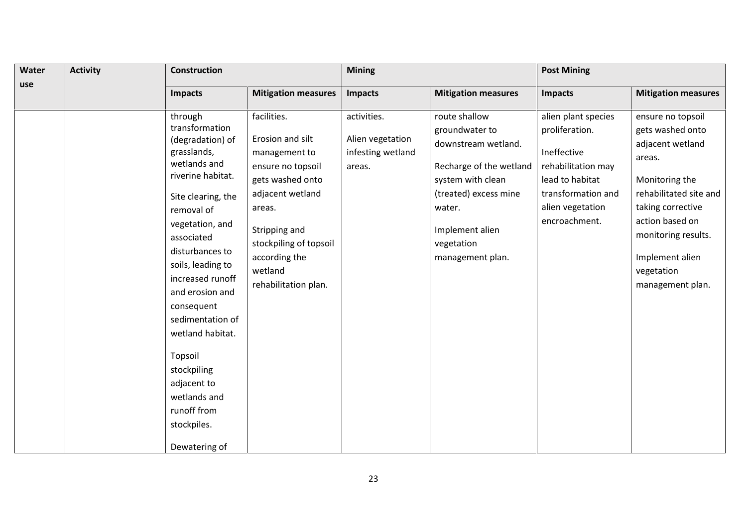| Water use | Activity | Construction | | Mining | | Post Mining | |
|---|---|---|---|---|---|---|---|
| | | Impacts | Mitigation measures | Impacts | Mitigation measures | Impacts | Mitigation measures |
| | | through transformation (degradation) of grasslands, wetlands and riverine habitat.<br><br>Site clearing, the removal of vegetation, and associated disturbances to soils, leading to increased runoff and erosion and consequent sedimentation of wetland habitat.<br><br>Topsoil stockpiling adjacent to wetlands and runoff from stockpiles.<br><br>Dewatering of | facilities.<br><br>Erosion and silt management to ensure no topsoil gets washed onto adjacent wetland areas.<br><br>Stripping and stockpiling of topsoil according the wetland rehabilitation plan. | activities.<br><br>Alien vegetation infesting wetland areas. | route shallow groundwater to downstream wetland.<br><br>Recharge of the wetland system with clean (treated) excess mine water.<br><br>Implement alien vegetation management plan. | alien plant species proliferation.<br><br>Ineffective rehabilitation may lead to habitat transformation and alien vegetation encroachment. | ensure no topsoil gets washed onto adjacent wetland areas.<br><br>Monitoring the rehabilitated site and taking corrective action based on monitoring results.<br><br>Implement alien vegetation management plan. |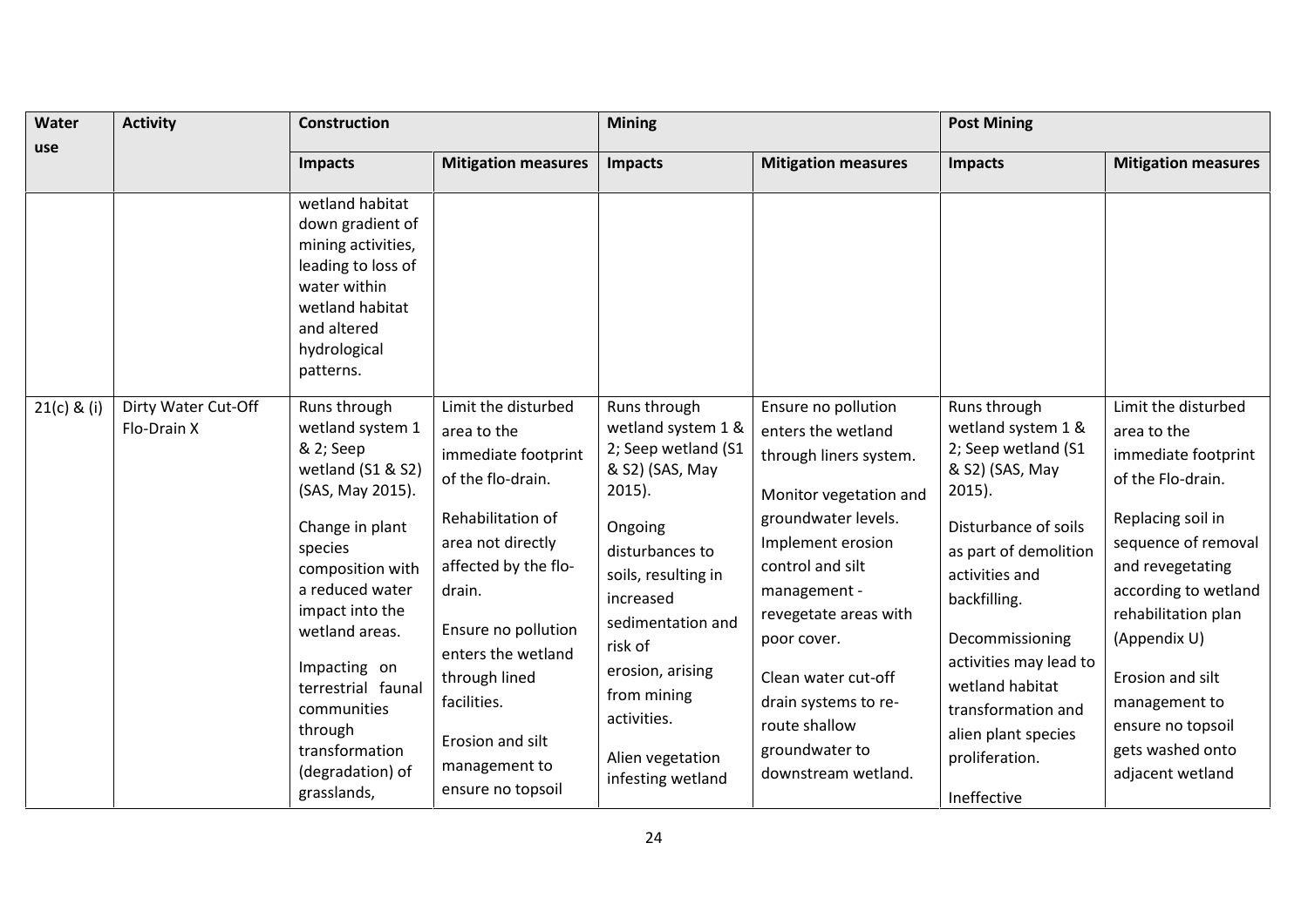| Water use | Activity | Construction | | Mining | | Post Mining | |
|---|---|---|---|---|---|---|---|
| | | Impacts | Mitigation measures | Impacts | Mitigation measures | Impacts | Mitigation measures |
| | | wetland habitat down gradient of mining activities, leading to loss of water within wetland habitat and altered hydrological patterns. | | | | | |
| 21(c) & (i) | Dirty Water Cut-Off Flo-Drain X | Runs through wetland system 1 & 2; Seep wetland (S1 & S2) (SAS, May 2015).<br><br>Change in plant species composition with a reduced water impact into the wetland areas.<br><br>Impacting on terrestrial faunal communities through transformation (degradation) of grasslands, | Limit the disturbed area to the immediate footprint of the flo-drain.<br><br>Rehabilitation of area not directly affected by the flo-drain.<br><br>Ensure no pollution enters the wetland through lined facilities.<br><br>Erosion and silt management to ensure no topsoil | Runs through wetland system 1 & 2; Seep wetland (S1 & S2) (SAS, May 2015).<br><br>Ongoing disturbances to soils, resulting in increased sedimentation and risk of erosion, arising from mining activities.<br><br>Alien vegetation infesting wetland | Ensure no pollution enters the wetland through liners system.<br><br>Monitor vegetation and groundwater levels. Implement erosion control and silt management - revegetate areas with poor cover.<br><br>Clean water cut-off drain systems to re-route shallow groundwater to downstream wetland. | Runs through wetland system 1 & 2; Seep wetland (S1 & S2) (SAS, May 2015).<br><br>Disturbance of soils as part of demolition activities and backfilling.<br><br>Decommissioning activities may lead to wetland habitat transformation and alien plant species proliferation.<br><br>Ineffective | Limit the disturbed area to the immediate footprint of the Flo-drain.<br><br>Replacing soil in sequence of removal and revegetating according to wetland rehabilitation plan (Appendix U)<br><br>Erosion and silt management to ensure no topsoil gets washed onto adjacent wetland |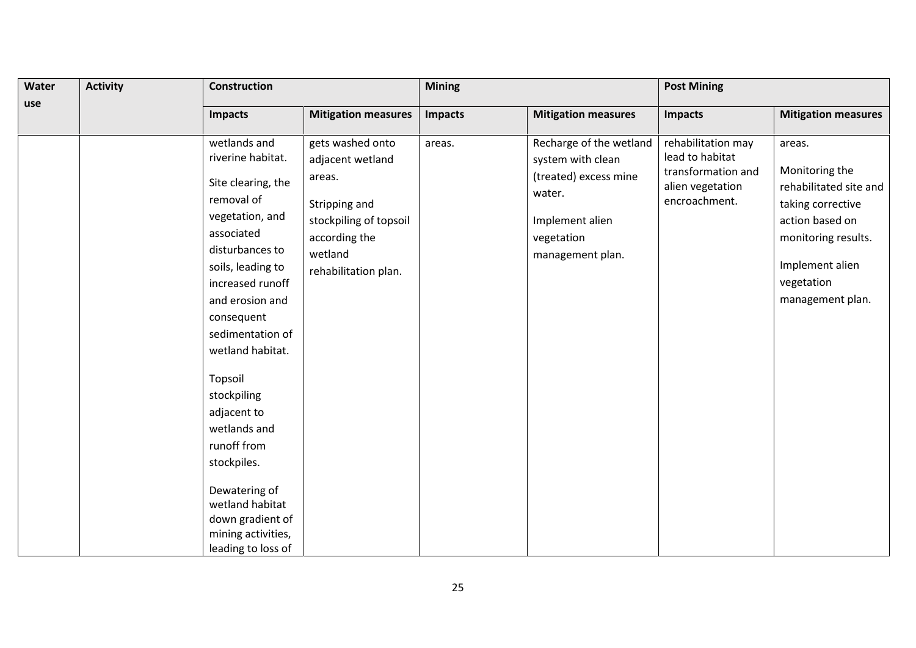| Water use | Activity | Construction | | Mining | | Post Mining | |
|---|---|---|---|---|---|---|---|
| | | Impacts | Mitigation measures | Impacts | Mitigation measures | Impacts | Mitigation measures |
| | | wetlands and riverine habitat.<br><br>Site clearing, the removal of vegetation, and associated disturbances to soils, leading to increased runoff and erosion and consequent sedimentation of wetland habitat.<br><br>Topsoil stockpiling adjacent to wetlands and runoff from stockpiles.<br><br>Dewatering of wetland habitat down gradient of mining activities, leading to loss of | gets washed onto adjacent wetland areas.<br><br>Stripping and stockpiling of topsoil according the wetland rehabilitation plan. | areas. | Recharge of the wetland system with clean (treated) excess mine water.<br><br>Implement alien vegetation management plan. | rehabilitation may lead to habitat transformation and alien vegetation encroachment. | areas.<br><br>Monitoring the rehabilitated site and taking corrective action based on monitoring results.<br><br>Implement alien vegetation management plan. |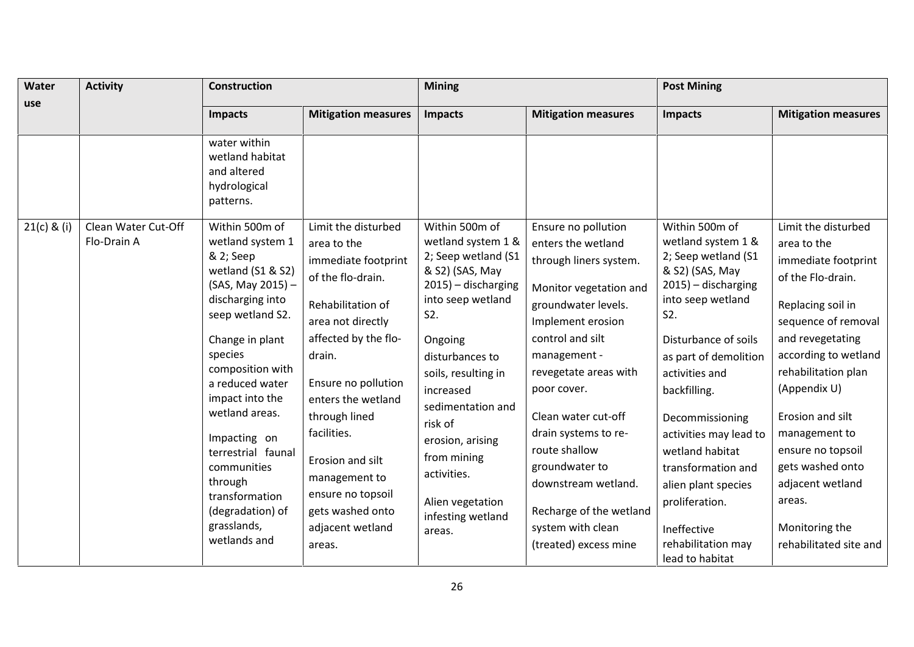| Water use | Activity | Construction | | Mining | | Post Mining | |
|---|---|---|---|---|---|---|---|
| | | Impacts | Mitigation measures | Impacts | Mitigation measures | Impacts | Mitigation measures |
| | | water within wetland habitat and altered hydrological patterns. | | | | | |
| 21(c) & (i) | Clean Water Cut-Off Flo-Drain A | Within 500m of wetland system 1 & 2; Seep wetland (S1 & S2) (SAS, May 2015) – discharging into seep wetland S2.<br><br>Change in plant species composition with a reduced water impact into the wetland areas.<br><br>Impacting on terrestrial faunal communities through transformation (degradation) of grasslands, wetlands and | Limit the disturbed area to the immediate footprint of the flo-drain.<br><br>Rehabilitation of area not directly affected by the flo-drain.<br><br>Ensure no pollution enters the wetland through lined facilities.<br><br>Erosion and silt management to ensure no topsoil gets washed onto adjacent wetland areas. | Within 500m of wetland system 1 & 2; Seep wetland (S1 & S2) (SAS, May 2015) – discharging into seep wetland S2.<br><br>Ongoing disturbances to soils, resulting in increased sedimentation and risk of erosion, arising from mining activities.<br><br>Alien vegetation infesting wetland areas. | Ensure no pollution enters the wetland through liners system.<br><br>Monitor vegetation and groundwater levels. Implement erosion control and silt management - revegetate areas with poor cover.<br><br>Clean water cut-off drain systems to re-route shallow groundwater to downstream wetland.<br><br>Recharge of the wetland system with clean (treated) excess mine | Within 500m of wetland system 1 & 2; Seep wetland (S1 & S2) (SAS, May 2015) – discharging into seep wetland S2.<br><br>Disturbance of soils as part of demolition activities and backfilling.<br><br>Decommissioning activities may lead to wetland habitat transformation and alien plant species proliferation.<br><br>Ineffective rehabilitation may lead to habitat | Limit the disturbed area to the immediate footprint of the Flo-drain.<br><br>Replacing soil in sequence of removal and revegetating according to wetland rehabilitation plan (Appendix U)<br><br>Erosion and silt management to ensure no topsoil gets washed onto adjacent wetland areas.<br><br>Monitoring the rehabilitated site and |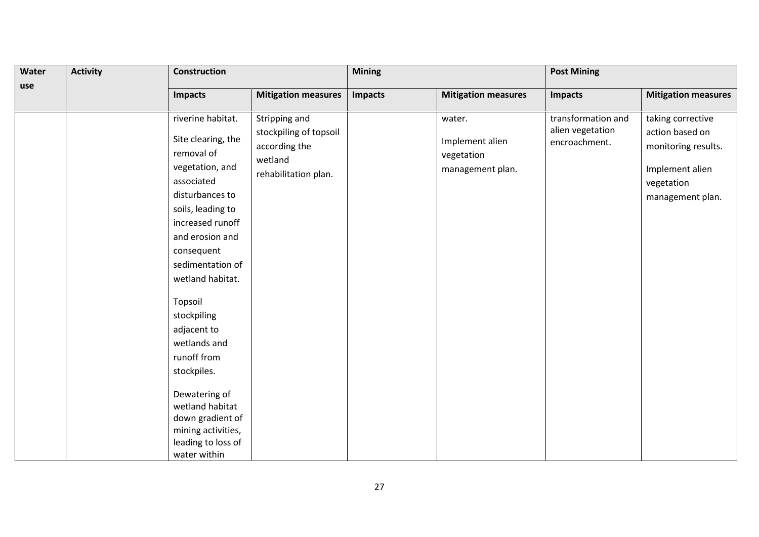| Water use | Activity | Construction | | Mining | | Post Mining | |
|---|---|---|---|---|---|---|---|
| | | Impacts | Mitigation measures | Impacts | Mitigation measures | Impacts | Mitigation measures |
| | | riverine habitat.<br><br>Site clearing, the removal of vegetation, and associated disturbances to soils, leading to increased runoff and erosion and consequent sedimentation of wetland habitat.<br><br>Topsoil stockpiling adjacent to wetlands and runoff from stockpiles.<br><br>Dewatering of wetland habitat down gradient of mining activities, leading to loss of water within | Stripping and stockpiling of topsoil according the wetland rehabilitation plan. | | water.<br><br>Implement alien vegetation management plan. | transformation and alien vegetation encroachment. | taking corrective action based on monitoring results.<br><br>Implement alien vegetation management plan. |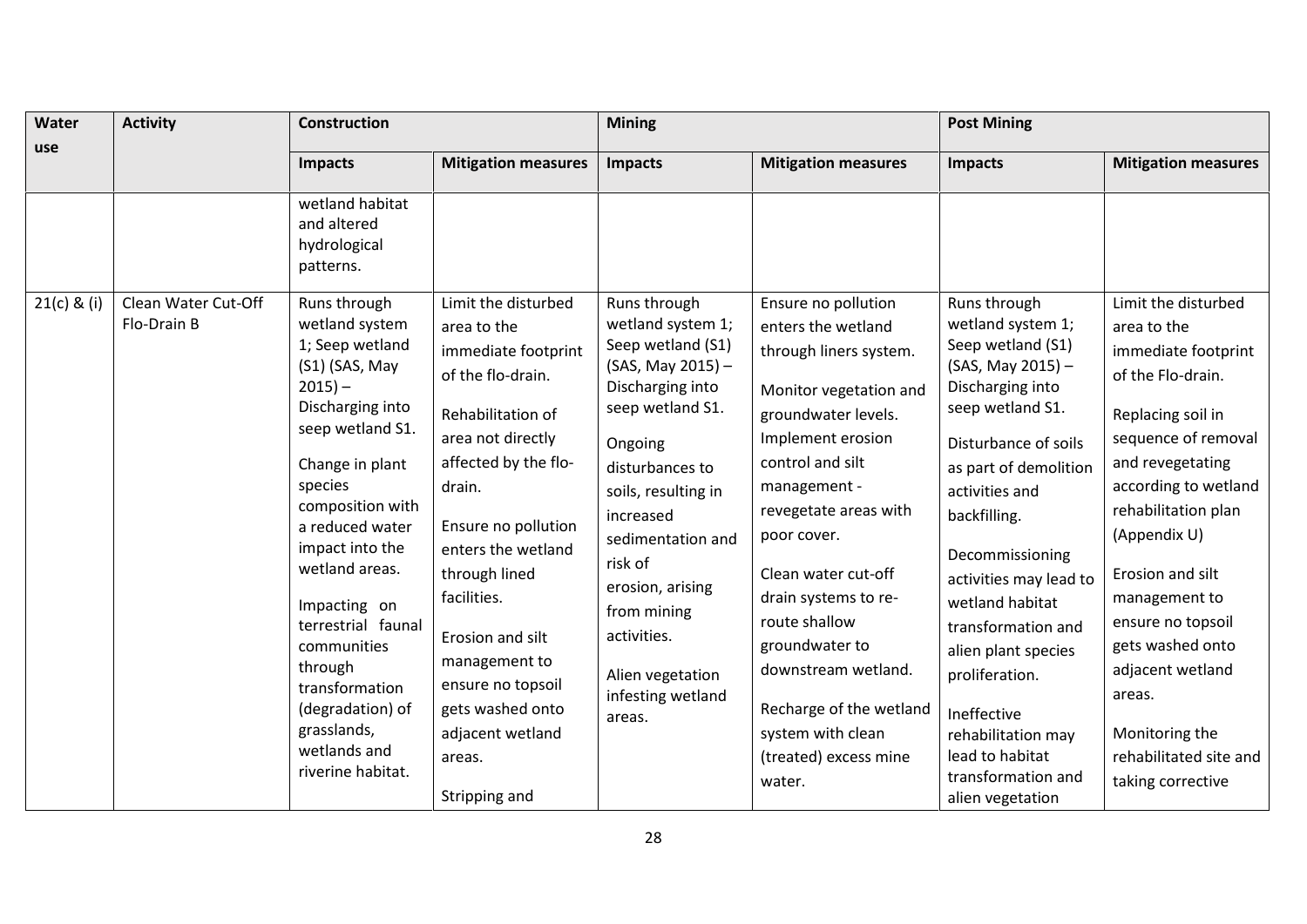| Water use | Activity | Construction | | Mining | | Post Mining | |
|---|---|---|---|---|---|---|---|
| | | Impacts | Mitigation measures | Impacts | Mitigation measures | Impacts | Mitigation measures |
| | | wetland habitat and altered hydrological patterns. | | | | | |
| 21(c) & (i) | Clean Water Cut-Off Flo-Drain B | Runs through wetland system 1; Seep wetland (S1) (SAS, May 2015) – Discharging into seep wetland S1.<br><br>Change in plant species composition with a reduced water impact into the wetland areas.<br><br>Impacting on terrestrial faunal communities through transformation (degradation) of grasslands, wetlands and riverine habitat. | Limit the disturbed area to the immediate footprint of the flo-drain.<br><br>Rehabilitation of area not directly affected by the flo-drain.<br><br>Ensure no pollution enters the wetland through lined facilities.<br><br>Erosion and silt management to ensure no topsoil gets washed onto adjacent wetland areas.<br><br>Stripping and | Runs through wetland system 1; Seep wetland (S1) (SAS, May 2015) – Discharging into seep wetland S1.<br><br>Ongoing disturbances to soils, resulting in increased sedimentation and risk of erosion, arising from mining activities.<br><br>Alien vegetation infesting wetland areas. | Ensure no pollution enters the wetland through liners system.<br><br>Monitor vegetation and groundwater levels. Implement erosion control and silt management - revegetate areas with poor cover.<br><br>Clean water cut-off drain systems to re-route shallow groundwater to downstream wetland.<br><br>Recharge of the wetland system with clean (treated) excess mine water. | Runs through wetland system 1; Seep wetland (S1) (SAS, May 2015) – Discharging into seep wetland S1.<br><br>Disturbance of soils as part of demolition activities and backfilling.<br><br>Decommissioning activities may lead to wetland habitat transformation and alien plant species proliferation.<br><br>Ineffective rehabilitation may lead to habitat transformation and alien vegetation | Limit the disturbed area to the immediate footprint of the Flo-drain.<br><br>Replacing soil in sequence of removal and revegetating according to wetland rehabilitation plan (Appendix U)<br><br>Erosion and silt management to ensure no topsoil gets washed onto adjacent wetland areas.<br><br>Monitoring the rehabilitated site and taking corrective |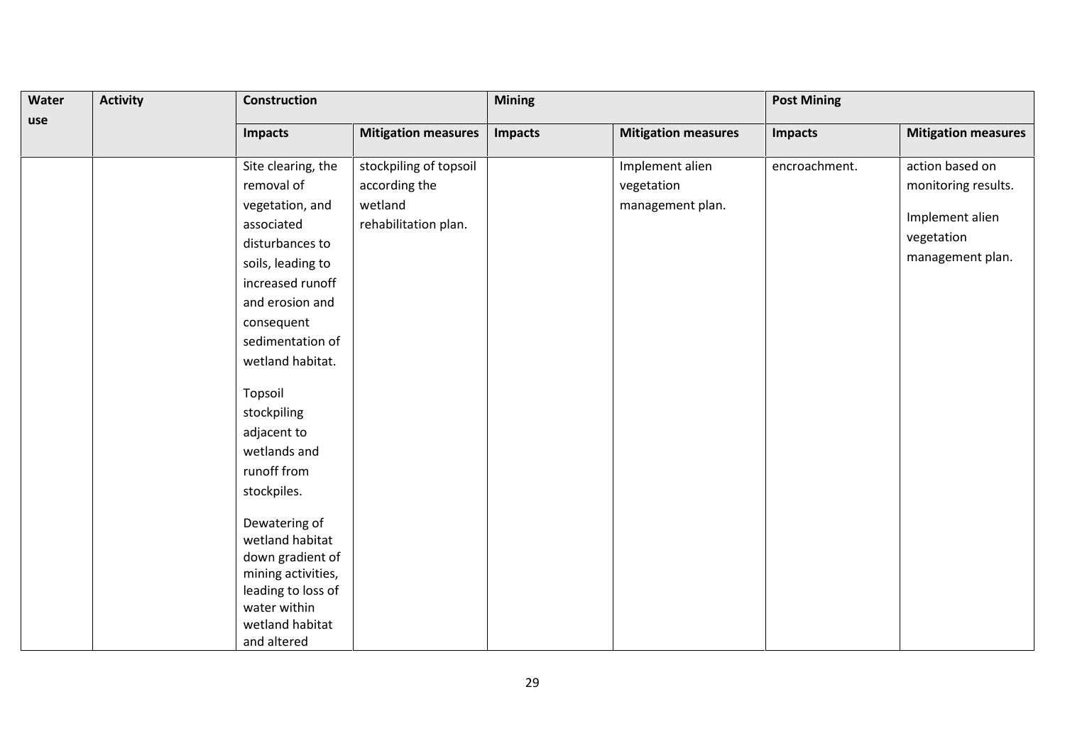| Water use | Activity | Construction | | Mining | | Post Mining | |
|---|---|---|---|---|---|---|---|
| | | Impacts | Mitigation measures | Impacts | Mitigation measures | Impacts | Mitigation measures |
| | | Site clearing, the removal of vegetation, and associated disturbances to soils, leading to increased runoff and erosion and consequent sedimentation of wetland habitat.<br><br>Topsoil stockpiling adjacent to wetlands and runoff from stockpiles.<br><br>Dewatering of wetland habitat down gradient of mining activities, leading to loss of water within wetland habitat and altered | stockpiling of topsoil according the wetland rehabilitation plan. | | Implement alien vegetation management plan. | encroachment. | action based on monitoring results.<br><br>Implement alien vegetation management plan. |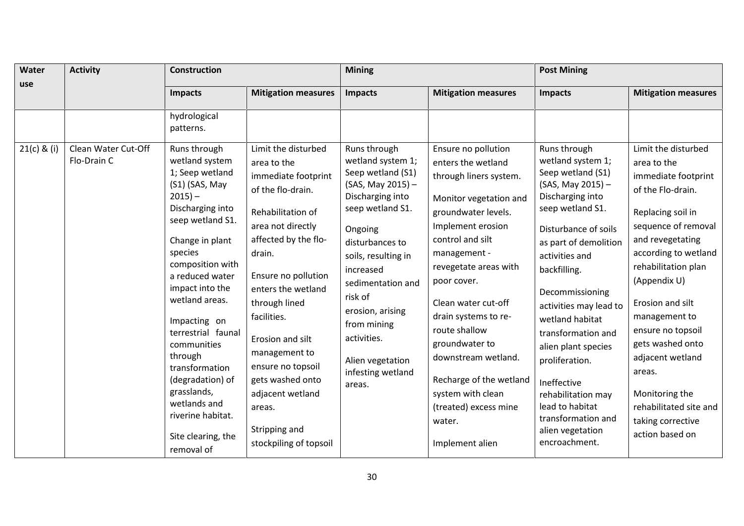| Water use | Activity | Construction | | Mining | | Post Mining | |
|---|---|---|---|---|---|---|---|
| | | **Impacts** | **Mitigation measures** | **Impacts** | **Mitigation measures** | **Impacts** | **Mitigation measures** |
| | | hydrological patterns. | | | | | |
| 21(c) & (i) | Clean Water Cut-Off Flo-Drain C | Runs through wetland system 1; Seep wetland (S1) (SAS, May 2015) – Discharging into seep wetland S1.<br><br>Change in plant species composition with a reduced water impact into the wetland areas.<br><br>Impacting on terrestrial faunal communities through transformation (degradation) of grasslands, wetlands and riverine habitat.<br><br>Site clearing, the removal of | Limit the disturbed area to the immediate footprint of the flo-drain.<br><br>Rehabilitation of area not directly affected by the flo-drain.<br><br>Ensure no pollution enters the wetland through lined facilities.<br><br>Erosion and silt management to ensure no topsoil gets washed onto adjacent wetland areas.<br><br>Stripping and stockpiling of topsoil | Runs through wetland system 1; Seep wetland (S1) (SAS, May 2015) – Discharging into seep wetland S1.<br><br>Ongoing disturbances to soils, resulting in increased sedimentation and risk of erosion, arising from mining activities.<br><br>Alien vegetation infesting wetland areas. | Ensure no pollution enters the wetland through liners system.<br><br>Monitor vegetation and groundwater levels. Implement erosion control and silt management - revegetate areas with poor cover.<br><br>Clean water cut-off drain systems to re-route shallow groundwater to downstream wetland.<br><br>Recharge of the wetland system with clean (treated) excess mine water.<br><br>Implement alien | Runs through wetland system 1; Seep wetland (S1) (SAS, May 2015) – Discharging into seep wetland S1.<br><br>Disturbance of soils as part of demolition activities and backfilling.<br><br>Decommissioning activities may lead to wetland habitat transformation and alien plant species proliferation.<br><br>Ineffective rehabilitation may lead to habitat transformation and alien vegetation encroachment. | Limit the disturbed area to the immediate footprint of the Flo-drain.<br><br>Replacing soil in sequence of removal and revegetating according to wetland rehabilitation plan (Appendix U)<br><br>Erosion and silt management to ensure no topsoil gets washed onto adjacent wetland areas.<br><br>Monitoring the rehabilitated site and taking corrective action based on |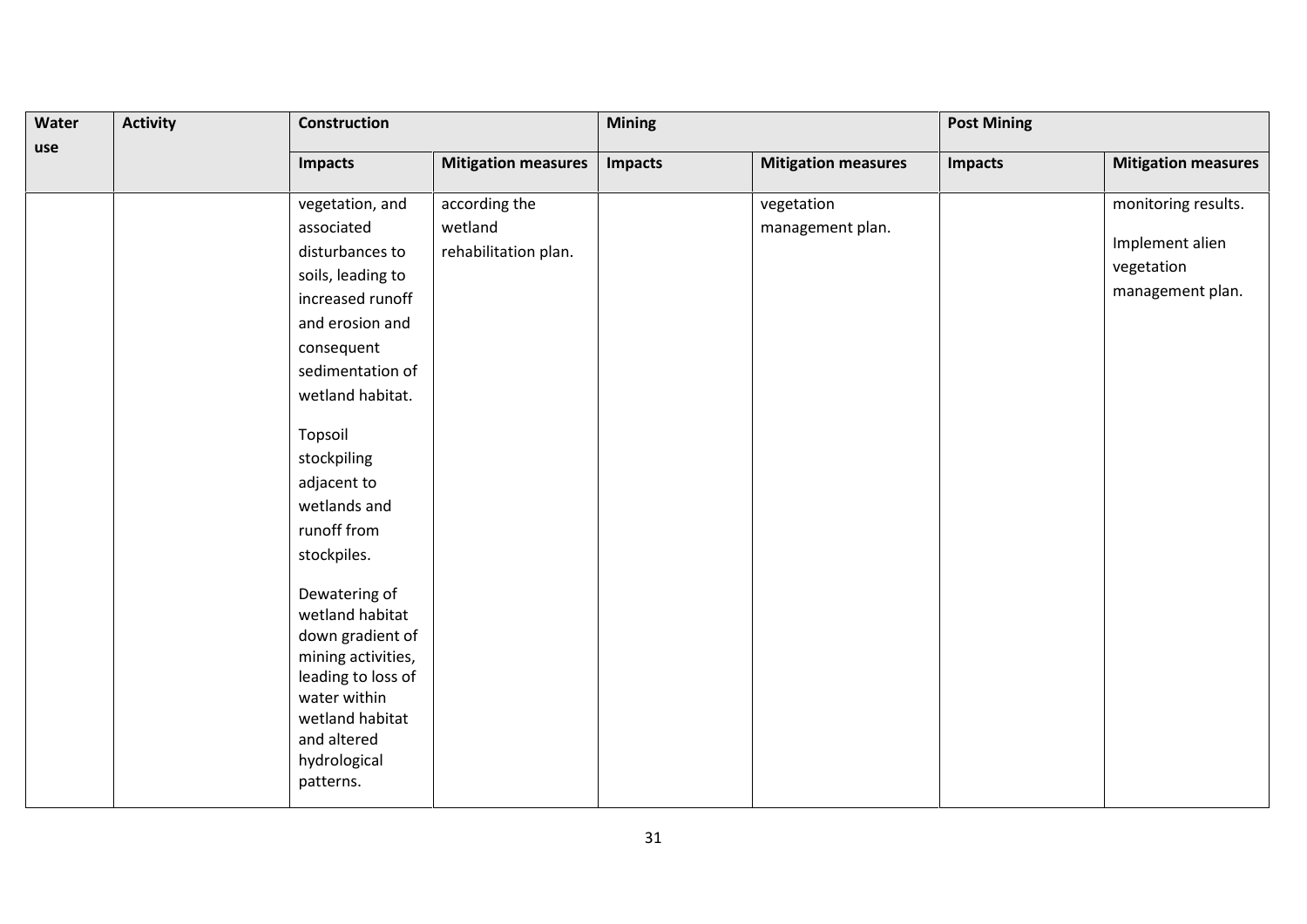| Water use | Activity | Construction | | Mining | | Post Mining | |
|---|---|---|---|---|---|---|---|
| | | Impacts | Mitigation measures | Impacts | Mitigation measures | Impacts | Mitigation measures |
| | | vegetation, and associated disturbances to soils, leading to increased runoff and erosion and consequent sedimentation of wetland habitat.<br><br>Topsoil stockpiling adjacent to wetlands and runoff from stockpiles.<br><br>Dewatering of wetland habitat down gradient of mining activities, leading to loss of water within wetland habitat and altered hydrological patterns. | according the wetland rehabilitation plan. | | vegetation management plan. | | monitoring results.<br><br>Implement alien vegetation management plan. |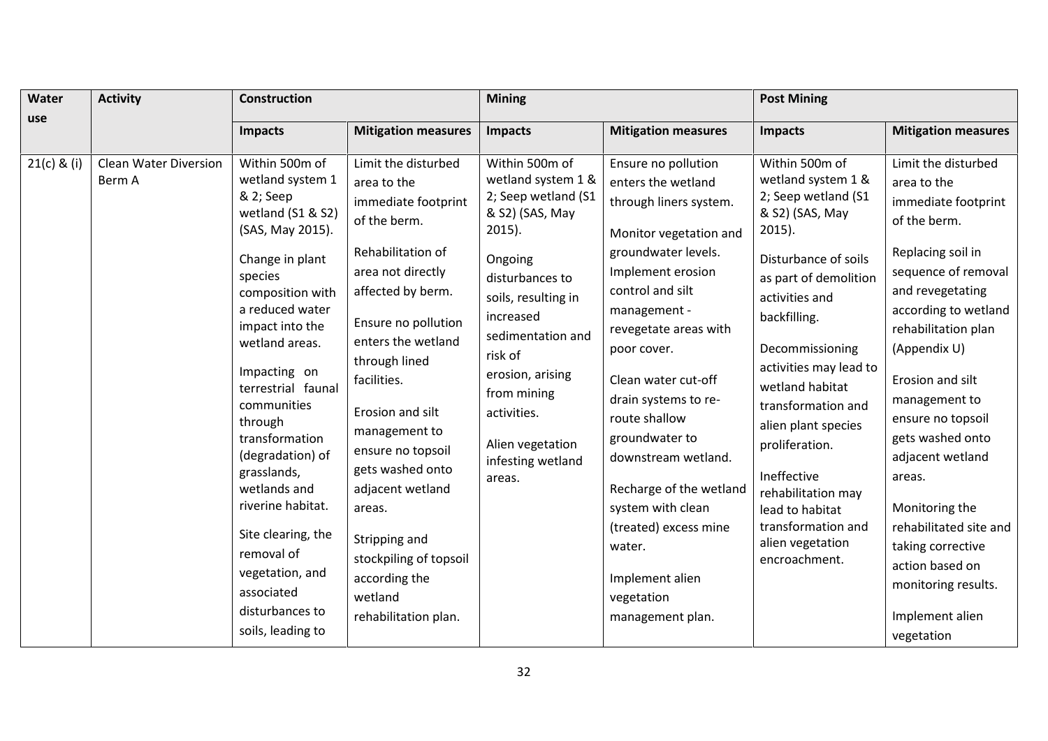| Water use | Activity | Construction | | Mining | | Post Mining | |
|---|---|---|---|---|---|---|---|
| | | Impacts | Mitigation measures | Impacts | Mitigation measures | Impacts | Mitigation measures |
| 21(c) & (i) | Clean Water Diversion Berm A | Within 500m of wetland system 1 & 2; Seep wetland (S1 & S2) (SAS, May 2015).<br><br>Change in plant species composition with a reduced water impact into the wetland areas.<br><br>Impacting on terrestrial faunal communities through transformation (degradation) of grasslands, wetlands and riverine habitat.<br><br>Site clearing, the removal of vegetation, and associated disturbances to soils, leading to | Limit the disturbed area to the immediate footprint of the berm.<br><br>Rehabilitation of area not directly affected by berm.<br><br>Ensure no pollution enters the wetland through lined facilities.<br><br>Erosion and silt management to ensure no topsoil gets washed onto adjacent wetland areas.<br><br>Stripping and stockpiling of topsoil according the wetland rehabilitation plan. | Within 500m of wetland system 1 & 2; Seep wetland (S1 & S2) (SAS, May 2015).<br><br>Ongoing disturbances to soils, resulting in increased sedimentation and risk of erosion, arising from mining activities.<br><br>Alien vegetation infesting wetland areas. | Ensure no pollution enters the wetland through liners system.<br><br>Monitor vegetation and groundwater levels. Implement erosion control and silt management - revegetate areas with poor cover.<br><br>Clean water cut-off drain systems to re-route shallow groundwater to downstream wetland.<br><br>Recharge of the wetland system with clean (treated) excess mine water.<br><br>Implement alien vegetation management plan. | Within 500m of wetland system 1 & 2; Seep wetland (S1 & S2) (SAS, May 2015).<br><br>Disturbance of soils as part of demolition activities and backfilling.<br><br>Decommissioning activities may lead to wetland habitat transformation and alien plant species proliferation.<br><br>Ineffective rehabilitation may lead to habitat transformation and alien vegetation encroachment. | Limit the disturbed area to the immediate footprint of the berm.<br><br>Replacing soil in sequence of removal and revegetating according to wetland rehabilitation plan (Appendix U)<br><br>Erosion and silt management to ensure no topsoil gets washed onto adjacent wetland areas.<br><br>Monitoring the rehabilitated site and taking corrective action based on monitoring results.<br><br>Implement alien vegetation |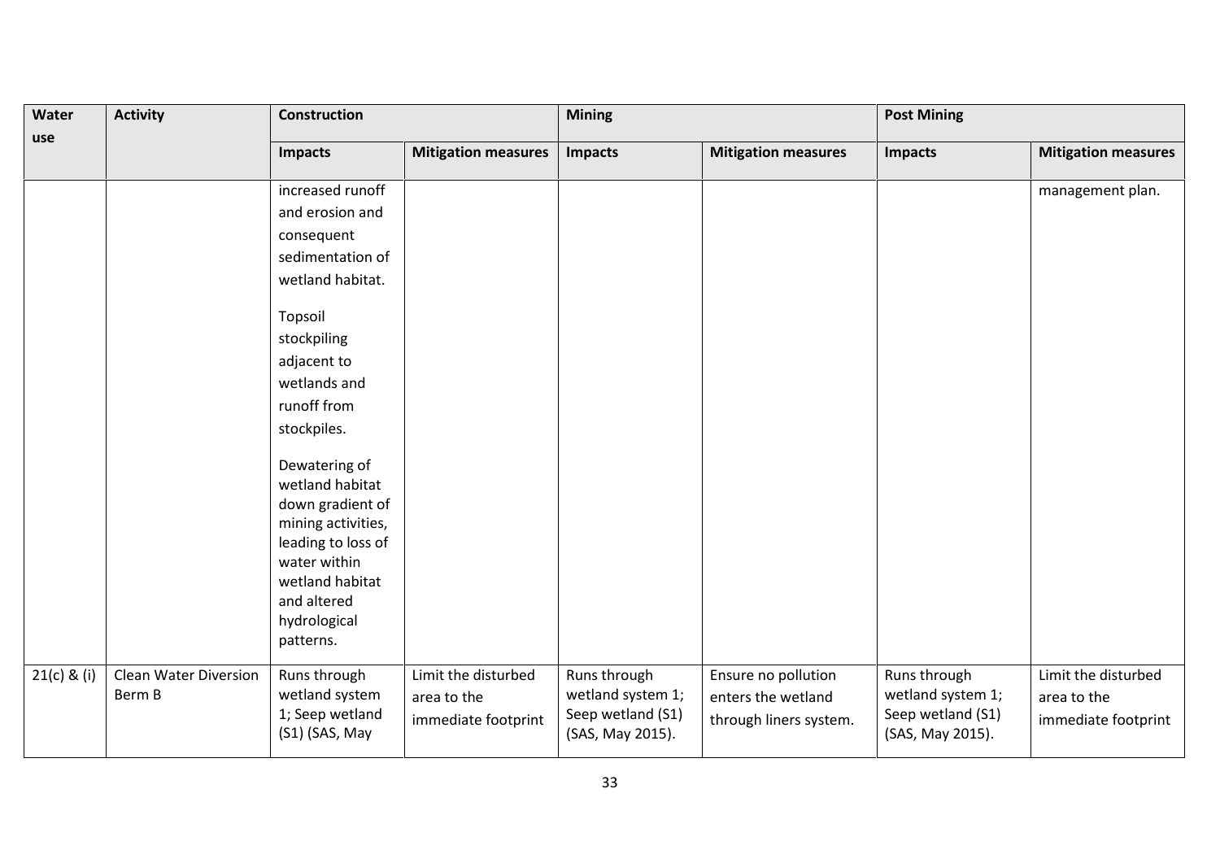| Water use | Activity | Construction | | Mining | | Post Mining | |
|---|---|---|---|---|---|---|---|
| | | Impacts | Mitigation measures | Impacts | Mitigation measures | Impacts | Mitigation measures |
| | | increased runoff and erosion and consequent sedimentation of wetland habitat.<br><br>Topsoil stockpiling adjacent to wetlands and runoff from stockpiles.<br><br>Dewatering of wetland habitat down gradient of mining activities, leading to loss of water within wetland habitat and altered hydrological patterns. | | | | | management plan. |
| 21(c) & (i) | Clean Water Diversion Berm B | Runs through wetland system 1; Seep wetland (S1) (SAS, May | Limit the disturbed area to the immediate footprint | Runs through wetland system 1; Seep wetland (S1) (SAS, May 2015). | Ensure no pollution enters the wetland through liners system. | Runs through wetland system 1; Seep wetland (S1) (SAS, May 2015). | Limit the disturbed area to the immediate footprint |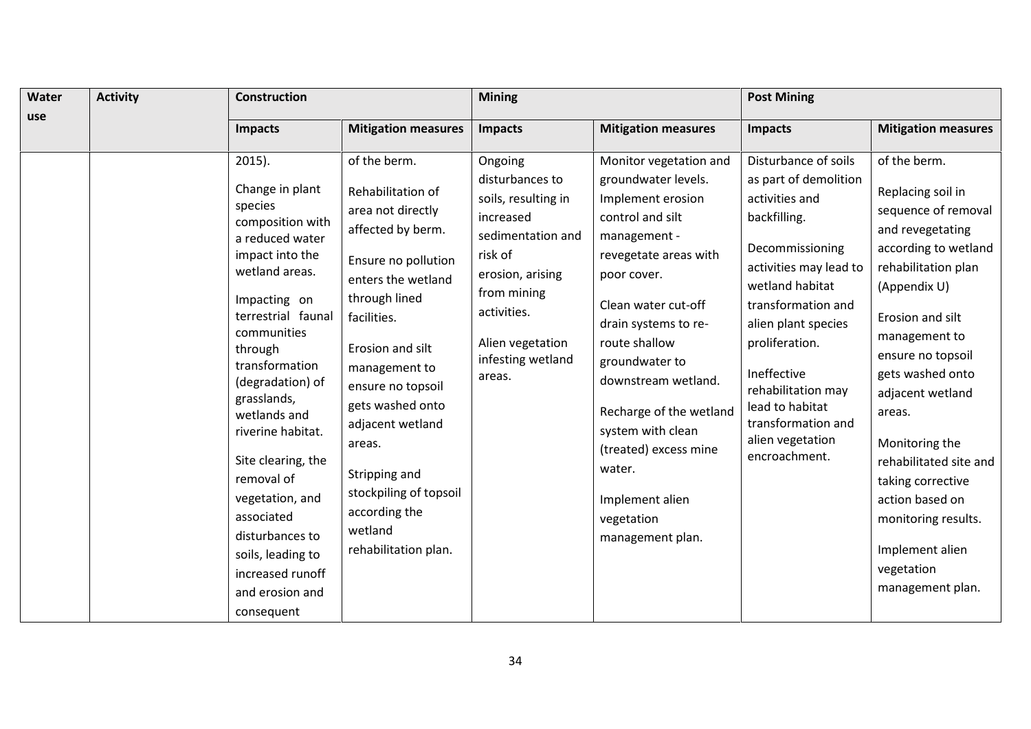| Water use | Activity | Construction | | Mining | | Post Mining | |
|---|---|---|---|---|---|---|---|
| | | **Impacts** | **Mitigation measures** | **Impacts** | **Mitigation measures** | **Impacts** | **Mitigation measures** |
| | | 2015).<br><br>Change in plant species composition with a reduced water impact into the wetland areas.<br><br>Impacting on terrestrial faunal communities through transformation (degradation) of grasslands, wetlands and riverine habitat.<br><br>Site clearing, the removal of vegetation, and associated disturbances to soils, leading to increased runoff and erosion and consequent | of the berm.<br><br>Rehabilitation of area not directly affected by berm.<br><br>Ensure no pollution enters the wetland through lined facilities.<br><br>Erosion and silt management to ensure no topsoil gets washed onto adjacent wetland areas.<br><br>Stripping and stockpiling of topsoil according the wetland rehabilitation plan. | Ongoing disturbances to soils, resulting in increased sedimentation and risk of erosion, arising from mining activities.<br><br>Alien vegetation infesting wetland areas. | Monitor vegetation and groundwater levels. Implement erosion control and silt management - revegetate areas with poor cover.<br><br>Clean water cut-off drain systems to re-route shallow groundwater to downstream wetland.<br><br>Recharge of the wetland system with clean (treated) excess mine water.<br><br>Implement alien vegetation management plan. | Disturbance of soils as part of demolition activities and backfilling.<br><br>Decommissioning activities may lead to wetland habitat transformation and alien plant species proliferation.<br><br>Ineffective rehabilitation may lead to habitat transformation and alien vegetation encroachment. | of the berm.<br><br>Replacing soil in sequence of removal and revegetating according to wetland rehabilitation plan (Appendix U)<br><br>Erosion and silt management to ensure no topsoil gets washed onto adjacent wetland areas.<br><br>Monitoring the rehabilitated site and taking corrective action based on monitoring results.<br><br>Implement alien vegetation management plan. |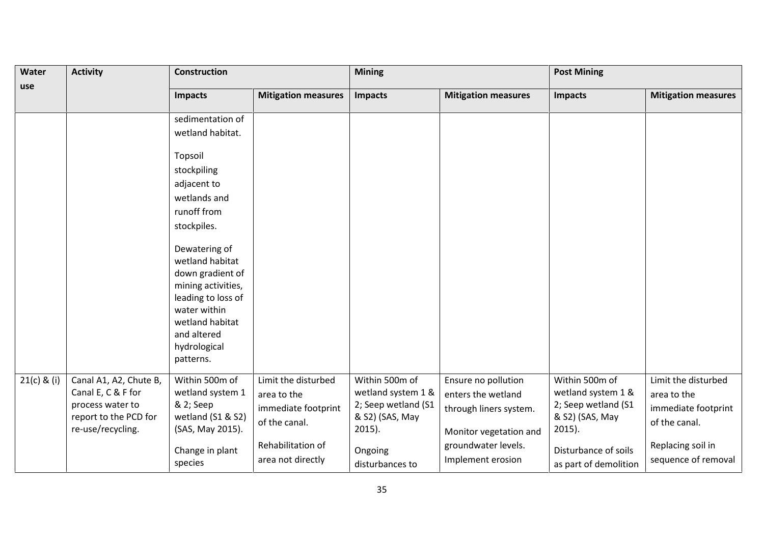| Water use | Activity | Construction | | Mining | | Post Mining | |
|---|---|---|---|---|---|---|---|
| | | Impacts | Mitigation measures | Impacts | Mitigation measures | Impacts | Mitigation measures |
| | | sedimentation of wetland habitat.<br><br>Topsoil stockpiling adjacent to wetlands and runoff from stockpiles.<br><br>Dewatering of wetland habitat down gradient of mining activities, leading to loss of water within wetland habitat and altered hydrological patterns. | | | | | |
| 21(c) & (i) | Canal A1, A2, Chute B, Canal E, C & F for process water to report to the PCD for re-use/recycling. | Within 500m of wetland system 1 & 2; Seep wetland (S1 & S2) (SAS, May 2015).<br><br>Change in plant species | Limit the disturbed area to the immediate footprint of the canal.<br><br>Rehabilitation of area not directly | Within 500m of wetland system 1 & 2; Seep wetland (S1 & S2) (SAS, May 2015).<br><br>Ongoing disturbances to | Ensure no pollution enters the wetland through liners system.<br><br>Monitor vegetation and groundwater levels. Implement erosion | Within 500m of wetland system 1 & 2; Seep wetland (S1 & S2) (SAS, May 2015).<br><br>Disturbance of soils as part of demolition | Limit the disturbed area to the immediate footprint of the canal.<br><br>Replacing soil in sequence of removal |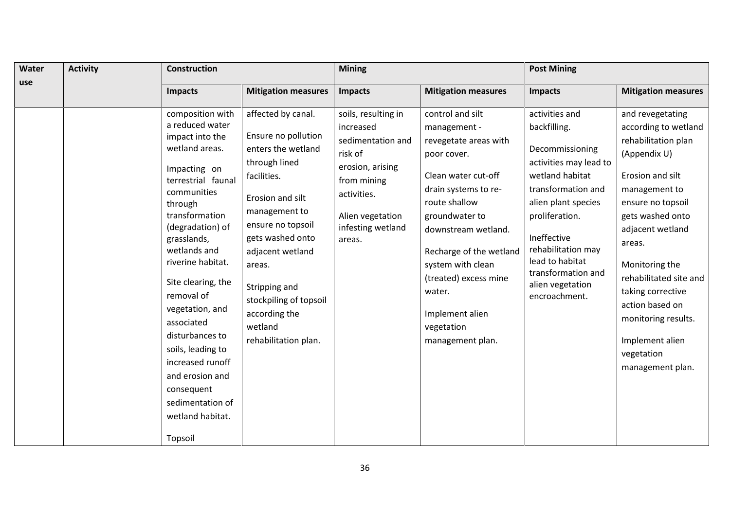| Water use | Activity | Construction | | Mining | | Post Mining | |
|---|---|---|---|---|---|---|---|
| | | Impacts | Mitigation measures | Impacts | Mitigation measures | Impacts | Mitigation measures |
| | | composition with a reduced water impact into the wetland areas.<br><br>Impacting on terrestrial faunal communities through transformation (degradation) of grasslands, wetlands and riverine habitat.<br><br>Site clearing, the removal of vegetation, and associated disturbances to soils, leading to increased runoff and erosion and consequent sedimentation of wetland habitat.<br><br>Topsoil | affected by canal.<br><br>Ensure no pollution enters the wetland through lined facilities.<br><br>Erosion and silt management to ensure no topsoil gets washed onto adjacent wetland areas.<br><br>Stripping and stockpiling of topsoil according the wetland rehabilitation plan. | soils, resulting in increased sedimentation and risk of erosion, arising from mining activities.<br><br>Alien vegetation infesting wetland areas. | control and silt management - revegetate areas with poor cover.<br><br>Clean water cut-off drain systems to re-route shallow groundwater to downstream wetland.<br><br>Recharge of the wetland system with clean (treated) excess mine water.<br><br>Implement alien vegetation management plan. | activities and backfilling.<br><br>Decommissioning activities may lead to wetland habitat transformation and alien plant species proliferation.<br><br>Ineffective rehabilitation may lead to habitat transformation and alien vegetation encroachment. | and revegetating according to wetland rehabilitation plan (Appendix U)<br><br>Erosion and silt management to ensure no topsoil gets washed onto adjacent wetland areas.<br><br>Monitoring the rehabilitated site and taking corrective action based on monitoring results.<br><br>Implement alien vegetation management plan. |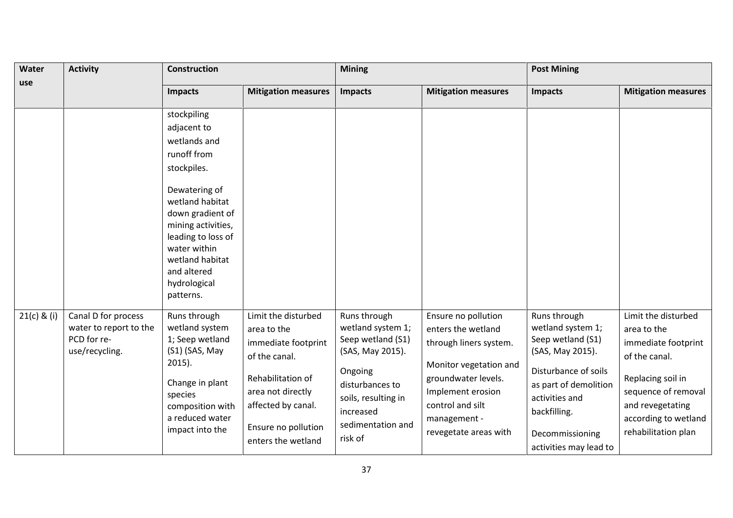| Water use | Activity | Construction | | Mining | | Post Mining | |
|---|---|---|---|---|---|---|---|
| | | Impacts | Mitigation measures | Impacts | Mitigation measures | Impacts | Mitigation measures |
| | | stockpiling adjacent to wetlands and runoff from stockpiles.<br><br>Dewatering of wetland habitat down gradient of mining activities, leading to loss of water within wetland habitat and altered hydrological patterns. | | | | | |
| 21(c) & (i) | Canal D for process water to report to the PCD for re-use/recycling. | Runs through wetland system 1; Seep wetland (S1) (SAS, May 2015).<br><br>Change in plant species composition with a reduced water impact into the | Limit the disturbed area to the immediate footprint of the canal.<br><br>Rehabilitation of area not directly affected by canal.<br><br>Ensure no pollution enters the wetland | Runs through wetland system 1; Seep wetland (S1) (SAS, May 2015).<br><br>Ongoing disturbances to soils, resulting in increased sedimentation and risk of | Ensure no pollution enters the wetland through liners system.<br><br>Monitor vegetation and groundwater levels. Implement erosion control and silt management - revegetate areas with | Runs through wetland system 1; Seep wetland (S1) (SAS, May 2015).<br><br>Disturbance of soils as part of demolition activities and backfilling.<br><br>Decommissioning activities may lead to | Limit the disturbed area to the immediate footprint of the canal.<br><br>Replacing soil in sequence of removal and revegetating according to wetland rehabilitation plan |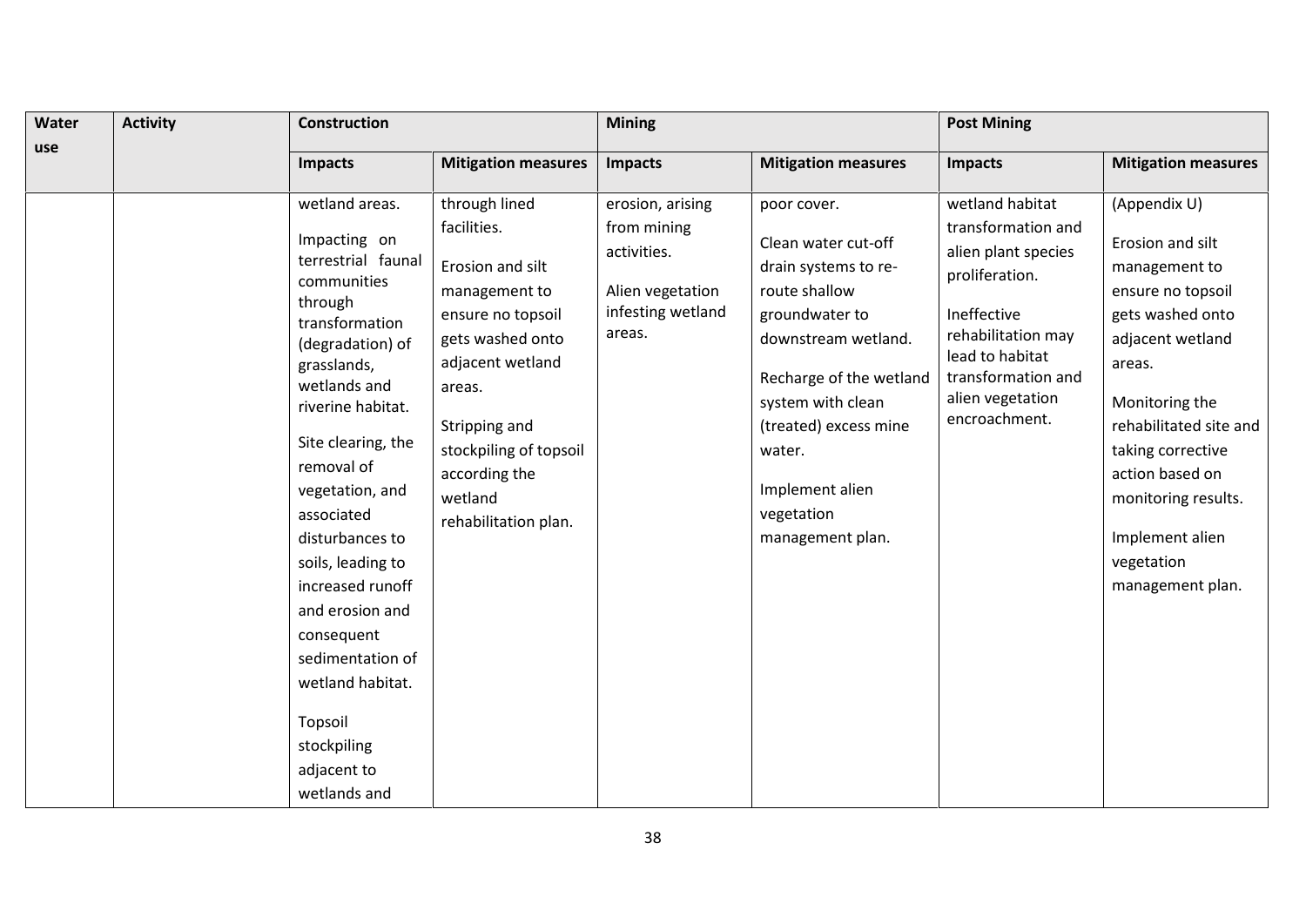| Water use | Activity | Construction | | Mining | | Post Mining | |
|---|---|---|---|---|---|---|---|
| | | Impacts | Mitigation measures | Impacts | Mitigation measures | Impacts | Mitigation measures |
| | | wetland areas.<br><br>Impacting on terrestrial faunal communities through transformation (degradation) of grasslands, wetlands and riverine habitat.<br><br>Site clearing, the removal of vegetation, and associated disturbances to soils, leading to increased runoff and erosion and consequent sedimentation of wetland habitat.<br><br>Topsoil stockpiling adjacent to wetlands and | through lined facilities.<br><br>Erosion and silt management to ensure no topsoil gets washed onto adjacent wetland areas.<br><br>Stripping and stockpiling of topsoil according the wetland rehabilitation plan. | erosion, arising from mining activities.<br><br>Alien vegetation infesting wetland areas. | poor cover.<br><br>Clean water cut-off drain systems to re-route shallow groundwater to downstream wetland.<br><br>Recharge of the wetland system with clean (treated) excess mine water.<br><br>Implement alien vegetation management plan. | wetland habitat transformation and alien plant species proliferation.<br><br>Ineffective rehabilitation may lead to habitat transformation and alien vegetation encroachment. | (Appendix U)<br><br>Erosion and silt management to ensure no topsoil gets washed onto adjacent wetland areas.<br><br>Monitoring the rehabilitated site and taking corrective action based on monitoring results.<br><br>Implement alien vegetation management plan. |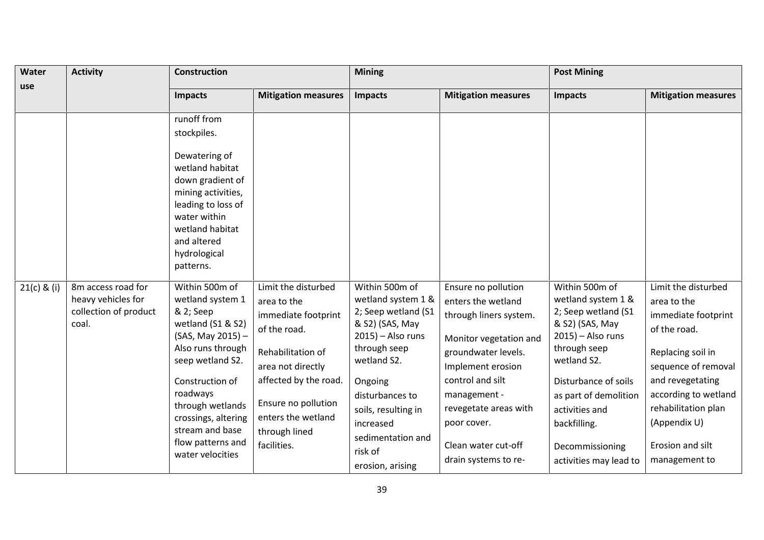| Water use | Activity | Construction | | Mining | | Post Mining | |
|---|---|---|---|---|---|---|---|
| | | Impacts | Mitigation measures | Impacts | Mitigation measures | Impacts | Mitigation measures |
| | | runoff from stockpiles.<br><br>Dewatering of wetland habitat down gradient of mining activities, leading to loss of water within wetland habitat and altered hydrological patterns. | | | | | |
| 21(c) & (i) | 8m access road for heavy vehicles for collection of product coal. | Within 500m of wetland system 1 & 2; Seep wetland (S1 & S2) (SAS, May 2015) – Also runs through seep wetland S2.<br><br>Construction of roadways through wetlands crossings, altering stream and base flow patterns and water velocities | Limit the disturbed area to the immediate footprint of the road.<br><br>Rehabilitation of area not directly affected by the road.<br><br>Ensure no pollution enters the wetland through lined facilities. | Within 500m of wetland system 1 & 2; Seep wetland (S1 & S2) (SAS, May 2015) – Also runs through seep wetland S2.<br><br>Ongoing disturbances to soils, resulting in increased sedimentation and risk of erosion, arising | Ensure no pollution enters the wetland through liners system.<br><br>Monitor vegetation and groundwater levels. Implement erosion control and silt management - revegetate areas with poor cover.<br><br>Clean water cut-off drain systems to re- | Within 500m of wetland system 1 & 2; Seep wetland (S1 & S2) (SAS, May 2015) – Also runs through seep wetland S2.<br><br>Disturbance of soils as part of demolition activities and backfilling.<br><br>Decommissioning activities may lead to | Limit the disturbed area to the immediate footprint of the road.<br><br>Replacing soil in sequence of removal and revegetating according to wetland rehabilitation plan (Appendix U)<br><br>Erosion and silt management to |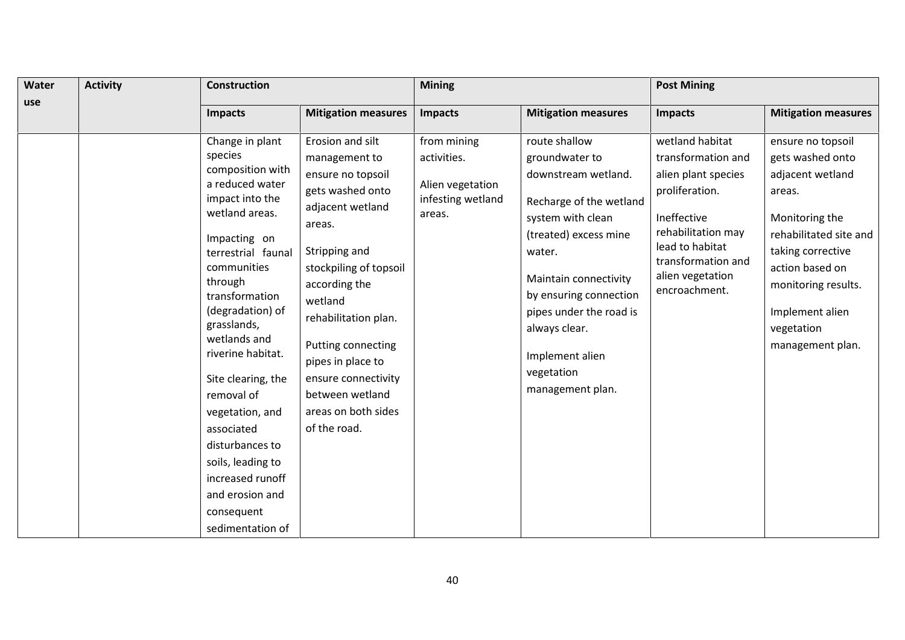| Water use | Activity | Construction | | Mining | | Post Mining | |
|---|---|---|---|---|---|---|---|
| | | Impacts | Mitigation measures | Impacts | Mitigation measures | Impacts | Mitigation measures |
| | | Change in plant species composition with a reduced water impact into the wetland areas.<br><br>Impacting on terrestrial faunal communities through transformation (degradation) of grasslands, wetlands and riverine habitat.<br><br>Site clearing, the removal of vegetation, and associated disturbances to soils, leading to increased runoff and erosion and consequent sedimentation of | Erosion and silt management to ensure no topsoil gets washed onto adjacent wetland areas.<br><br>Stripping and stockpiling of topsoil according the wetland rehabilitation plan.<br><br>Putting connecting pipes in place to ensure connectivity between wetland areas on both sides of the road. | from mining activities.<br><br>Alien vegetation infesting wetland areas. | route shallow groundwater to downstream wetland.<br><br>Recharge of the wetland system with clean (treated) excess mine water.<br><br>Maintain connectivity by ensuring connection pipes under the road is always clear.<br><br>Implement alien vegetation management plan. | wetland habitat transformation and alien plant species proliferation.<br><br>Ineffective rehabilitation may lead to habitat transformation and alien vegetation encroachment. | ensure no topsoil gets washed onto adjacent wetland areas.<br><br>Monitoring the rehabilitated site and taking corrective action based on monitoring results.<br><br>Implement alien vegetation management plan. |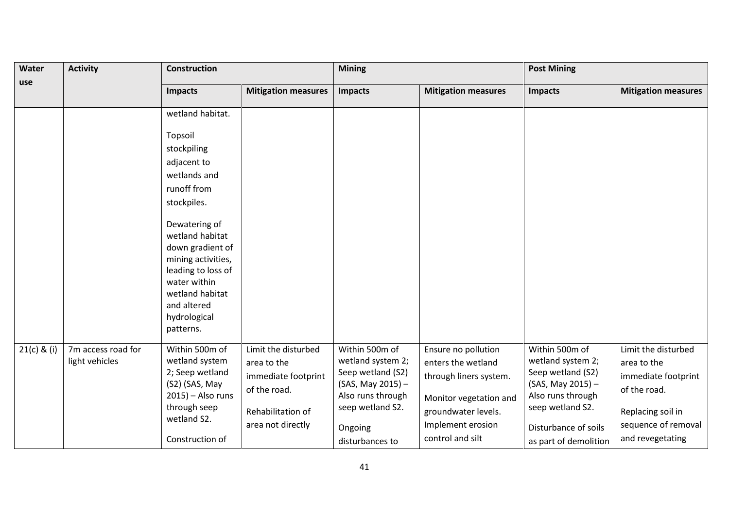| Water use | Activity | Construction | | Mining | | Post Mining | |
|---|---|---|---|---|---|---|---|
| | | Impacts | Mitigation measures | Impacts | Mitigation measures | Impacts | Mitigation measures |
| | | wetland habitat.<br><br>Topsoil stockpiling adjacent to wetlands and runoff from stockpiles.<br><br>Dewatering of wetland habitat down gradient of mining activities, leading to loss of water within wetland habitat and altered hydrological patterns. | | | | | |
| 21(c) & (i) | 7m access road for light vehicles | Within 500m of wetland system 2; Seep wetland (S2) (SAS, May 2015) – Also runs through seep wetland S2.<br><br>Construction of | Limit the disturbed area to the immediate footprint of the road.<br><br>Rehabilitation of area not directly | Within 500m of wetland system 2; Seep wetland (S2) (SAS, May 2015) – Also runs through seep wetland S2.<br><br>Ongoing disturbances to | Ensure no pollution enters the wetland through liners system.<br><br>Monitor vegetation and groundwater levels. Implement erosion control and silt | Within 500m of wetland system 2; Seep wetland (S2) (SAS, May 2015) – Also runs through seep wetland S2.<br><br>Disturbance of soils as part of demolition | Limit the disturbed area to the immediate footprint of the road.<br><br>Replacing soil in sequence of removal and revegetating |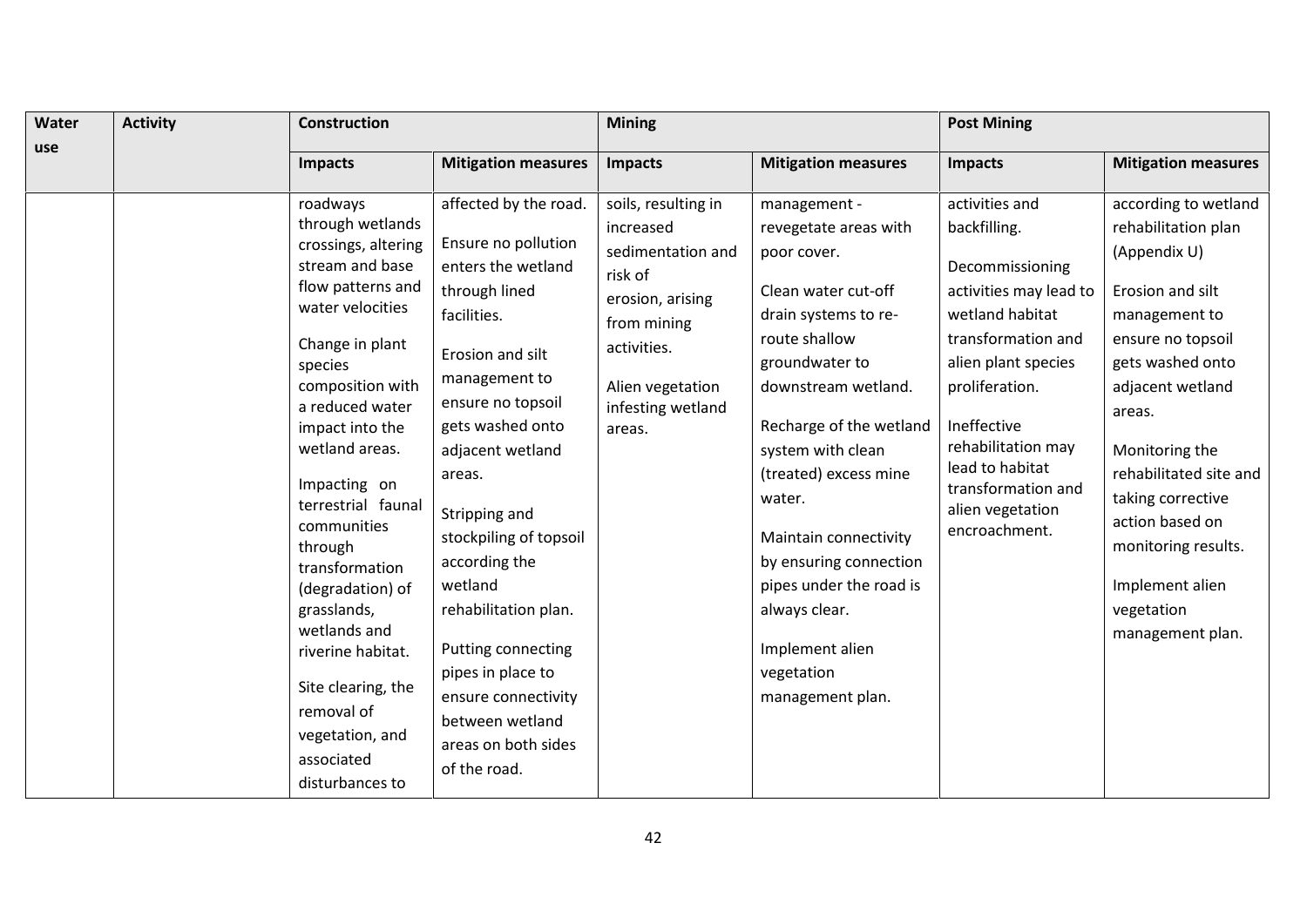| Water use | Activity | Construction | | Mining | | Post Mining | |
|---|---|---|---|---|---|---|---|
| | | Impacts | Mitigation measures | Impacts | Mitigation measures | Impacts | Mitigation measures |
| | | roadways through wetlands crossings, altering stream and base flow patterns and water velocities<br><br>Change in plant species composition with a reduced water impact into the wetland areas.<br><br>Impacting on terrestrial faunal communities through transformation (degradation) of grasslands, wetlands and riverine habitat.<br><br>Site clearing, the removal of vegetation, and associated disturbances to | affected by the road.<br><br>Ensure no pollution enters the wetland through lined facilities.<br><br>Erosion and silt management to ensure no topsoil gets washed onto adjacent wetland areas.<br><br>Stripping and stockpiling of topsoil according the wetland rehabilitation plan.<br><br>Putting connecting pipes in place to ensure connectivity between wetland areas on both sides of the road. | soils, resulting in increased sedimentation and risk of erosion, arising from mining activities.<br><br>Alien vegetation infesting wetland areas. | management - revegetate areas with poor cover.<br><br>Clean water cut-off drain systems to re-route shallow groundwater to downstream wetland.<br><br>Recharge of the wetland system with clean (treated) excess mine water.<br><br>Maintain connectivity by ensuring connection pipes under the road is always clear.<br><br>Implement alien vegetation management plan. | activities and backfilling.<br><br>Decommissioning activities may lead to wetland habitat transformation and alien plant species proliferation.<br><br>Ineffective rehabilitation may lead to habitat transformation and alien vegetation encroachment. | according to wetland rehabilitation plan (Appendix U)<br><br>Erosion and silt management to ensure no topsoil gets washed onto adjacent wetland areas.<br><br>Monitoring the rehabilitated site and taking corrective action based on monitoring results.<br><br>Implement alien vegetation management plan. |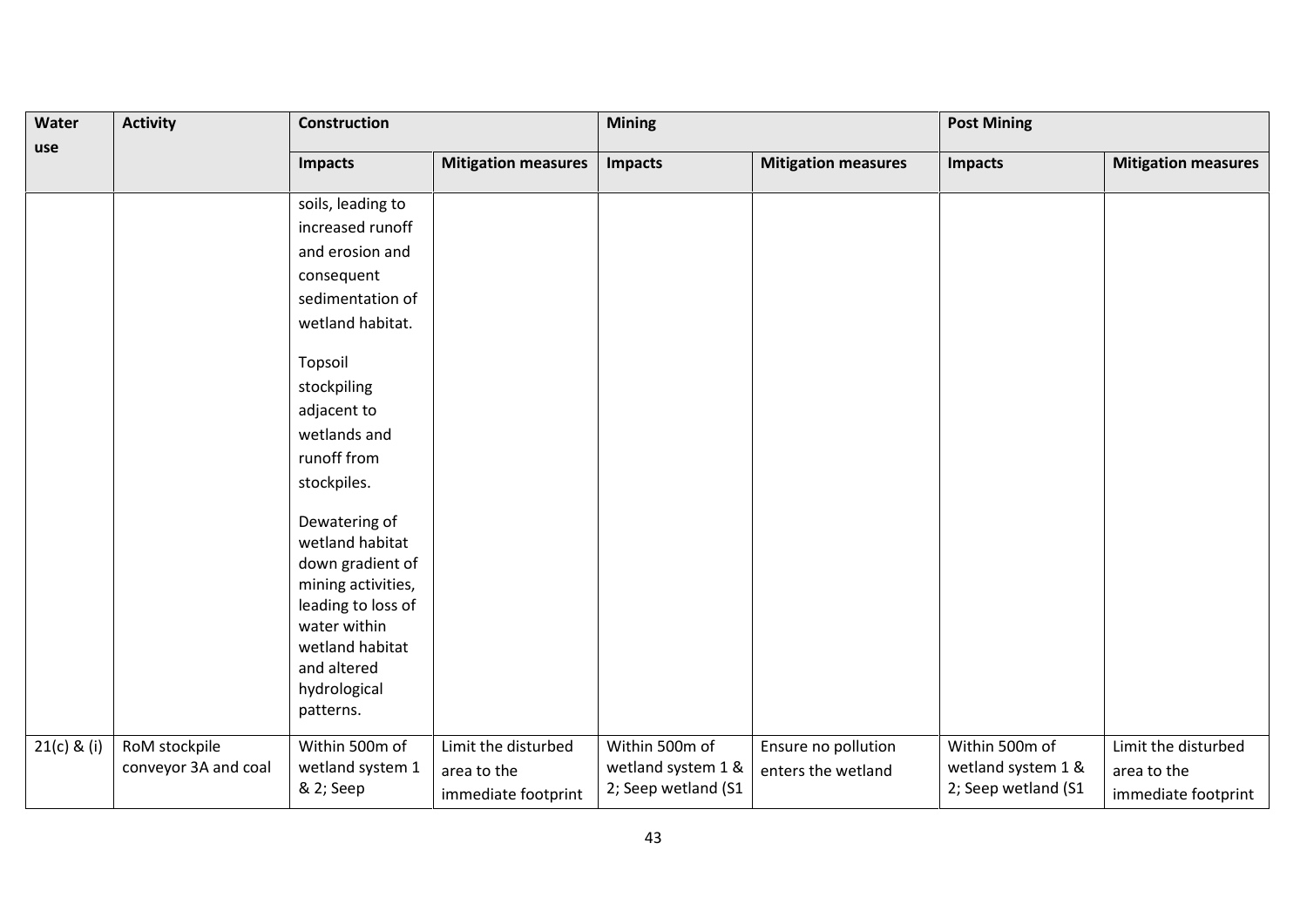| Water use | Activity | Construction | | Mining | | Post Mining | |
|---|---|---|---|---|---|---|---|
| | | Impacts | Mitigation measures | Impacts | Mitigation measures | Impacts | Mitigation measures |
| | | soils, leading to increased runoff and erosion and consequent sedimentation of wetland habitat.<br><br>Topsoil stockpiling adjacent to wetlands and runoff from stockpiles.<br><br>Dewatering of wetland habitat down gradient of mining activities, leading to loss of water within wetland habitat and altered hydrological patterns. | | | | | |
| 21(c) & (i) | RoM stockpile conveyor 3A and coal | Within 500m of wetland system 1 & 2; Seep | Limit the disturbed area to the immediate footprint | Within 500m of wetland system 1 & 2; Seep wetland (S1 | Ensure no pollution enters the wetland | Within 500m of wetland system 1 & 2; Seep wetland (S1 | Limit the disturbed area to the immediate footprint |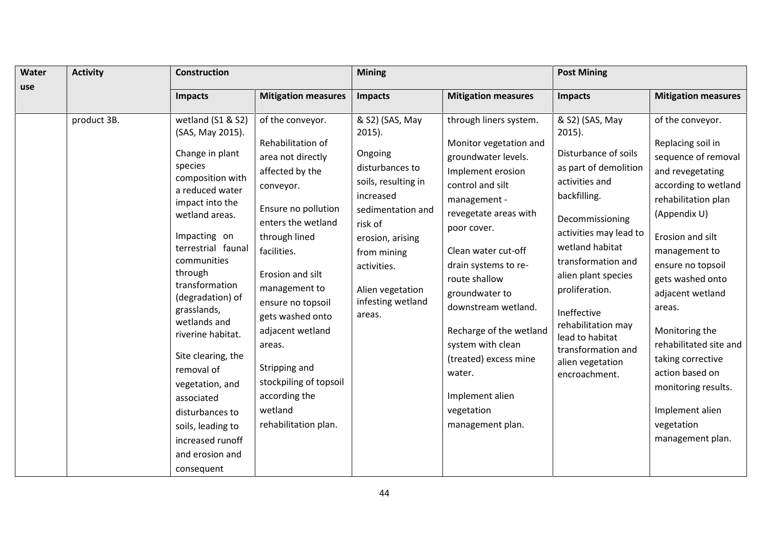| Water use | Activity | Construction | | Mining | | Post Mining | |
|---|---|---|---|---|---|---|---|
| | | Impacts | Mitigation measures | Impacts | Mitigation measures | Impacts | Mitigation measures |
| | product 3B. | wetland (S1 & S2) (SAS, May 2015).<br><br>Change in plant species composition with a reduced water impact into the wetland areas.<br><br>Impacting on terrestrial faunal communities through transformation (degradation) of grasslands, wetlands and riverine habitat.<br><br>Site clearing, the removal of vegetation, and associated disturbances to soils, leading to increased runoff and erosion and consequent | of the conveyor.<br><br>Rehabilitation of area not directly affected by the conveyor.<br><br>Ensure no pollution enters the wetland through lined facilities.<br><br>Erosion and silt management to ensure no topsoil gets washed onto adjacent wetland areas.<br><br>Stripping and stockpiling of topsoil according the wetland rehabilitation plan. | & S2) (SAS, May 2015).<br><br>Ongoing disturbances to soils, resulting in increased sedimentation and risk of erosion, arising from mining activities.<br><br>Alien vegetation infesting wetland areas. | through liners system.<br><br>Monitor vegetation and groundwater levels. Implement erosion control and silt management - revegetate areas with poor cover.<br><br>Clean water cut-off drain systems to re-route shallow groundwater to downstream wetland.<br><br>Recharge of the wetland system with clean (treated) excess mine water.<br><br>Implement alien vegetation management plan. | & S2) (SAS, May 2015).<br><br>Disturbance of soils as part of demolition activities and backfilling.<br><br>Decommissioning activities may lead to wetland habitat transformation and alien plant species proliferation.<br><br>Ineffective rehabilitation may lead to habitat transformation and alien vegetation encroachment. | of the conveyor.<br><br>Replacing soil in sequence of removal and revegetating according to wetland rehabilitation plan (Appendix U)<br><br>Erosion and silt management to ensure no topsoil gets washed onto adjacent wetland areas.<br><br>Monitoring the rehabilitated site and taking corrective action based on monitoring results.<br><br>Implement alien vegetation management plan. |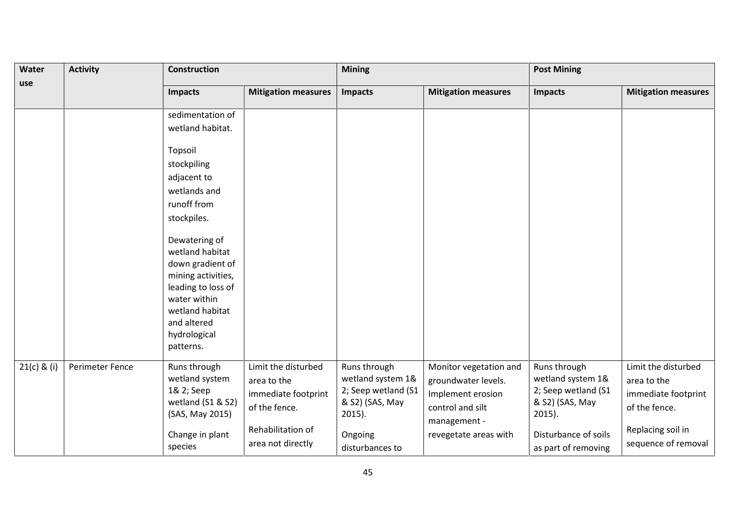| Water use | Activity | Construction | | Mining | | Post Mining | |
|---|---|---|---|---|---|---|---|
| | | Impacts | Mitigation measures | Impacts | Mitigation measures | Impacts | Mitigation measures |
| | | sedimentation of wetland habitat.<br><br>Topsoil stockpiling adjacent to wetlands and runoff from stockpiles.<br><br>Dewatering of wetland habitat down gradient of mining activities, leading to loss of water within wetland habitat and altered hydrological patterns. | | | | | |
| 21(c) & (i) | Perimeter Fence | Runs through wetland system 1& 2; Seep wetland (S1 & S2) (SAS, May 2015)<br><br>Change in plant species | Limit the disturbed area to the immediate footprint of the fence.<br><br>Rehabilitation of area not directly | Runs through wetland system 1& 2; Seep wetland (S1 & S2) (SAS, May 2015).<br><br>Ongoing disturbances to | Monitor vegetation and groundwater levels. Implement erosion control and silt management - revegetate areas with | Runs through wetland system 1& 2; Seep wetland (S1 & S2) (SAS, May 2015).<br><br>Disturbance of soils as part of removing | Limit the disturbed area to the immediate footprint of the fence.<br><br>Replacing soil in sequence of removal |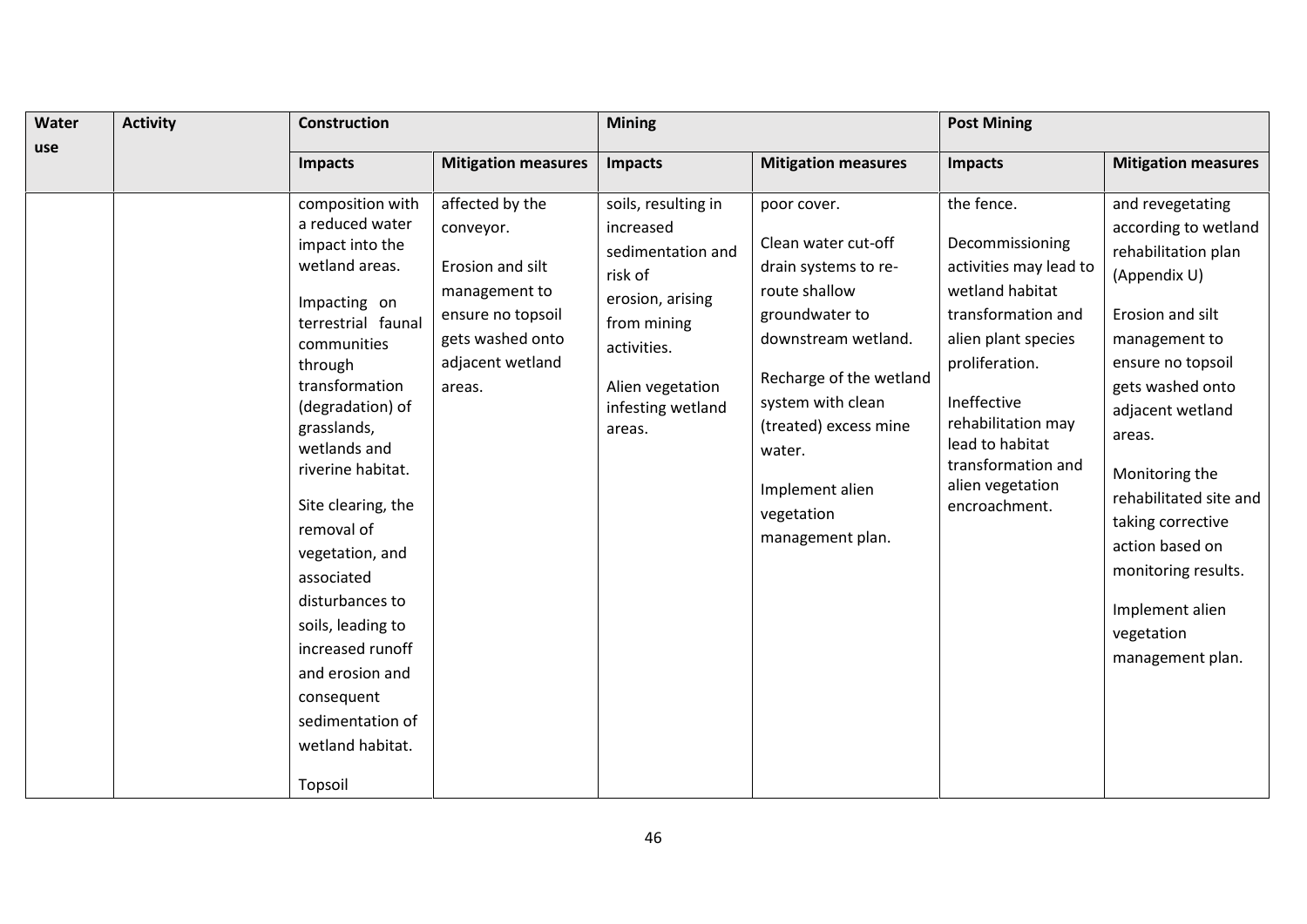| Water use | Activity | Construction | | Mining | | Post Mining | |
|---|---|---|---|---|---|---|---|
| | | **Impacts** | **Mitigation measures** | **Impacts** | **Mitigation measures** | **Impacts** | **Mitigation measures** |
| | | composition with a reduced water impact into the wetland areas.<br><br>Impacting on terrestrial faunal communities through transformation (degradation) of grasslands, wetlands and riverine habitat.<br><br>Site clearing, the removal of vegetation, and associated disturbances to soils, leading to increased runoff and erosion and consequent sedimentation of wetland habitat.<br><br>Topsoil | affected by the conveyor.<br><br>Erosion and silt management to ensure no topsoil gets washed onto adjacent wetland areas. | soils, resulting in increased sedimentation and risk of erosion, arising from mining activities.<br><br>Alien vegetation infesting wetland areas. | poor cover.<br><br>Clean water cut-off drain systems to re-route shallow groundwater to downstream wetland.<br><br>Recharge of the wetland system with clean (treated) excess mine water.<br><br>Implement alien vegetation management plan. | the fence.<br><br>Decommissioning activities may lead to wetland habitat transformation and alien plant species proliferation.<br><br>Ineffective rehabilitation may lead to habitat transformation and alien vegetation encroachment. | and revegetating according to wetland rehabilitation plan (Appendix U)<br><br>Erosion and silt management to ensure no topsoil gets washed onto adjacent wetland areas.<br><br>Monitoring the rehabilitated site and taking corrective action based on monitoring results.<br><br>Implement alien vegetation management plan. |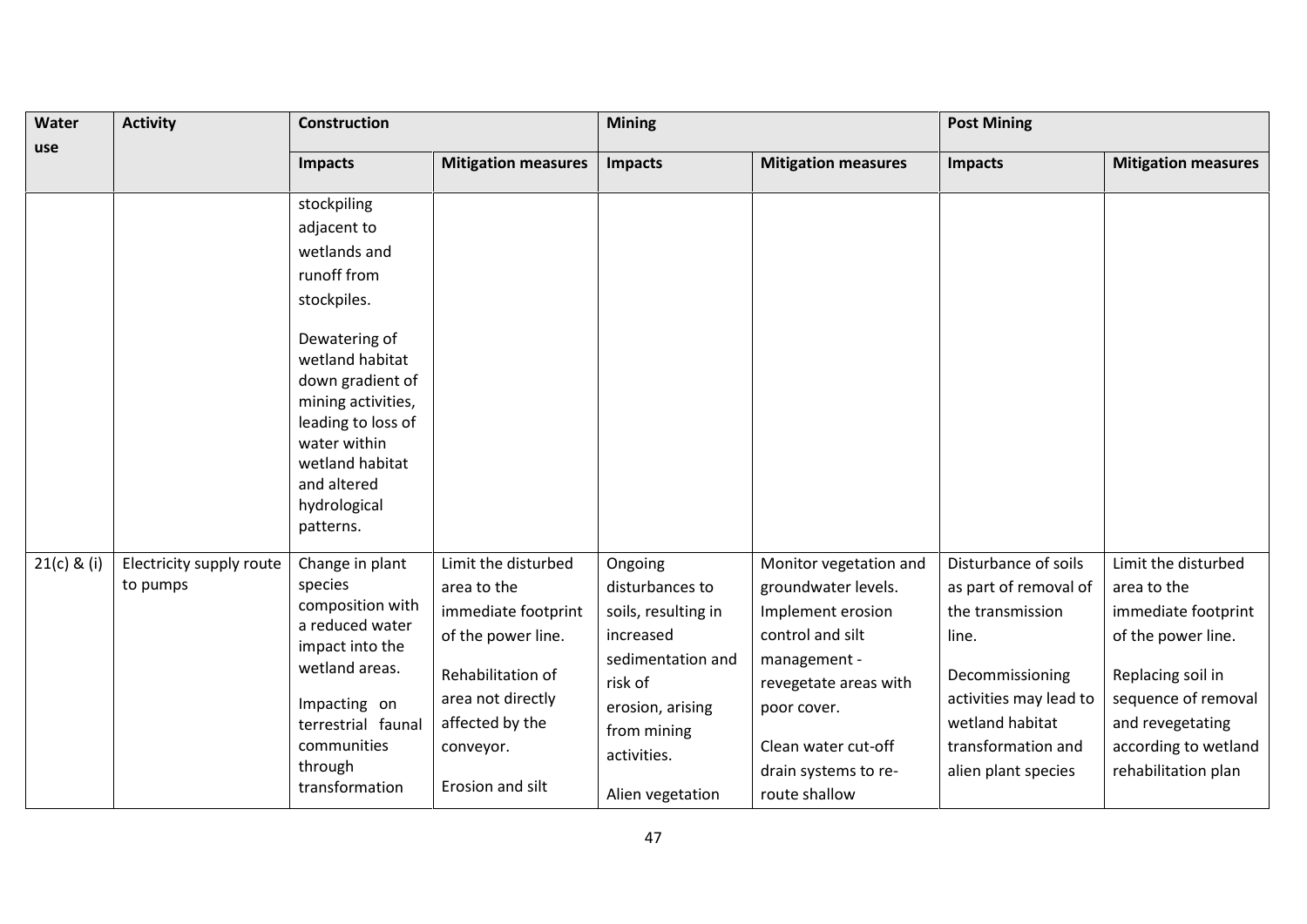| Water use | Activity | Construction | | Mining | | Post Mining | |
|---|---|---|---|---|---|---|---|
| | | Impacts | Mitigation measures | Impacts | Mitigation measures | Impacts | Mitigation measures |
| | | stockpiling adjacent to wetlands and runoff from stockpiles.<br><br>Dewatering of wetland habitat down gradient of mining activities, leading to loss of water within wetland habitat and altered hydrological patterns. | | | | | |
| 21(c) & (i) | Electricity supply route to pumps | Change in plant species composition with a reduced water impact into the wetland areas.<br><br>Impacting on terrestrial faunal communities through transformation | Limit the disturbed area to the immediate footprint of the power line.<br><br>Rehabilitation of area not directly affected by the conveyor.<br><br>Erosion and silt | Ongoing disturbances to soils, resulting in increased sedimentation and risk of erosion, arising from mining activities.<br><br>Alien vegetation | Monitor vegetation and groundwater levels. Implement erosion control and silt management - revegetate areas with poor cover.<br><br>Clean water cut-off drain systems to re-route shallow | Disturbance of soils as part of removal of the transmission line.<br><br>Decommissioning activities may lead to wetland habitat transformation and alien plant species | Limit the disturbed area to the immediate footprint of the power line.<br><br>Replacing soil in sequence of removal and revegetating according to wetland rehabilitation plan |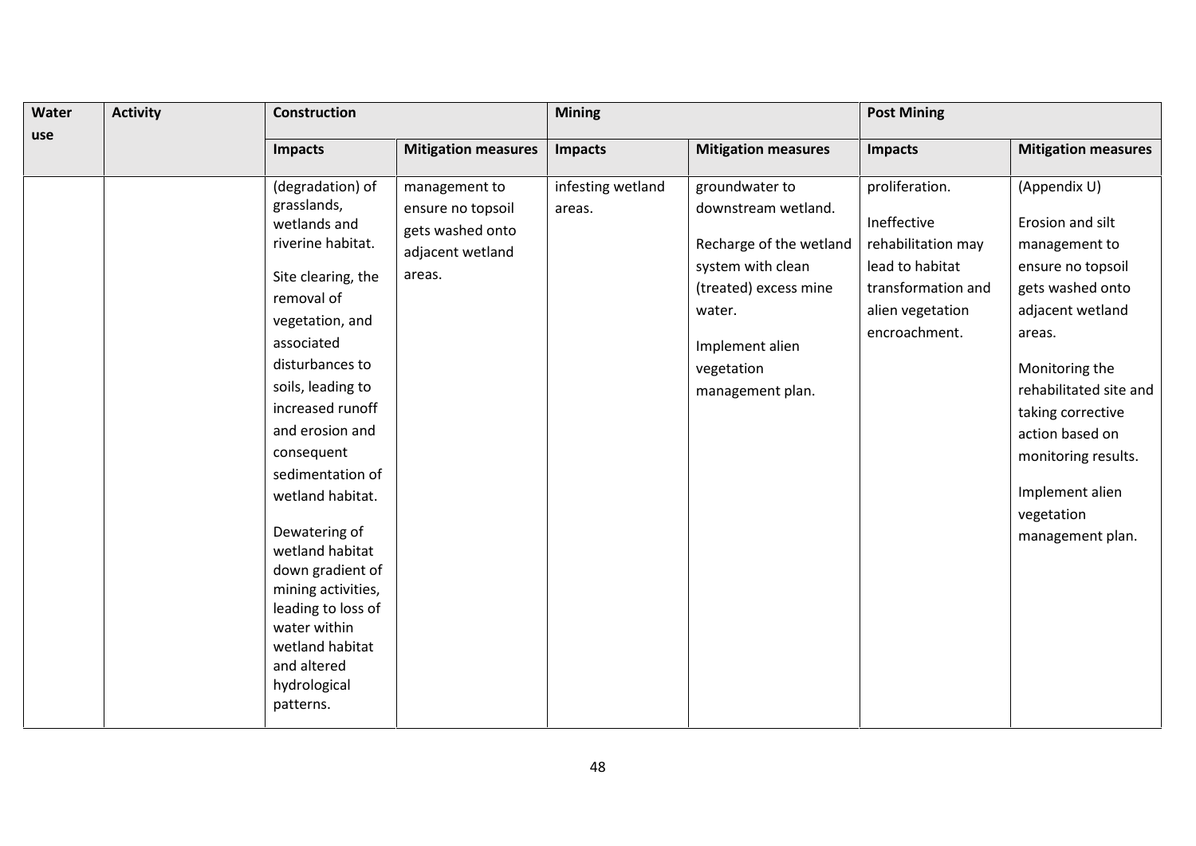| Water use | Activity | Construction | | Mining | | Post Mining | |
|---|---|---|---|---|---|---|---|
| | | Impacts | Mitigation measures | Impacts | Mitigation measures | Impacts | Mitigation measures |
| | | (degradation) of grasslands, wetlands and riverine habitat.<br><br>Site clearing, the removal of vegetation, and associated disturbances to soils, leading to increased runoff and erosion and consequent sedimentation of wetland habitat.<br><br>Dewatering of wetland habitat down gradient of mining activities, leading to loss of water within wetland habitat and altered hydrological patterns. | management to ensure no topsoil gets washed onto adjacent wetland areas. | infesting wetland areas. | groundwater to downstream wetland.<br><br>Recharge of the wetland system with clean (treated) excess mine water.<br><br>Implement alien vegetation management plan. | proliferation.<br><br>Ineffective rehabilitation may lead to habitat transformation and alien vegetation encroachment. | (Appendix U)<br><br>Erosion and silt management to ensure no topsoil gets washed onto adjacent wetland areas.<br><br>Monitoring the rehabilitated site and taking corrective action based on monitoring results.<br><br>Implement alien vegetation management plan. |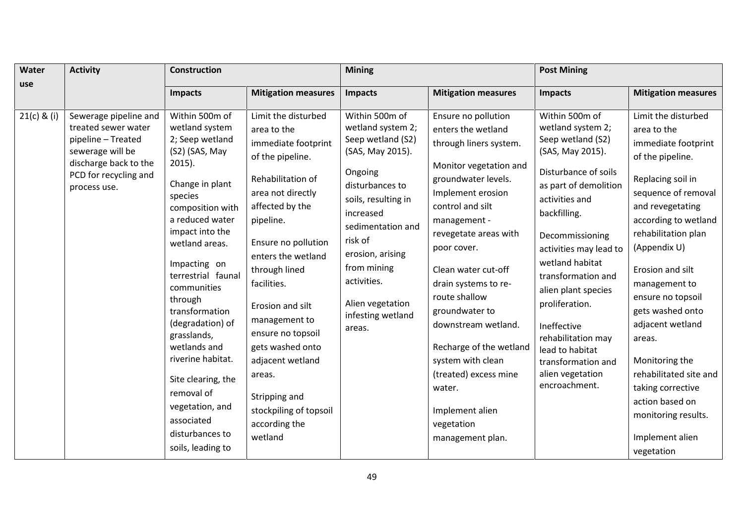| Water use | Activity | Construction | | Mining | | Post Mining | |
|---|---|---|---|---|---|---|---|
| | | Impacts | Mitigation measures | Impacts | Mitigation measures | Impacts | Mitigation measures |
| 21(c) & (i) | Sewerage pipeline and treated sewer water pipeline – Treated sewerage will be discharge back to the PCD for recycling and process use. | Within 500m of wetland system 2; Seep wetland (S2) (SAS, May 2015).<br><br>Change in plant species composition with a reduced water impact into the wetland areas.<br><br>Impacting on terrestrial faunal communities through transformation (degradation) of grasslands, wetlands and riverine habitat.<br><br>Site clearing, the removal of vegetation, and associated disturbances to soils, leading to | Limit the disturbed area to the immediate footprint of the pipeline.<br><br>Rehabilitation of area not directly affected by the pipeline.<br><br>Ensure no pollution enters the wetland through lined facilities.<br><br>Erosion and silt management to ensure no topsoil gets washed onto adjacent wetland areas.<br><br>Stripping and stockpiling of topsoil according the wetland | Within 500m of wetland system 2; Seep wetland (S2) (SAS, May 2015).<br><br>Ongoing disturbances to soils, resulting in increased sedimentation and risk of erosion, arising from mining activities.<br><br>Alien vegetation infesting wetland areas. | Ensure no pollution enters the wetland through liners system.<br><br>Monitor vegetation and groundwater levels. Implement erosion control and silt management - revegetate areas with poor cover.<br><br>Clean water cut-off drain systems to re-route shallow groundwater to downstream wetland.<br><br>Recharge of the wetland system with clean (treated) excess mine water.<br><br>Implement alien vegetation management plan. | Within 500m of wetland system 2; Seep wetland (S2) (SAS, May 2015).<br><br>Disturbance of soils as part of demolition activities and backfilling.<br><br>Decommissioning activities may lead to wetland habitat transformation and alien plant species proliferation.<br><br>Ineffective rehabilitation may lead to habitat transformation and alien vegetation encroachment. | Limit the disturbed area to the immediate footprint of the pipeline.<br><br>Replacing soil in sequence of removal and revegetating according to wetland rehabilitation plan (Appendix U)<br><br>Erosion and silt management to ensure no topsoil gets washed onto adjacent wetland areas.<br><br>Monitoring the rehabilitated site and taking corrective action based on monitoring results.<br><br>Implement alien vegetation |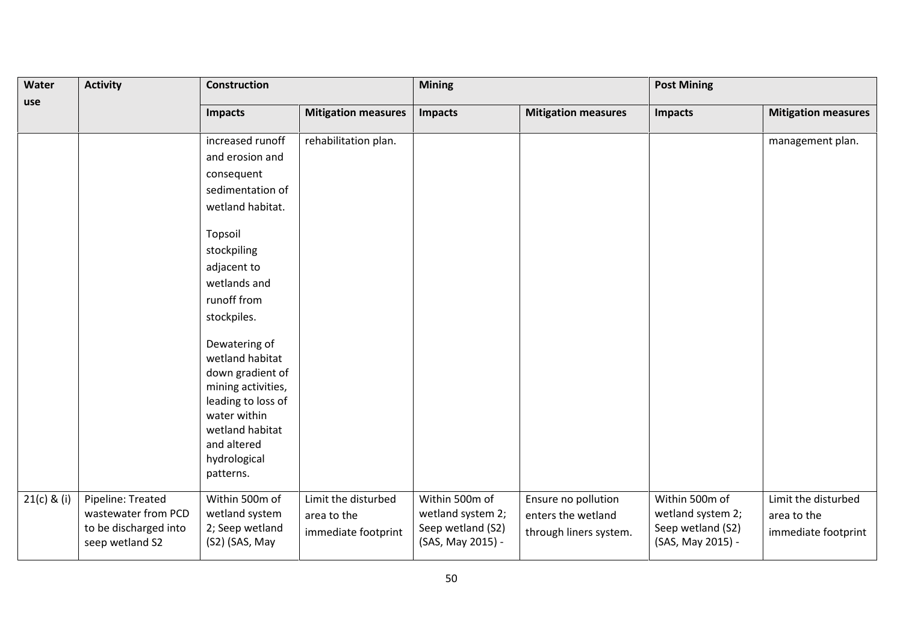| Water use | Activity | Construction | | Mining | | Post Mining | |
|---|---|---|---|---|---|---|---|
| | | Impacts | Mitigation measures | Impacts | Mitigation measures | Impacts | Mitigation measures |
| | | increased runoff and erosion and consequent sedimentation of wetland habitat. Topsoil stockpiling adjacent to wetlands and runoff from stockpiles. Dewatering of wetland habitat down gradient of mining activities, leading to loss of water within wetland habitat and altered hydrological patterns. | rehabilitation plan. | | | | management plan. |
| 21(c) & (i) | Pipeline: Treated wastewater from PCD to be discharged into seep wetland S2 | Within 500m of wetland system 2; Seep wetland (S2) (SAS, May | Limit the disturbed area to the immediate footprint | Within 500m of wetland system 2; Seep wetland (S2) (SAS, May 2015) - | Ensure no pollution enters the wetland through liners system. | Within 500m of wetland system 2; Seep wetland (S2) (SAS, May 2015) - | Limit the disturbed area to the immediate footprint |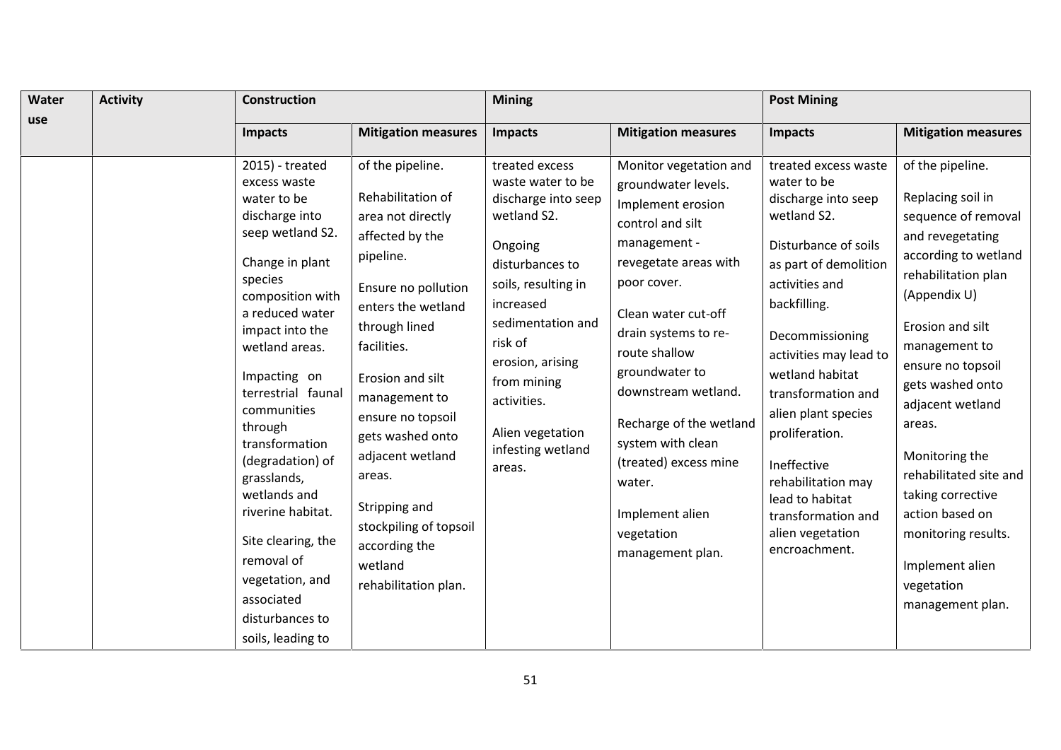| Water use | Activity | Construction | | Mining | | Post Mining | |
|---|---|---|---|---|---|---|---|
| | | Impacts | Mitigation measures | Impacts | Mitigation measures | Impacts | Mitigation measures |
| | | 2015) - treated excess waste water to be discharge into seep wetland S2.<br><br>Change in plant species composition with a reduced water impact into the wetland areas.<br><br>Impacting on terrestrial faunal communities through transformation (degradation) of grasslands, wetlands and riverine habitat.<br><br>Site clearing, the removal of vegetation, and associated disturbances to soils, leading to | of the pipeline.<br><br>Rehabilitation of area not directly affected by the pipeline.<br><br>Ensure no pollution enters the wetland through lined facilities.<br><br>Erosion and silt management to ensure no topsoil gets washed onto adjacent wetland areas.<br><br>Stripping and stockpiling of topsoil according the wetland rehabilitation plan. | treated excess waste water to be discharge into seep wetland S2.<br><br>Ongoing disturbances to soils, resulting in increased sedimentation and risk of erosion, arising from mining activities.<br><br>Alien vegetation infesting wetland areas. | Monitor vegetation and groundwater levels.<br>Implement erosion control and silt management - revegetate areas with poor cover.<br><br>Clean water cut-off drain systems to re-route shallow groundwater to downstream wetland.<br><br>Recharge of the wetland system with clean (treated) excess mine water.<br><br>Implement alien vegetation management plan. | treated excess waste water to be discharge into seep wetland S2.<br><br>Disturbance of soils as part of demolition activities and backfilling.<br><br>Decommissioning activities may lead to wetland habitat transformation and alien plant species proliferation.<br><br>Ineffective rehabilitation may lead to habitat transformation and alien vegetation encroachment. | of the pipeline.<br><br>Replacing soil in sequence of removal and revegetating according to wetland rehabilitation plan (Appendix U)<br><br>Erosion and silt management to ensure no topsoil gets washed onto adjacent wetland areas.<br><br>Monitoring the rehabilitated site and taking corrective action based on monitoring results.<br><br>Implement alien vegetation management plan. |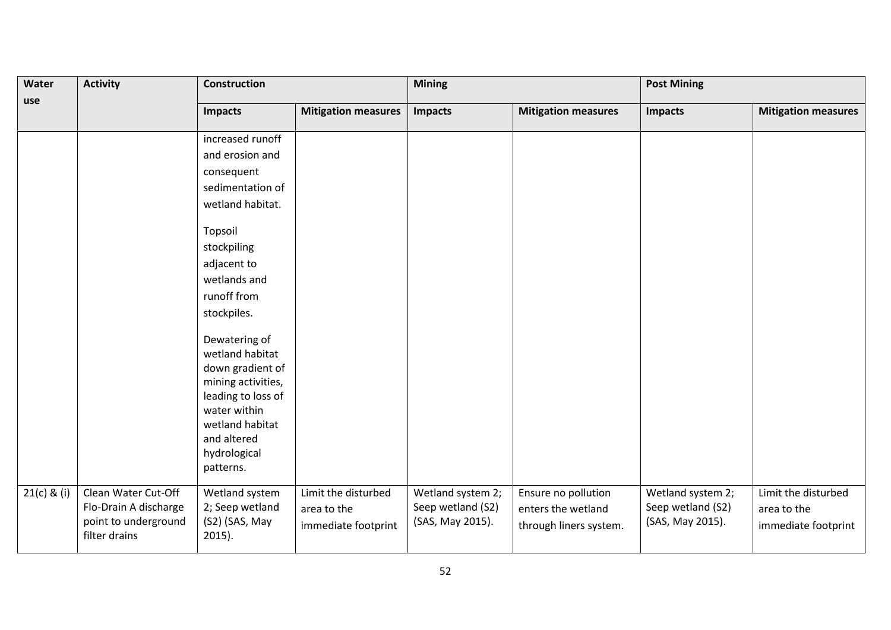| Water use | Activity | Construction | | Mining | | Post Mining | |
|---|---|---|---|---|---|---|---|
| | | Impacts | Mitigation measures | Impacts | Mitigation measures | Impacts | Mitigation measures |
| | | increased runoff and erosion and consequent sedimentation of wetland habitat.<br><br>Topsoil stockpiling adjacent to wetlands and runoff from stockpiles.<br><br>Dewatering of wetland habitat down gradient of mining activities, leading to loss of water within wetland habitat and altered hydrological patterns. | | | | | |
| 21(c) & (i) | Clean Water Cut-Off Flo-Drain A discharge point to underground filter drains | Wetland system 2; Seep wetland (S2) (SAS, May 2015). | Limit the disturbed area to the immediate footprint | Wetland system 2; Seep wetland (S2) (SAS, May 2015). | Ensure no pollution enters the wetland through liners system. | Wetland system 2; Seep wetland (S2) (SAS, May 2015). | Limit the disturbed area to the immediate footprint |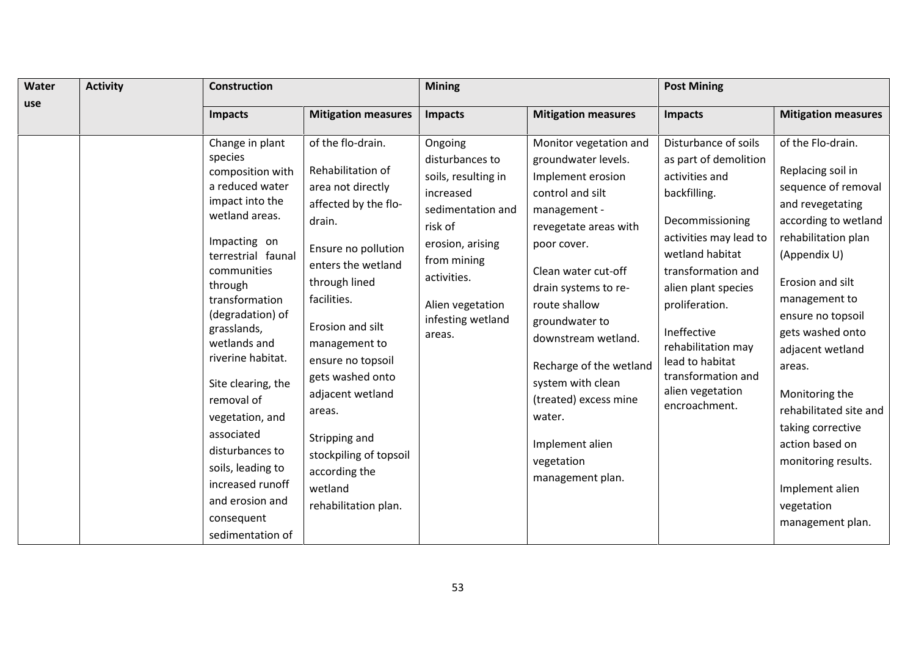| Water use | Activity | Construction | | Mining | | Post Mining | |
|---|---|---|---|---|---|---|---|
| | | **Impacts** | **Mitigation measures** | **Impacts** | **Mitigation measures** | **Impacts** | **Mitigation measures** |
| | | Change in plant species composition with a reduced water impact into the wetland areas.<br><br>Impacting on terrestrial faunal communities through transformation (degradation) of grasslands, wetlands and riverine habitat.<br><br>Site clearing, the removal of vegetation, and associated disturbances to soils, leading to increased runoff and erosion and consequent sedimentation of | of the flo-drain.<br><br>Rehabilitation of area not directly affected by the flo-drain.<br><br>Ensure no pollution enters the wetland through lined facilities.<br><br>Erosion and silt management to ensure no topsoil gets washed onto adjacent wetland areas.<br><br>Stripping and stockpiling of topsoil according the wetland rehabilitation plan. | Ongoing disturbances to soils, resulting in increased sedimentation and risk of erosion, arising from mining activities.<br><br>Alien vegetation infesting wetland areas. | Monitor vegetation and groundwater levels. Implement erosion control and silt management - revegetate areas with poor cover.<br><br>Clean water cut-off drain systems to re-route shallow groundwater to downstream wetland.<br><br>Recharge of the wetland system with clean (treated) excess mine water.<br><br>Implement alien vegetation management plan. | Disturbance of soils as part of demolition activities and backfilling.<br><br>Decommissioning activities may lead to wetland habitat transformation and alien plant species proliferation.<br><br>Ineffective rehabilitation may lead to habitat transformation and alien vegetation encroachment. | of the Flo-drain.<br><br>Replacing soil in sequence of removal and revegetating according to wetland rehabilitation plan (Appendix U)<br><br>Erosion and silt management to ensure no topsoil gets washed onto adjacent wetland areas.<br><br>Monitoring the rehabilitated site and taking corrective action based on monitoring results.<br><br>Implement alien vegetation management plan. |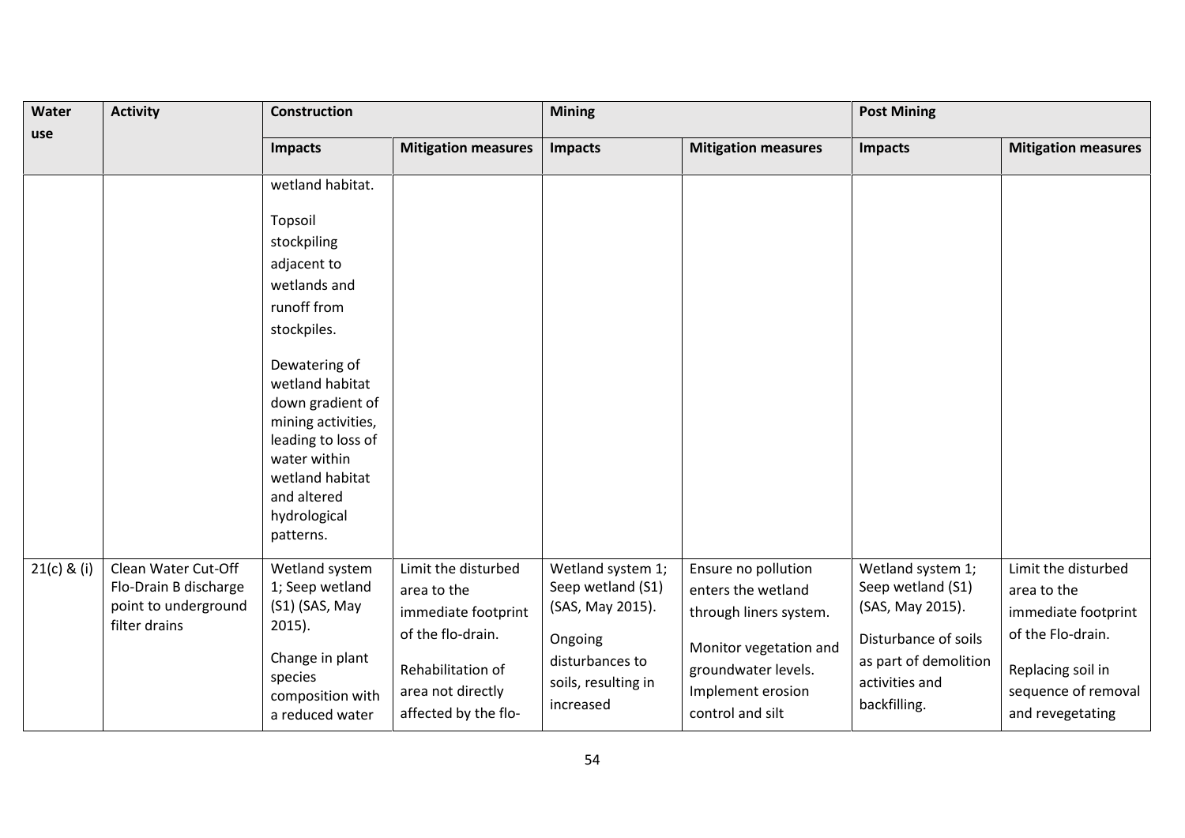| Water use | Activity | Construction | | Mining | | Post Mining | |
|---|---|---|---|---|---|---|---|
| | | Impacts | Mitigation measures | Impacts | Mitigation measures | Impacts | Mitigation measures |
| | | wetland habitat.<br><br>Topsoil stockpiling adjacent to wetlands and runoff from stockpiles.<br><br>Dewatering of wetland habitat down gradient of mining activities, leading to loss of water within wetland habitat and altered hydrological patterns. | | | | | |
| 21(c) & (i) | Clean Water Cut-Off Flo-Drain B discharge point to underground filter drains | Wetland system 1; Seep wetland (S1) (SAS, May 2015).<br><br>Change in plant species composition with a reduced water | Limit the disturbed area to the immediate footprint of the flo-drain.<br><br>Rehabilitation of area not directly affected by the flo- | Wetland system 1; Seep wetland (S1) (SAS, May 2015).<br><br>Ongoing disturbances to soils, resulting in increased | Ensure no pollution enters the wetland through liners system.<br><br>Monitor vegetation and groundwater levels. Implement erosion control and silt | Wetland system 1; Seep wetland (S1) (SAS, May 2015).<br><br>Disturbance of soils as part of demolition activities and backfilling. | Limit the disturbed area to the immediate footprint of the Flo-drain.<br><br>Replacing soil in sequence of removal and revegetating |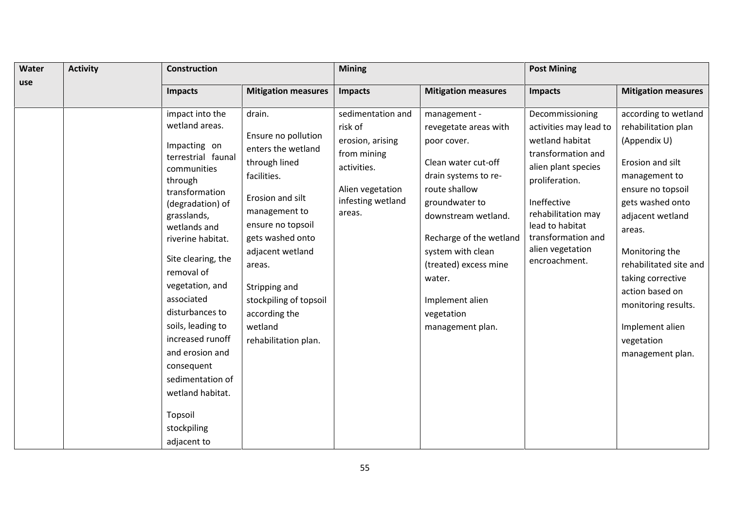| Water use | Activity | Construction | | Mining | | Post Mining | |
|---|---|---|---|---|---|---|---|
| | | Impacts | Mitigation measures | Impacts | Mitigation measures | Impacts | Mitigation measures |
| | | impact into the wetland areas.<br><br>Impacting on terrestrial faunal communities through transformation (degradation) of grasslands, wetlands and riverine habitat.<br><br>Site clearing, the removal of vegetation, and associated disturbances to soils, leading to increased runoff and erosion and consequent sedimentation of wetland habitat.<br><br>Topsoil stockpiling adjacent to | drain.<br><br>Ensure no pollution enters the wetland through lined facilities.<br><br>Erosion and silt management to ensure no topsoil gets washed onto adjacent wetland areas.<br><br>Stripping and stockpiling of topsoil according the wetland rehabilitation plan. | sedimentation and risk of erosion, arising from mining activities.<br><br>Alien vegetation infesting wetland areas. | management - revegetate areas with poor cover.<br><br>Clean water cut-off drain systems to re-route shallow groundwater to downstream wetland.<br><br>Recharge of the wetland system with clean (treated) excess mine water.<br><br>Implement alien vegetation management plan. | Decommissioning activities may lead to wetland habitat transformation and alien plant species proliferation.<br><br>Ineffective rehabilitation may lead to habitat transformation and alien vegetation encroachment. | according to wetland rehabilitation plan (Appendix U)<br><br>Erosion and silt management to ensure no topsoil gets washed onto adjacent wetland areas.<br><br>Monitoring the rehabilitated site and taking corrective action based on monitoring results.<br><br>Implement alien vegetation management plan. |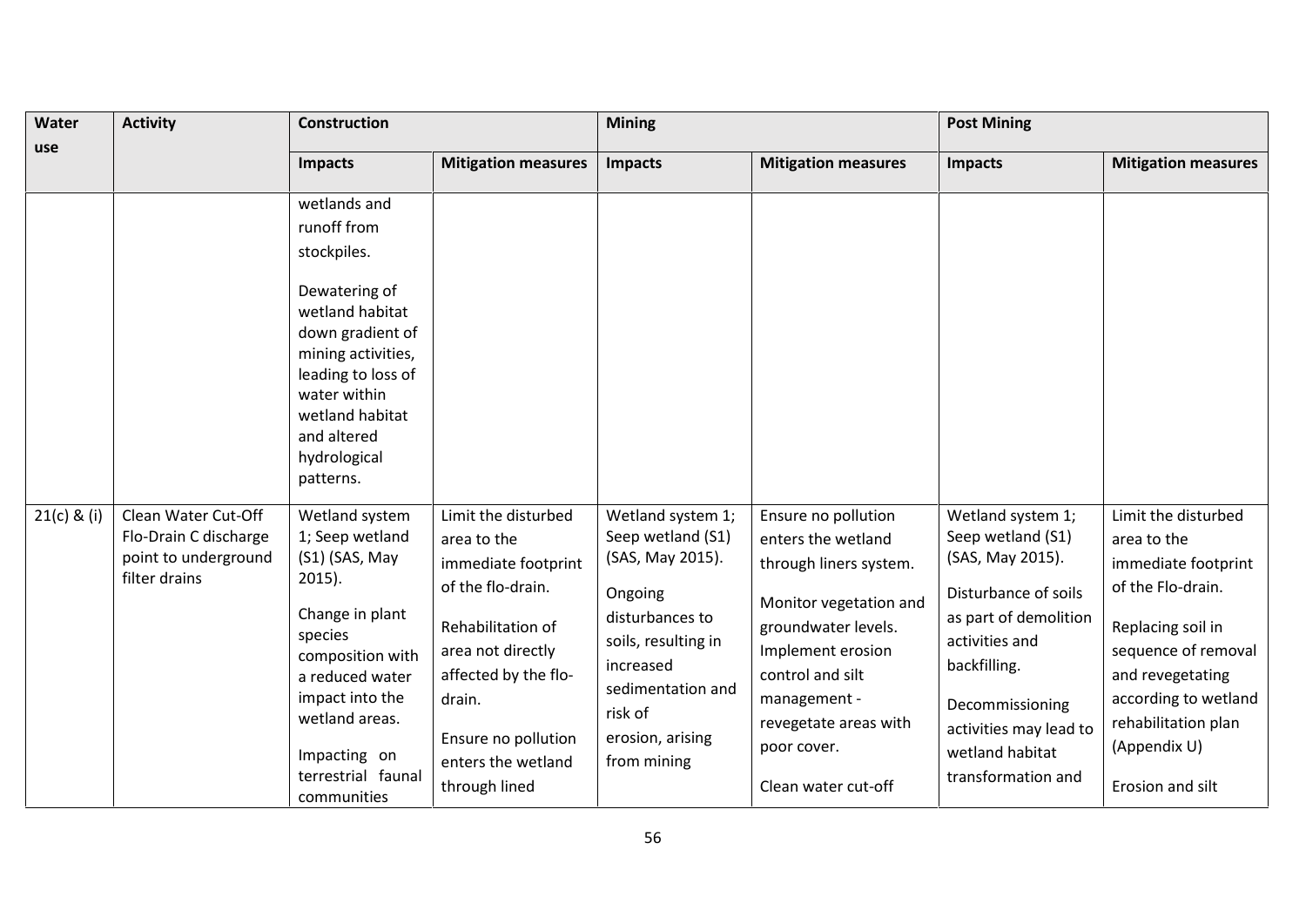| Water use | Activity | Construction | | Mining | | Post Mining | |
|---|---|---|---|---|---|---|---|
| | | Impacts | Mitigation measures | Impacts | Mitigation measures | Impacts | Mitigation measures |
| | | wetlands and runoff from stockpiles.<br><br>Dewatering of wetland habitat down gradient of mining activities, leading to loss of water within wetland habitat and altered hydrological patterns. | | | | | |
| 21(c) & (i) | Clean Water Cut-Off Flo-Drain C discharge point to underground filter drains | Wetland system 1; Seep wetland (S1) (SAS, May 2015).<br><br>Change in plant species composition with a reduced water impact into the wetland areas.<br><br>Impacting on terrestrial faunal communities | Limit the disturbed area to the immediate footprint of the flo-drain.<br><br>Rehabilitation of area not directly affected by the flo-drain.<br><br>Ensure no pollution enters the wetland through lined | Wetland system 1; Seep wetland (S1) (SAS, May 2015).<br><br>Ongoing disturbances to soils, resulting in increased sedimentation and risk of erosion, arising from mining | Ensure no pollution enters the wetland through liners system.<br><br>Monitor vegetation and groundwater levels. Implement erosion control and silt management - revegetate areas with poor cover.<br><br>Clean water cut-off | Wetland system 1; Seep wetland (S1) (SAS, May 2015).<br><br>Disturbance of soils as part of demolition activities and backfilling.<br><br>Decommissioning activities may lead to wetland habitat transformation and | Limit the disturbed area to the immediate footprint of the Flo-drain.<br><br>Replacing soil in sequence of removal and revegetating according to wetland rehabilitation plan (Appendix U)<br><br>Erosion and silt |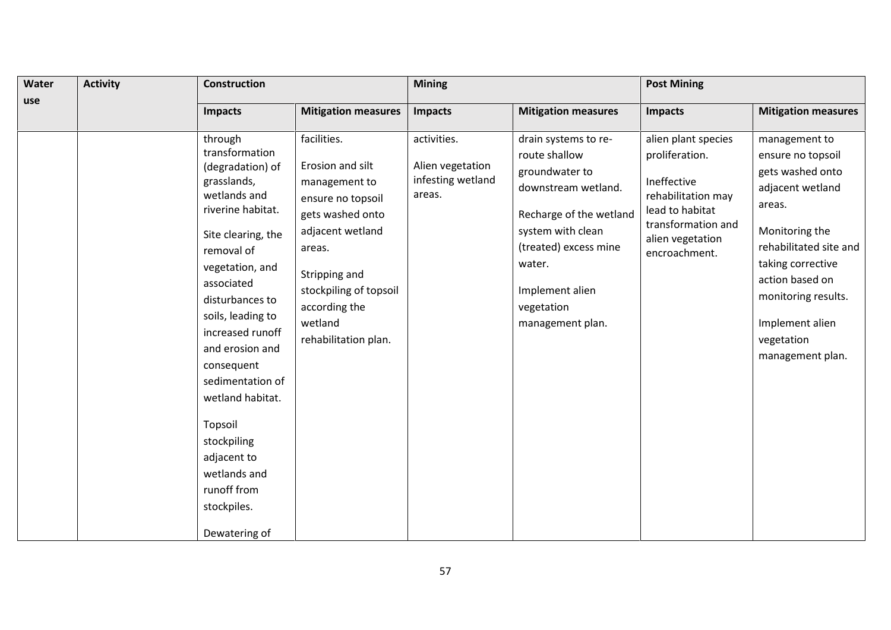| Water use | Activity | Construction | | Mining | | Post Mining | |
|---|---|---|---|---|---|---|---|
| | | Impacts | Mitigation measures | Impacts | Mitigation measures | Impacts | Mitigation measures |
| | | through transformation (degradation) of grasslands, wetlands and riverine habitat.<br><br>Site clearing, the removal of vegetation, and associated disturbances to soils, leading to increased runoff and erosion and consequent sedimentation of wetland habitat.<br><br>Topsoil stockpiling adjacent to wetlands and runoff from stockpiles.<br><br>Dewatering of | facilities.<br><br>Erosion and silt management to ensure no topsoil gets washed onto adjacent wetland areas.<br><br>Stripping and stockpiling of topsoil according the wetland rehabilitation plan. | activities.<br><br>Alien vegetation infesting wetland areas. | drain systems to re-route shallow groundwater to downstream wetland.<br><br>Recharge of the wetland system with clean (treated) excess mine water.<br><br>Implement alien vegetation management plan. | alien plant species proliferation.<br><br>Ineffective rehabilitation may lead to habitat transformation and alien vegetation encroachment. | management to ensure no topsoil gets washed onto adjacent wetland areas.<br><br>Monitoring the rehabilitated site and taking corrective action based on monitoring results.<br><br>Implement alien vegetation management plan. |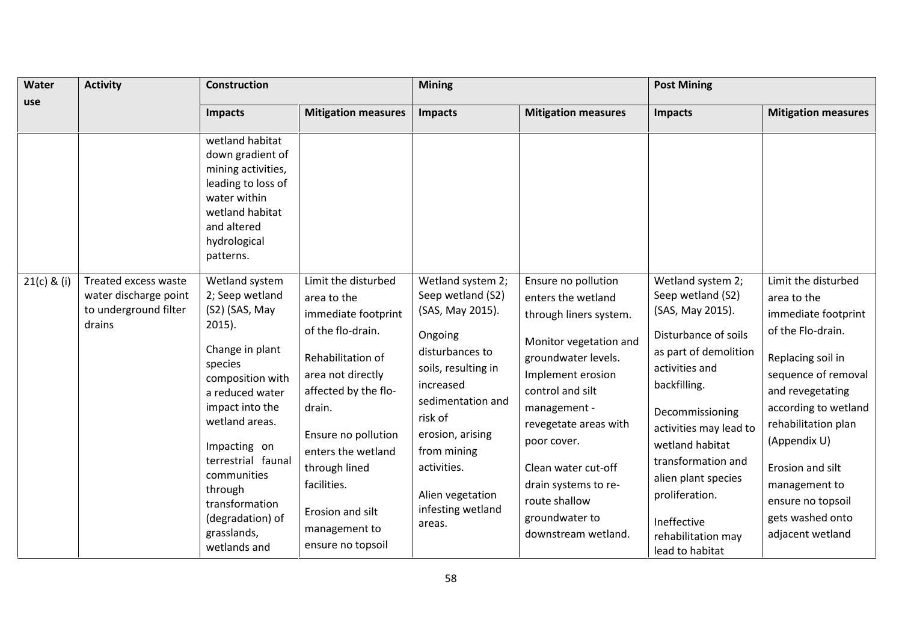| Water use | Activity | Construction | | Mining | | Post Mining | |
|---|---|---|---|---|---|---|---|
| | | Impacts | Mitigation measures | Impacts | Mitigation measures | Impacts | Mitigation measures |
| | | wetland habitat down gradient of mining activities, leading to loss of water within wetland habitat and altered hydrological patterns. | | | | | |
| 21(c) & (i) | Treated excess waste water discharge point to underground filter drains | Wetland system 2; Seep wetland (S2) (SAS, May 2015).<br><br>Change in plant species composition with a reduced water impact into the wetland areas.<br><br>Impacting on terrestrial faunal communities through transformation (degradation) of grasslands, wetlands and | Limit the disturbed area to the immediate footprint of the flo-drain.<br><br>Rehabilitation of area not directly affected by the flo-drain.<br><br>Ensure no pollution enters the wetland through lined facilities.<br><br>Erosion and silt management to ensure no topsoil | Wetland system 2; Seep wetland (S2) (SAS, May 2015).<br><br>Ongoing disturbances to soils, resulting in increased sedimentation and risk of erosion, arising from mining activities.<br><br>Alien vegetation infesting wetland areas. | Ensure no pollution enters the wetland through liners system.<br><br>Monitor vegetation and groundwater levels. Implement erosion control and silt management - revegetate areas with poor cover.<br><br>Clean water cut-off drain systems to re-route shallow groundwater to downstream wetland. | Wetland system 2; Seep wetland (S2) (SAS, May 2015).<br><br>Disturbance of soils as part of demolition activities and backfilling.<br><br>Decommissioning activities may lead to wetland habitat transformation and alien plant species proliferation.<br><br>Ineffective rehabilitation may lead to habitat | Limit the disturbed area to the immediate footprint of the Flo-drain.<br><br>Replacing soil in sequence of removal and revegetating according to wetland rehabilitation plan (Appendix U)<br><br>Erosion and silt management to ensure no topsoil gets washed onto adjacent wetland |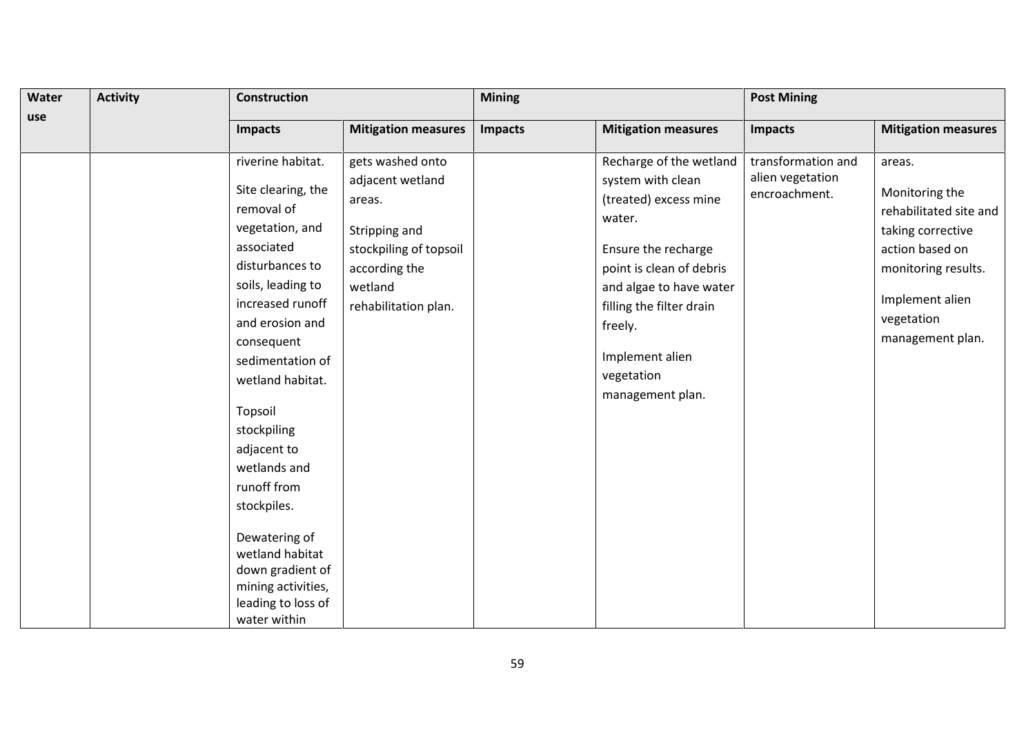| Water use | Activity | Construction | | Mining | | Post Mining | |
|---|---|---|---|---|---|---|---|
| | | **Impacts** | **Mitigation measures** | **Impacts** | **Mitigation measures** | **Impacts** | **Mitigation measures** |
| | | riverine habitat.<br><br>Site clearing, the removal of vegetation, and associated disturbances to soils, leading to increased runoff and erosion and consequent sedimentation of wetland habitat.<br><br>Topsoil stockpiling adjacent to wetlands and runoff from stockpiles.<br><br>Dewatering of wetland habitat down gradient of mining activities, leading to loss of water within | gets washed onto adjacent wetland areas.<br><br>Stripping and stockpiling of topsoil according the wetland rehabilitation plan. | | Recharge of the wetland system with clean (treated) excess mine water.<br><br>Ensure the recharge point is clean of debris and algae to have water filling the filter drain freely.<br><br>Implement alien vegetation management plan. | transformation and alien vegetation encroachment. | areas.<br><br>Monitoring the rehabilitated site and taking corrective action based on monitoring results.<br><br>Implement alien vegetation management plan. |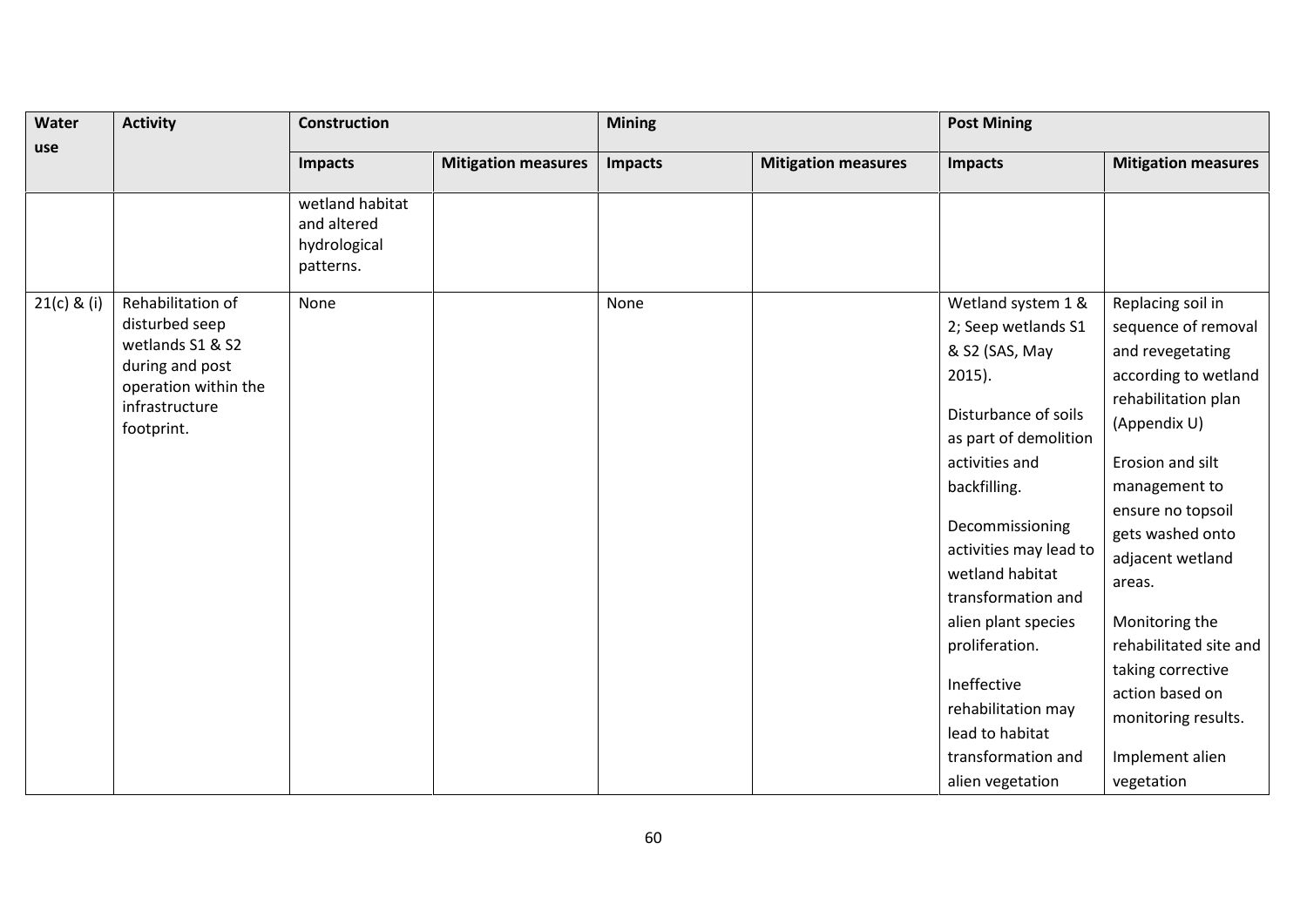| Water use | Activity | Construction | | Mining | | Post Mining | |
|---|---|---|---|---|---|---|---|
| | | Impacts | Mitigation measures | Impacts | Mitigation measures | Impacts | Mitigation measures |
| | | wetland habitat and altered hydrological patterns. | | | | | |
| 21(c) & (i) | Rehabilitation of disturbed seep wetlands S1 & S2 during and post operation within the infrastructure footprint. | None | | None | | Wetland system 1 & 2; Seep wetlands S1 & S2 (SAS, May 2015).<br><br>Disturbance of soils as part of demolition activities and backfilling.<br><br>Decommissioning activities may lead to wetland habitat transformation and alien plant species proliferation.<br><br>Ineffective rehabilitation may lead to habitat transformation and alien vegetation | Replacing soil in sequence of removal and revegetating according to wetland rehabilitation plan (Appendix U)<br><br>Erosion and silt management to ensure no topsoil gets washed onto adjacent wetland areas.<br><br>Monitoring the rehabilitated site and taking corrective action based on monitoring results.<br><br>Implement alien vegetation |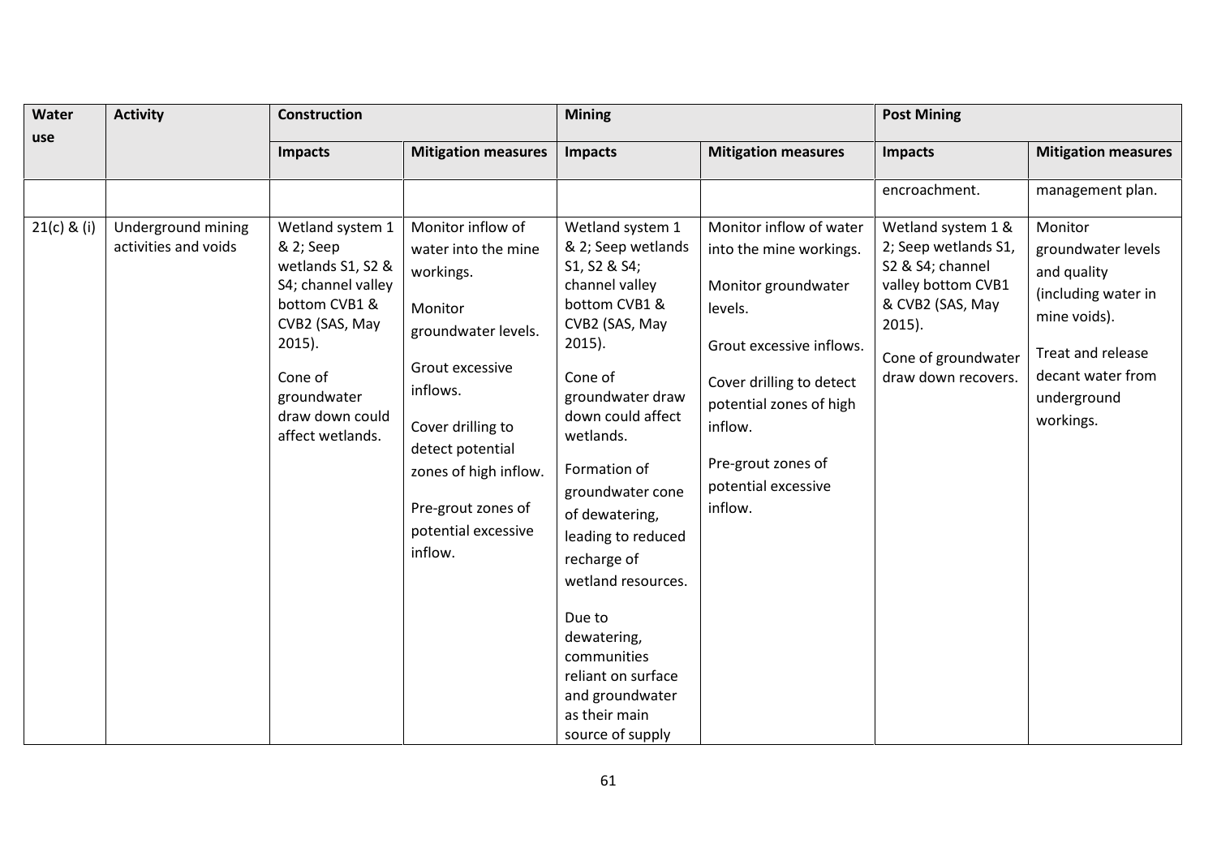| Water use | Activity | Construction | | Mining | | Post Mining | |
|---|---|---|---|---|---|---|---|
| | | Impacts | Mitigation measures | Impacts | Mitigation measures | Impacts | Mitigation measures |
| | | | | | | encroachment. | management plan. |
| 21(c) & (i) | Underground mining activities and voids | Wetland system 1 & 2; Seep wetlands S1, S2 & S4; channel valley bottom CVB1 & CVB2 (SAS, May 2015).<br><br>Cone of groundwater draw down could affect wetlands. | Monitor inflow of water into the mine workings.<br><br>Monitor groundwater levels.<br><br>Grout excessive inflows.<br><br>Cover drilling to detect potential zones of high inflow.<br><br>Pre-grout zones of potential excessive inflow. | Wetland system 1 & 2; Seep wetlands S1, S2 & S4; channel valley bottom CVB1 & CVB2 (SAS, May 2015).<br><br>Cone of groundwater draw down could affect wetlands.<br><br>Formation of groundwater cone of dewatering, leading to reduced recharge of wetland resources.<br><br>Due to dewatering, communities reliant on surface and groundwater as their main source of supply | Monitor inflow of water into the mine workings.<br><br>Monitor groundwater levels.<br><br>Grout excessive inflows.<br><br>Cover drilling to detect potential zones of high inflow.<br><br>Pre-grout zones of potential excessive inflow. | Wetland system 1 & 2; Seep wetlands S1, S2 & S4; channel valley bottom CVB1 & CVB2 (SAS, May 2015).<br><br>Cone of groundwater draw down recovers. | Monitor groundwater levels and quality (including water in mine voids).<br><br>Treat and release decant water from underground workings. |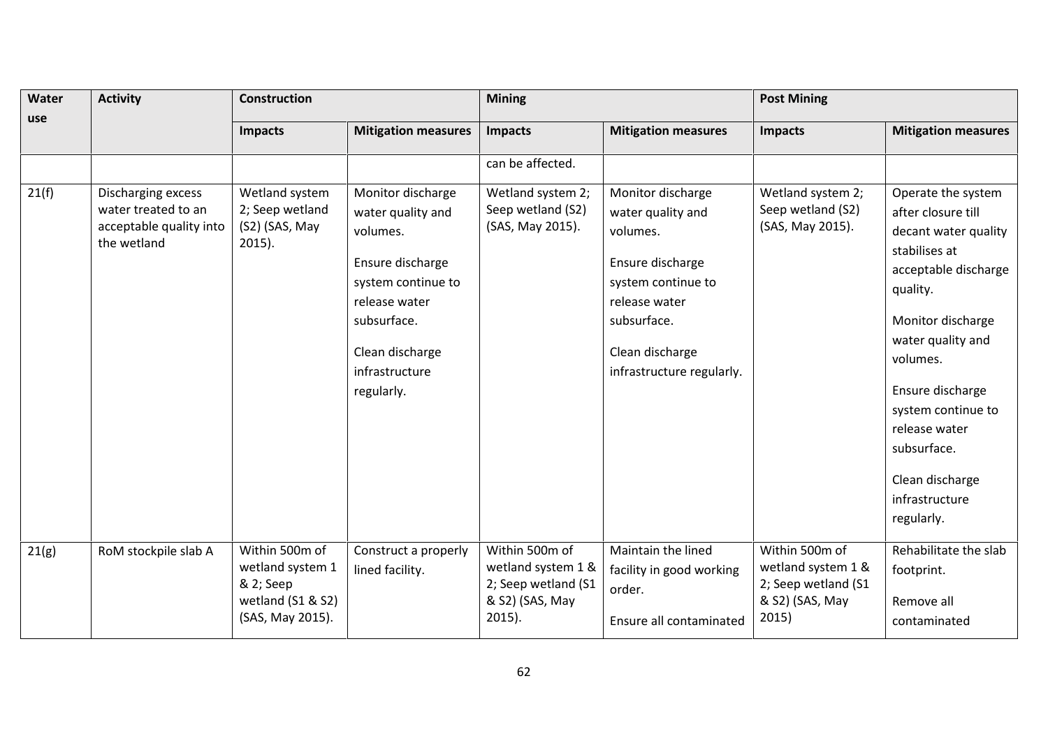| Water use | Activity | Construction | | Mining | | Post Mining | |
|---|---|---|---|---|---|---|---|
| | | Impacts | Mitigation measures | Impacts | Mitigation measures | Impacts | Mitigation measures |
| | | | | can be affected. | | | |
| 21(f) | Discharging excess water treated to an acceptable quality into the wetland | Wetland system 2; Seep wetland (S2) (SAS, May 2015). | Monitor discharge water quality and volumes.<br><br>Ensure discharge system continue to release water subsurface.<br><br>Clean discharge infrastructure regularly. | Wetland system 2; Seep wetland (S2) (SAS, May 2015). | Monitor discharge water quality and volumes.<br><br>Ensure discharge system continue to release water subsurface.<br><br>Clean discharge infrastructure regularly. | Wetland system 2; Seep wetland (S2) (SAS, May 2015). | Operate the system after closure till decant water quality stabilises at acceptable discharge quality.<br><br>Monitor discharge water quality and volumes.<br><br>Ensure discharge system continue to release water subsurface.<br><br>Clean discharge infrastructure regularly. |
| 21(g) | RoM stockpile slab A | Within 500m of wetland system 1 & 2; Seep wetland (S1 & S2) (SAS, May 2015). | Construct a properly lined facility. | Within 500m of wetland system 1 & 2; Seep wetland (S1 & S2) (SAS, May 2015). | Maintain the lined facility in good working order.<br><br>Ensure all contaminated | Within 500m of wetland system 1 & 2; Seep wetland (S1 & S2) (SAS, May 2015) | Rehabilitate the slab footprint.<br><br>Remove all contaminated |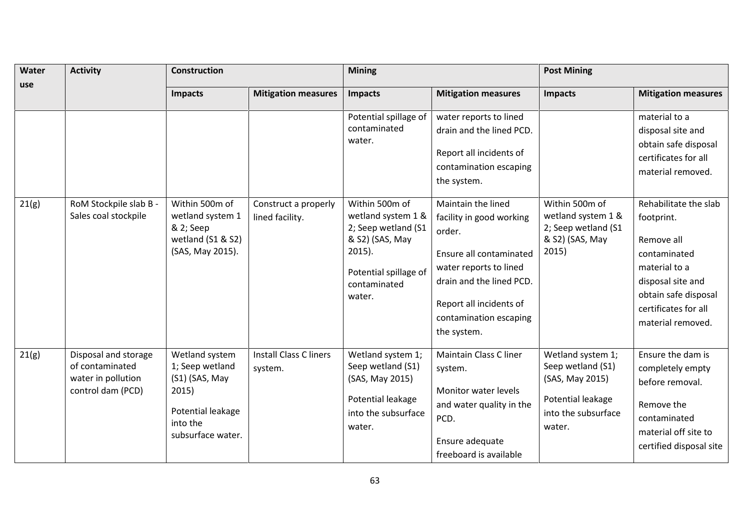| Water use | Activity | Construction | | Mining | | Post Mining | |
|---|---|---|---|---|---|---|---|
| | | Impacts | Mitigation measures | Impacts | Mitigation measures | Impacts | Mitigation measures |
| | | | | Potential spillage of contaminated water. | water reports to lined drain and the lined PCD.<br><br>Report all incidents of contamination escaping the system. | | material to a disposal site and obtain safe disposal certificates for all material removed. |
| 21(g) | RoM Stockpile slab B - Sales coal stockpile | Within 500m of wetland system 1 & 2; Seep wetland (S1 & S2) (SAS, May 2015). | Construct a properly lined facility. | Within 500m of wetland system 1 & 2; Seep wetland (S1 & S2) (SAS, May 2015).<br><br>Potential spillage of contaminated water. | Maintain the lined facility in good working order.<br><br>Ensure all contaminated water reports to lined drain and the lined PCD.<br><br>Report all incidents of contamination escaping the system. | Within 500m of wetland system 1 & 2; Seep wetland (S1 & S2) (SAS, May 2015) | Rehabilitate the slab footprint.<br><br>Remove all contaminated material to a disposal site and obtain safe disposal certificates for all material removed. |
| 21(g) | Disposal and storage of contaminated water in pollution control dam (PCD) | Wetland system 1; Seep wetland (S1) (SAS, May 2015)<br><br>Potential leakage into the subsurface water. | Install Class C liners system. | Wetland system 1; Seep wetland (S1) (SAS, May 2015)<br><br>Potential leakage into the subsurface water. | Maintain Class C liner system.<br><br>Monitor water levels and water quality in the PCD.<br><br>Ensure adequate freeboard is available | Wetland system 1; Seep wetland (S1) (SAS, May 2015)<br><br>Potential leakage into the subsurface water. | Ensure the dam is completely empty before removal.<br><br>Remove the contaminated material off site to certified disposal site |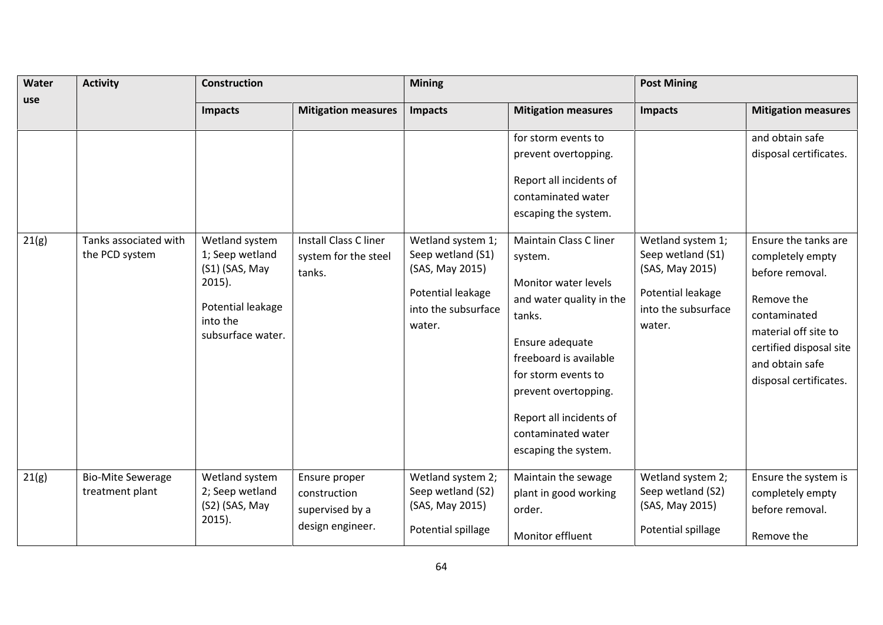| Water use | Activity | Construction | | Mining | | Post Mining | |
|---|---|---|---|---|---|---|---|
| | | Impacts | Mitigation measures | Impacts | Mitigation measures | Impacts | Mitigation measures |
| | | | | | for storm events to prevent overtopping.<br><br>Report all incidents of contaminated water escaping the system. | | and obtain safe disposal certificates. |
| 21(g) | Tanks associated with the PCD system | Wetland system 1; Seep wetland (S1) (SAS, May 2015).<br><br>Potential leakage into the subsurface water. | Install Class C liner system for the steel tanks. | Wetland system 1; Seep wetland (S1) (SAS, May 2015)<br><br>Potential leakage into the subsurface water. | Maintain Class C liner system.<br><br>Monitor water levels and water quality in the tanks.<br><br>Ensure adequate freeboard is available for storm events to prevent overtopping.<br><br>Report all incidents of contaminated water escaping the system. | Wetland system 1; Seep wetland (S1) (SAS, May 2015)<br><br>Potential leakage into the subsurface water. | Ensure the tanks are completely empty before removal.<br><br>Remove the contaminated material off site to certified disposal site and obtain safe disposal certificates. |
| 21(g) | Bio-Mite Sewerage treatment plant | Wetland system 2; Seep wetland (S2) (SAS, May 2015). | Ensure proper construction supervised by a design engineer. | Wetland system 2; Seep wetland (S2) (SAS, May 2015)<br><br>Potential spillage | Maintain the sewage plant in good working order.<br><br>Monitor effluent | Wetland system 2; Seep wetland (S2) (SAS, May 2015)<br><br>Potential spillage | Ensure the system is completely empty before removal.<br><br>Remove the |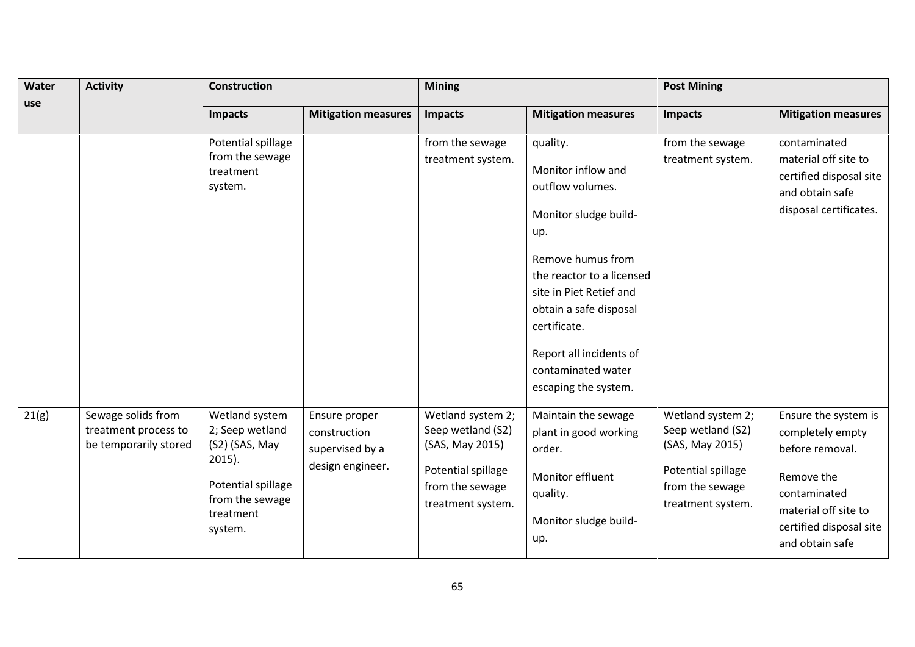| Water use | Activity | Construction | | Mining | | Post Mining | |
|---|---|---|---|---|---|---|---|
| | | **Impacts** | **Mitigation measures** | **Impacts** | **Mitigation measures** | **Impacts** | **Mitigation measures** |
| | | Potential spillage from the sewage treatment system. | | from the sewage treatment system. | quality.<br><br>Monitor inflow and outflow volumes.<br><br>Monitor sludge build-up.<br><br>Remove humus from the reactor to a licensed site in Piet Retief and obtain a safe disposal certificate.<br><br>Report all incidents of contaminated water escaping the system. | from the sewage treatment system. | contaminated material off site to certified disposal site and obtain safe disposal certificates. |
| 21(g) | Sewage solids from treatment process to be temporarily stored | Wetland system 2; Seep wetland (S2) (SAS, May 2015).<br><br>Potential spillage from the sewage treatment system. | Ensure proper construction supervised by a design engineer. | Wetland system 2; Seep wetland (S2) (SAS, May 2015)<br><br>Potential spillage from the sewage treatment system. | Maintain the sewage plant in good working order.<br><br>Monitor effluent quality.<br><br>Monitor sludge build-up. | Wetland system 2; Seep wetland (S2) (SAS, May 2015)<br><br>Potential spillage from the sewage treatment system. | Ensure the system is completely empty before removal.<br><br>Remove the contaminated material off site to certified disposal site and obtain safe |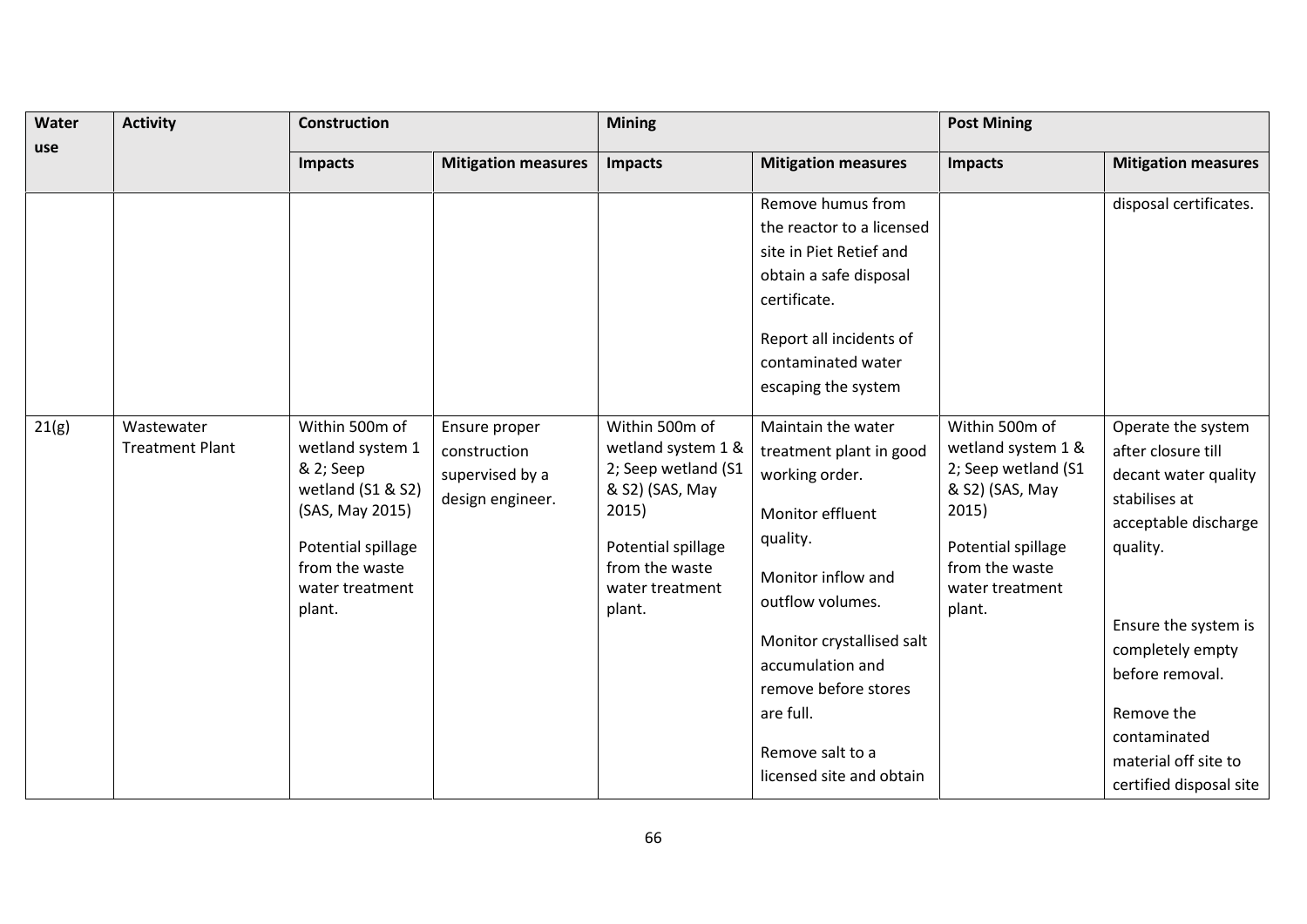| Water use | Activity | Construction | | Mining | | Post Mining | |
|---|---|---|---|---|---|---|---|
| | | Impacts | Mitigation measures | Impacts | Mitigation measures | Impacts | Mitigation measures |
| | | | | | Remove humus from the reactor to a licensed site in Piet Retief and obtain a safe disposal certificate.<br><br>Report all incidents of contaminated water escaping the system | | disposal certificates. |
| 21(g) | Wastewater Treatment Plant | Within 500m of wetland system 1 & 2; Seep wetland (S1 & S2) (SAS, May 2015)<br><br>Potential spillage from the waste water treatment plant. | Ensure proper construction supervised by a design engineer. | Within 500m of wetland system 1 & 2; Seep wetland (S1 & S2) (SAS, May 2015)<br><br>Potential spillage from the waste water treatment plant. | Maintain the water treatment plant in good working order.<br><br>Monitor effluent quality.<br><br>Monitor inflow and outflow volumes.<br><br>Monitor crystallised salt accumulation and remove before stores are full.<br><br>Remove salt to a licensed site and obtain | Within 500m of wetland system 1 & 2; Seep wetland (S1 & S2) (SAS, May 2015)<br><br>Potential spillage from the waste water treatment plant. | Operate the system after closure till decant water quality stabilises at acceptable discharge quality.<br><br>Ensure the system is completely empty before removal.<br><br>Remove the contaminated material off site to certified disposal site |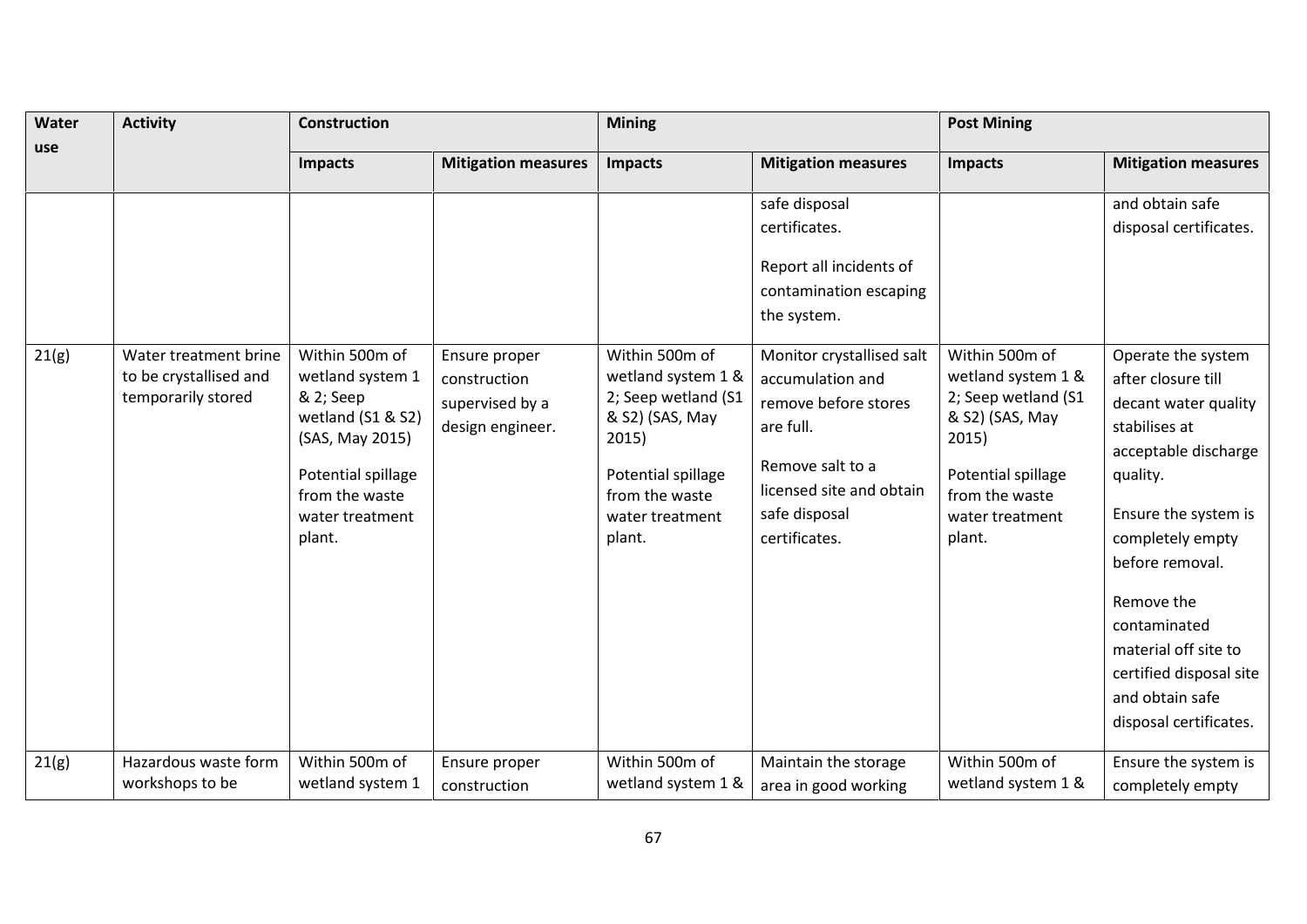| Water use | Activity | Construction | | Mining | | Post Mining | |
|---|---|---|---|---|---|---|---|
| | | Impacts | Mitigation measures | Impacts | Mitigation measures | Impacts | Mitigation measures |
| | | | | | safe disposal certificates.<br><br>Report all incidents of contamination escaping the system. | | and obtain safe disposal certificates. |
| 21(g) | Water treatment brine to be crystallised and temporarily stored | Within 500m of wetland system 1 & 2; Seep wetland (S1 & S2) (SAS, May 2015)<br><br>Potential spillage from the waste water treatment plant. | Ensure proper construction supervised by a design engineer. | Within 500m of wetland system 1 & 2; Seep wetland (S1 & S2) (SAS, May 2015)<br><br>Potential spillage from the waste water treatment plant. | Monitor crystallised salt accumulation and remove before stores are full.<br><br>Remove salt to a licensed site and obtain safe disposal certificates. | Within 500m of wetland system 1 & 2; Seep wetland (S1 & S2) (SAS, May 2015)<br><br>Potential spillage from the waste water treatment plant. | Operate the system after closure till decant water quality stabilises at acceptable discharge quality.<br><br>Ensure the system is completely empty before removal.<br><br>Remove the contaminated material off site to certified disposal site and obtain safe disposal certificates. |
| 21(g) | Hazardous waste form workshops to be | Within 500m of wetland system 1 | Ensure proper construction | Within 500m of wetland system 1 & | Maintain the storage area in good working | Within 500m of wetland system 1 & | Ensure the system is completely empty |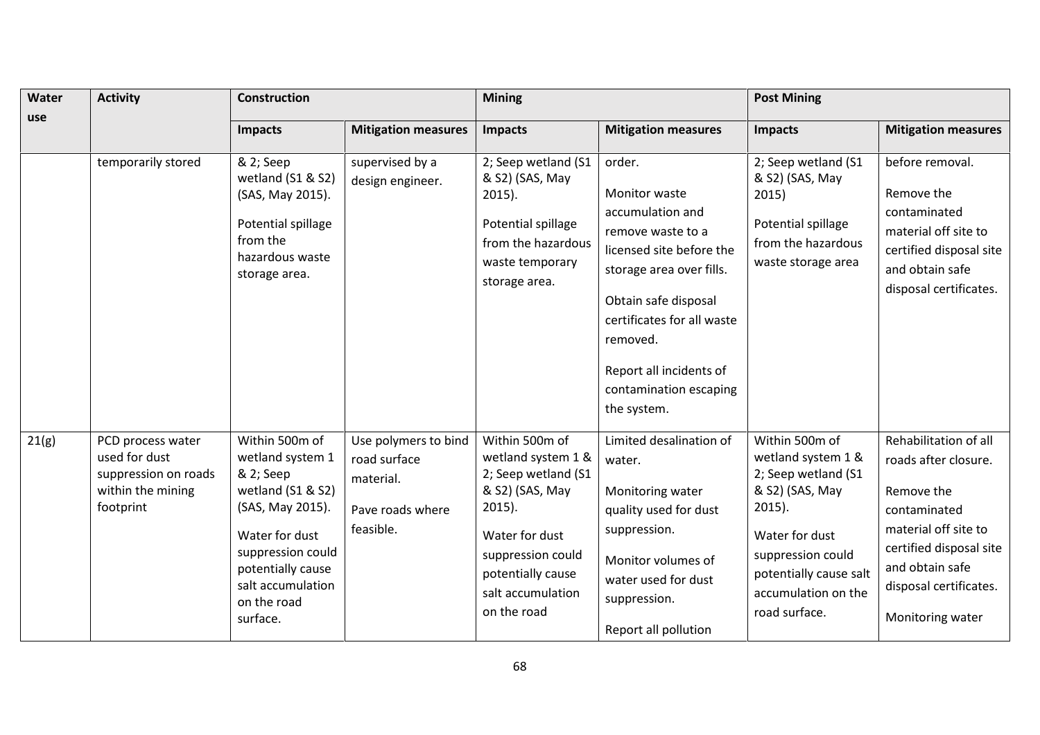| Water use | Activity | Construction | | Mining | | Post Mining | |
|---|---|---|---|---|---|---|---|
| | | Impacts | Mitigation measures | Impacts | Mitigation measures | Impacts | Mitigation measures |
| | temporarily stored | & 2; Seep wetland (S1 & S2) (SAS, May 2015).<br><br>Potential spillage from the hazardous waste storage area. | supervised by a design engineer. | 2; Seep wetland (S1 & S2) (SAS, May 2015).<br><br>Potential spillage from the hazardous waste temporary storage area. | order.<br><br>Monitor waste accumulation and remove waste to a licensed site before the storage area over fills.<br><br>Obtain safe disposal certificates for all waste removed.<br><br>Report all incidents of contamination escaping the system. | 2; Seep wetland (S1 & S2) (SAS, May 2015)<br><br>Potential spillage from the hazardous waste storage area | before removal.<br><br>Remove the contaminated material off site to certified disposal site and obtain safe disposal certificates. |
| 21(g) | PCD process water used for dust suppression on roads within the mining footprint | Within 500m of wetland system 1 & 2; Seep wetland (S1 & S2) (SAS, May 2015).<br><br>Water for dust suppression could potentially cause salt accumulation on the road surface. | Use polymers to bind road surface material.<br><br>Pave roads where feasible. | Within 500m of wetland system 1 & 2; Seep wetland (S1 & S2) (SAS, May 2015).<br><br>Water for dust suppression could potentially cause salt accumulation on the road | Limited desalination of water.<br><br>Monitoring water quality used for dust suppression.<br><br>Monitor volumes of water used for dust suppression.<br><br>Report all pollution | Within 500m of wetland system 1 & 2; Seep wetland (S1 & S2) (SAS, May 2015).<br><br>Water for dust suppression could potentially cause salt accumulation on the road surface. | Rehabilitation of all roads after closure.<br><br>Remove the contaminated material off site to certified disposal site and obtain safe disposal certificates.<br><br>Monitoring water |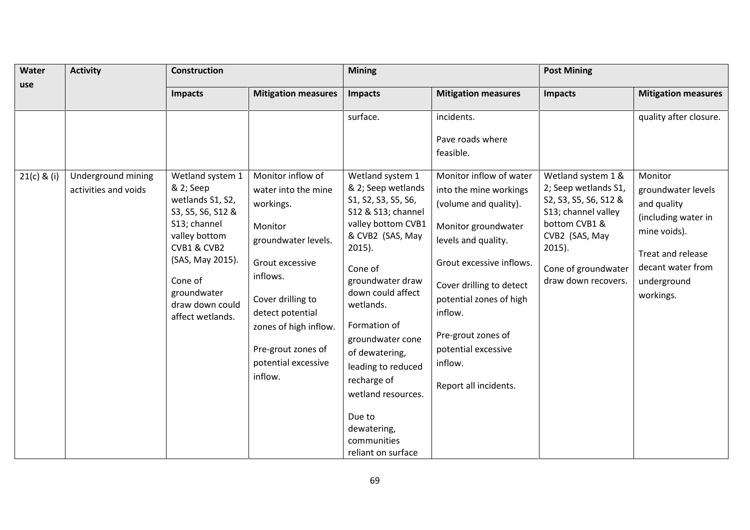| Water use | Activity | Construction | | Mining | | Post Mining | |
|---|---|---|---|---|---|---|---|
| | | **Impacts** | **Mitigation measures** | **Impacts** | **Mitigation measures** | **Impacts** | **Mitigation measures** |
| | | | | surface. | incidents.<br><br>Pave roads where feasible. | | quality after closure. |
| 21(c) & (i) | Underground mining activities and voids | Wetland system 1 & 2; Seep wetlands S1, S2, S3, S5, S6, S12 & S13; channel valley bottom CVB1 & CVB2 (SAS, May 2015).<br><br>Cone of groundwater draw down could affect wetlands. | Monitor inflow of water into the mine workings.<br><br>Monitor groundwater levels.<br><br>Grout excessive inflows.<br><br>Cover drilling to detect potential zones of high inflow.<br><br>Pre-grout zones of potential excessive inflow. | Wetland system 1 & 2; Seep wetlands S1, S2, S3, S5, S6, S12 & S13; channel valley bottom CVB1 & CVB2 (SAS, May 2015).<br><br>Cone of groundwater draw down could affect wetlands.<br><br>Formation of groundwater cone of dewatering, leading to reduced recharge of wetland resources.<br><br>Due to dewatering, communities reliant on surface | Monitor inflow of water into the mine workings (volume and quality).<br><br>Monitor groundwater levels and quality.<br><br>Grout excessive inflows.<br><br>Cover drilling to detect potential zones of high inflow.<br><br>Pre-grout zones of potential excessive inflow.<br><br>Report all incidents. | Wetland system 1 & 2; Seep wetlands S1, S2, S3, S5, S6, S12 & S13; channel valley bottom CVB1 & CVB2 (SAS, May 2015).<br><br>Cone of groundwater draw down recovers. | Monitor groundwater levels and quality (including water in mine voids).<br><br>Treat and release decant water from underground workings. |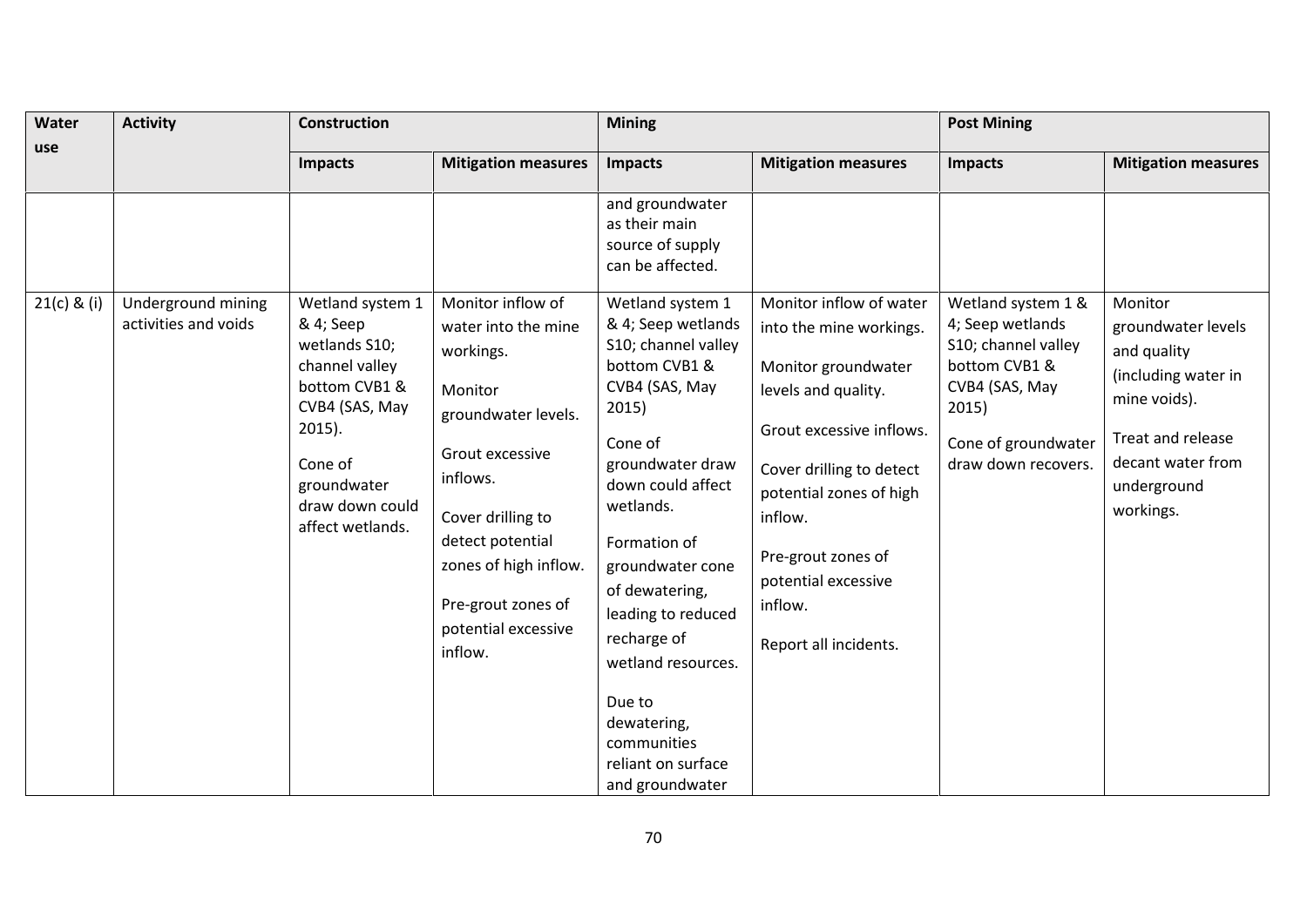| Water use | Activity | Construction | | Mining | | Post Mining | |
|---|---|---|---|---|---|---|---|
| | | **Impacts** | **Mitigation measures** | **Impacts** | **Mitigation measures** | **Impacts** | **Mitigation measures** |
| | | | | and groundwater as their main source of supply can be affected. | | | |
| 21(c) & (i) | Underground mining activities and voids | Wetland system 1 & 4; Seep wetlands S10; channel valley bottom CVB1 & CVB4 (SAS, May 2015). Cone of groundwater draw down could affect wetlands. | Monitor inflow of water into the mine workings. Monitor groundwater levels. Grout excessive inflows. Cover drilling to detect potential zones of high inflow. Pre-grout zones of potential excessive inflow. | Wetland system 1 & 4; Seep wetlands S10; channel valley bottom CVB1 & CVB4 (SAS, May 2015) Cone of groundwater draw down could affect wetlands. Formation of groundwater cone of dewatering, leading to reduced recharge of wetland resources. Due to dewatering, communities reliant on surface and groundwater | Monitor inflow of water into the mine workings. Monitor groundwater levels and quality. Grout excessive inflows. Cover drilling to detect potential zones of high inflow. Pre-grout zones of potential excessive inflow. Report all incidents. | Wetland system 1 & 4; Seep wetlands S10; channel valley bottom CVB1 & CVB4 (SAS, May 2015) Cone of groundwater draw down recovers. | Monitor groundwater levels and quality (including water in mine voids). Treat and release decant water from underground workings. |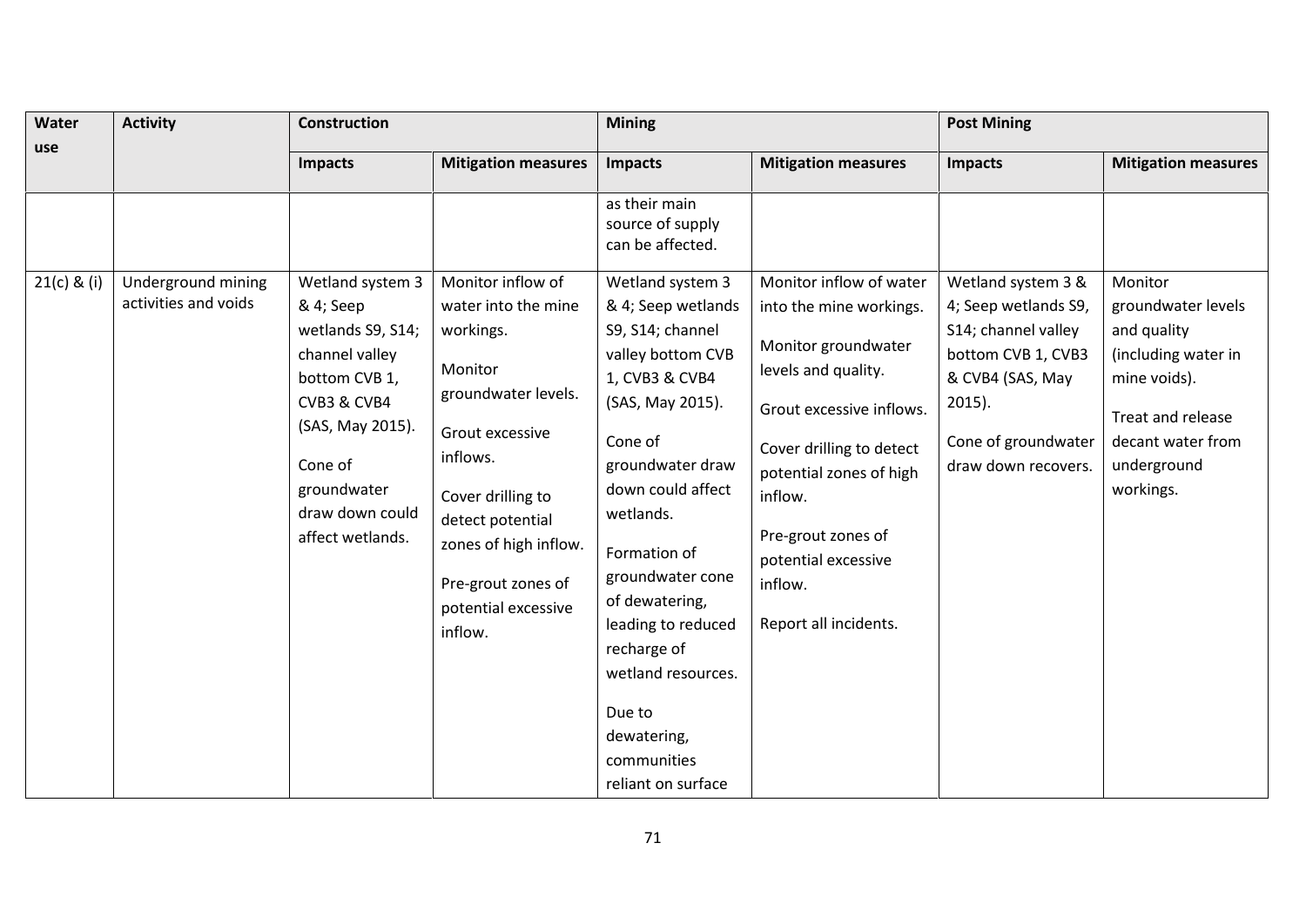| Water use | Activity | Construction | | Mining | | Post Mining | |
|---|---|---|---|---|---|---|---|
| | | Impacts | Mitigation measures | Impacts | Mitigation measures | Impacts | Mitigation measures |
| | | | | as their main source of supply can be affected. | | | |
| 21(c) & (i) | Underground mining activities and voids | Wetland system 3 & 4; Seep wetlands S9, S14; channel valley bottom CVB 1, CVB3 & CVB4 (SAS, May 2015).<br><br>Cone of groundwater draw down could affect wetlands. | Monitor inflow of water into the mine workings.<br><br>Monitor groundwater levels.<br><br>Grout excessive inflows.<br><br>Cover drilling to detect potential zones of high inflow.<br><br>Pre-grout zones of potential excessive inflow. | Wetland system 3 & 4; Seep wetlands S9, S14; channel valley bottom CVB 1, CVB3 & CVB4 (SAS, May 2015).<br><br>Cone of groundwater draw down could affect wetlands.<br><br>Formation of groundwater cone of dewatering, leading to reduced recharge of wetland resources.<br><br>Due to dewatering, communities reliant on surface | Monitor inflow of water into the mine workings.<br><br>Monitor groundwater levels and quality.<br><br>Grout excessive inflows.<br><br>Cover drilling to detect potential zones of high inflow.<br><br>Pre-grout zones of potential excessive inflow.<br><br>Report all incidents. | Wetland system 3 & 4; Seep wetlands S9, S14; channel valley bottom CVB 1, CVB3 & CVB4 (SAS, May 2015).<br><br>Cone of groundwater draw down recovers. | Monitor groundwater levels and quality (including water in mine voids).<br><br>Treat and release decant water from underground workings. |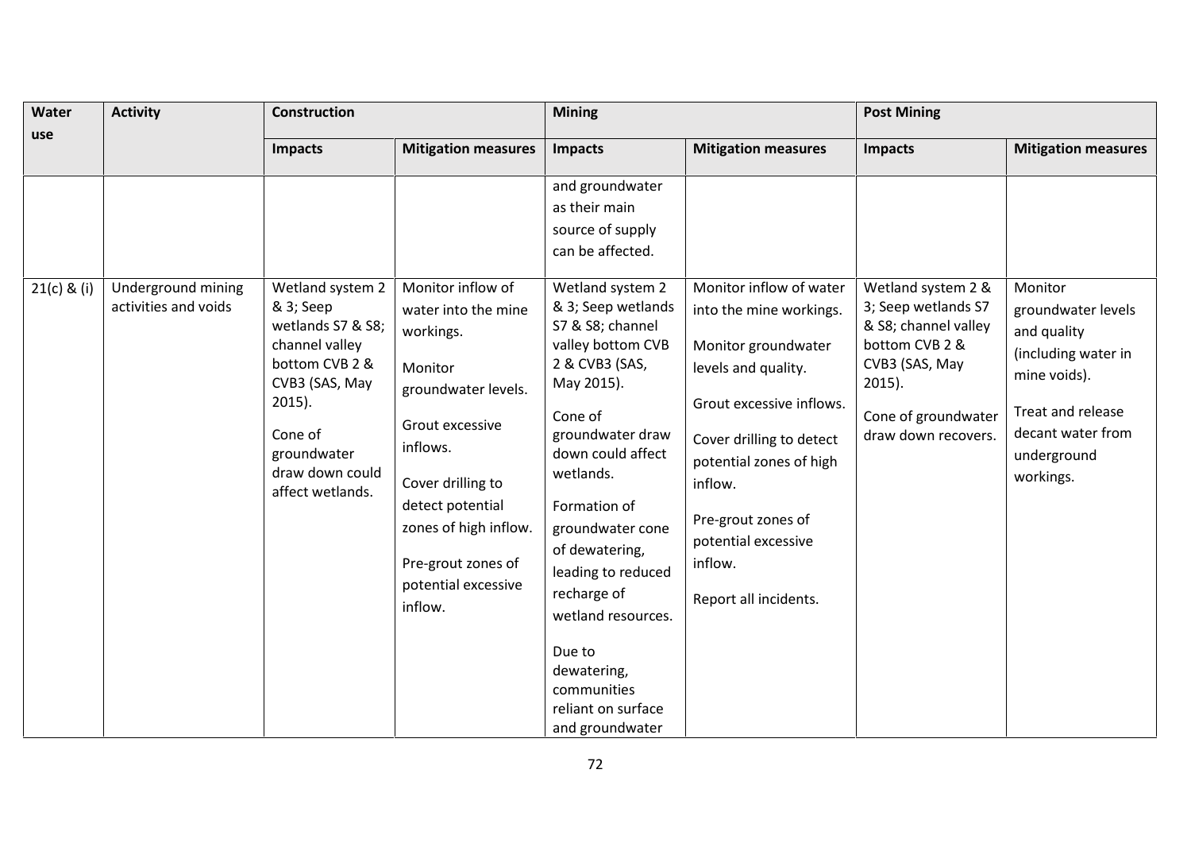| Water use | Activity | Construction | | Mining | | Post Mining | |
|---|---|---|---|---|---|---|---|
| | | **Impacts** | **Mitigation measures** | **Impacts** | **Mitigation measures** | **Impacts** | **Mitigation measures** |
| | | | | and groundwater as their main source of supply can be affected. | | | |
| 21(c) & (i) | Underground mining activities and voids | Wetland system 2 & 3; Seep wetlands S7 & S8; channel valley bottom CVB 2 & CVB3 (SAS, May 2015).<br><br>Cone of groundwater draw down could affect wetlands. | Monitor inflow of water into the mine workings.<br><br>Monitor groundwater levels.<br><br>Grout excessive inflows.<br><br>Cover drilling to detect potential zones of high inflow.<br><br>Pre-grout zones of potential excessive inflow. | Wetland system 2 & 3; Seep wetlands S7 & S8; channel valley bottom CVB 2 & CVB3 (SAS, May 2015).<br><br>Cone of groundwater draw down could affect wetlands.<br><br>Formation of groundwater cone of dewatering, leading to reduced recharge of wetland resources.<br><br>Due to dewatering, communities reliant on surface and groundwater | Monitor inflow of water into the mine workings.<br><br>Monitor groundwater levels and quality.<br><br>Grout excessive inflows.<br><br>Cover drilling to detect potential zones of high inflow.<br><br>Pre-grout zones of potential excessive inflow.<br><br>Report all incidents. | Wetland system 2 & 3; Seep wetlands S7 & S8; channel valley bottom CVB 2 & CVB3 (SAS, May 2015).<br><br>Cone of groundwater draw down recovers. | Monitor groundwater levels and quality (including water in mine voids).<br><br>Treat and release decant water from underground workings. |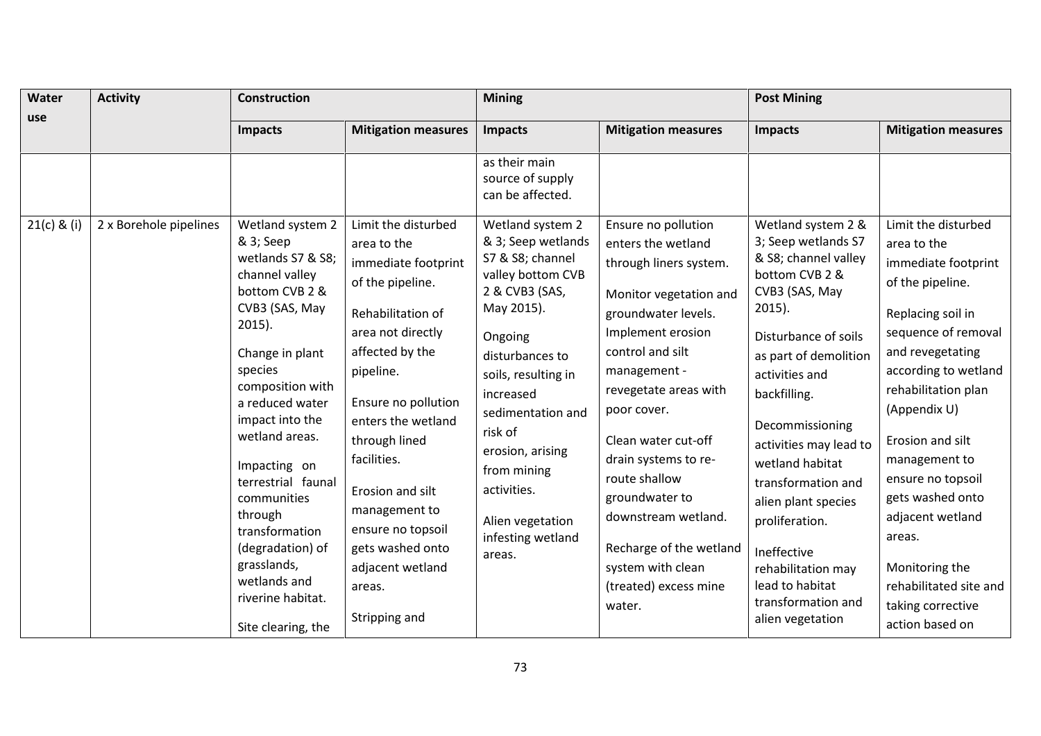| Water use | Activity | Construction | | Mining | | Post Mining | |
|---|---|---|---|---|---|---|---|
| | | Impacts | Mitigation measures | Impacts | Mitigation measures | Impacts | Mitigation measures |
| | | | | as their main source of supply can be affected. | | | |
| 21(c) & (i) | 2 x Borehole pipelines | Wetland system 2 & 3; Seep wetlands S7 & S8; channel valley bottom CVB 2 & CVB3 (SAS, May 2015).<br><br>Change in plant species composition with a reduced water impact into the wetland areas.<br><br>Impacting on terrestrial faunal communities through transformation (degradation) of grasslands, wetlands and riverine habitat.<br><br>Site clearing, the | Limit the disturbed area to the immediate footprint of the pipeline.<br><br>Rehabilitation of area not directly affected by the pipeline.<br><br>Ensure no pollution enters the wetland through lined facilities.<br><br>Erosion and silt management to ensure no topsoil gets washed onto adjacent wetland areas.<br><br>Stripping and | Wetland system 2 & 3; Seep wetlands S7 & S8; channel valley bottom CVB 2 & CVB3 (SAS, May 2015).<br><br>Ongoing disturbances to soils, resulting in increased sedimentation and risk of erosion, arising from mining activities.<br><br>Alien vegetation infesting wetland areas. | Ensure no pollution enters the wetland through liners system.<br><br>Monitor vegetation and groundwater levels. Implement erosion control and silt management - revegetate areas with poor cover.<br><br>Clean water cut-off drain systems to re-route shallow groundwater to downstream wetland.<br><br>Recharge of the wetland system with clean (treated) excess mine water. | Wetland system 2 & 3; Seep wetlands S7 & S8; channel valley bottom CVB 2 & CVB3 (SAS, May 2015).<br><br>Disturbance of soils as part of demolition activities and backfilling.<br><br>Decommissioning activities may lead to wetland habitat transformation and alien plant species proliferation.<br><br>Ineffective rehabilitation may lead to habitat transformation and alien vegetation | Limit the disturbed area to the immediate footprint of the pipeline.<br><br>Replacing soil in sequence of removal and revegetating according to wetland rehabilitation plan (Appendix U)<br><br>Erosion and silt management to ensure no topsoil gets washed onto adjacent wetland areas.<br><br>Monitoring the rehabilitated site and taking corrective action based on |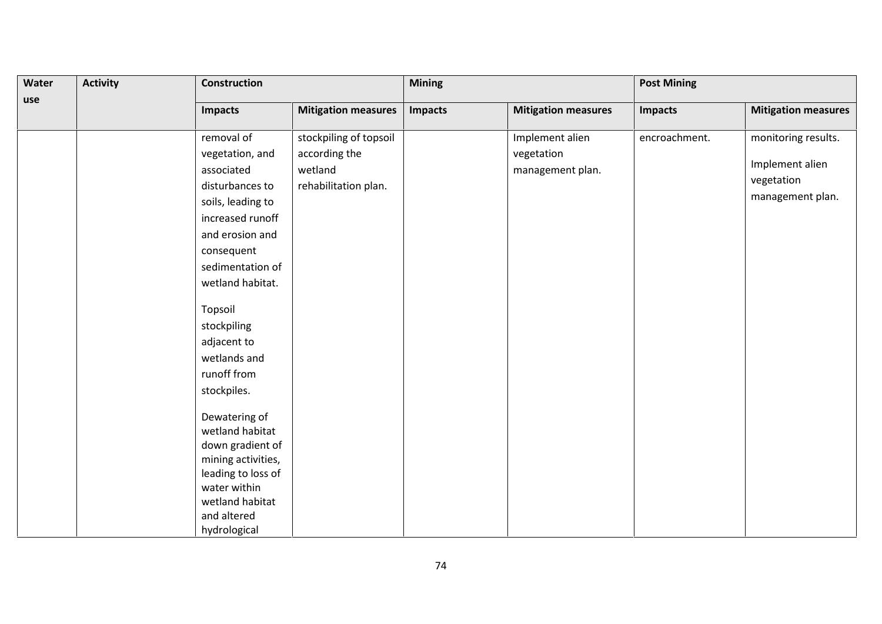| Water use | Activity | Construction | | Mining | | Post Mining | |
|---|---|---|---|---|---|---|---|
| | | **Impacts** | **Mitigation measures** | **Impacts** | **Mitigation measures** | **Impacts** | **Mitigation measures** |
| | | removal of vegetation, and associated disturbances to soils, leading to increased runoff and erosion and consequent sedimentation of wetland habitat.<br><br>Topsoil stockpiling adjacent to wetlands and runoff from stockpiles.<br><br>Dewatering of wetland habitat down gradient of mining activities, leading to loss of water within wetland habitat and altered hydrological | stockpiling of topsoil according the wetland rehabilitation plan. | | Implement alien vegetation management plan. | encroachment. | monitoring results.<br><br>Implement alien vegetation management plan. |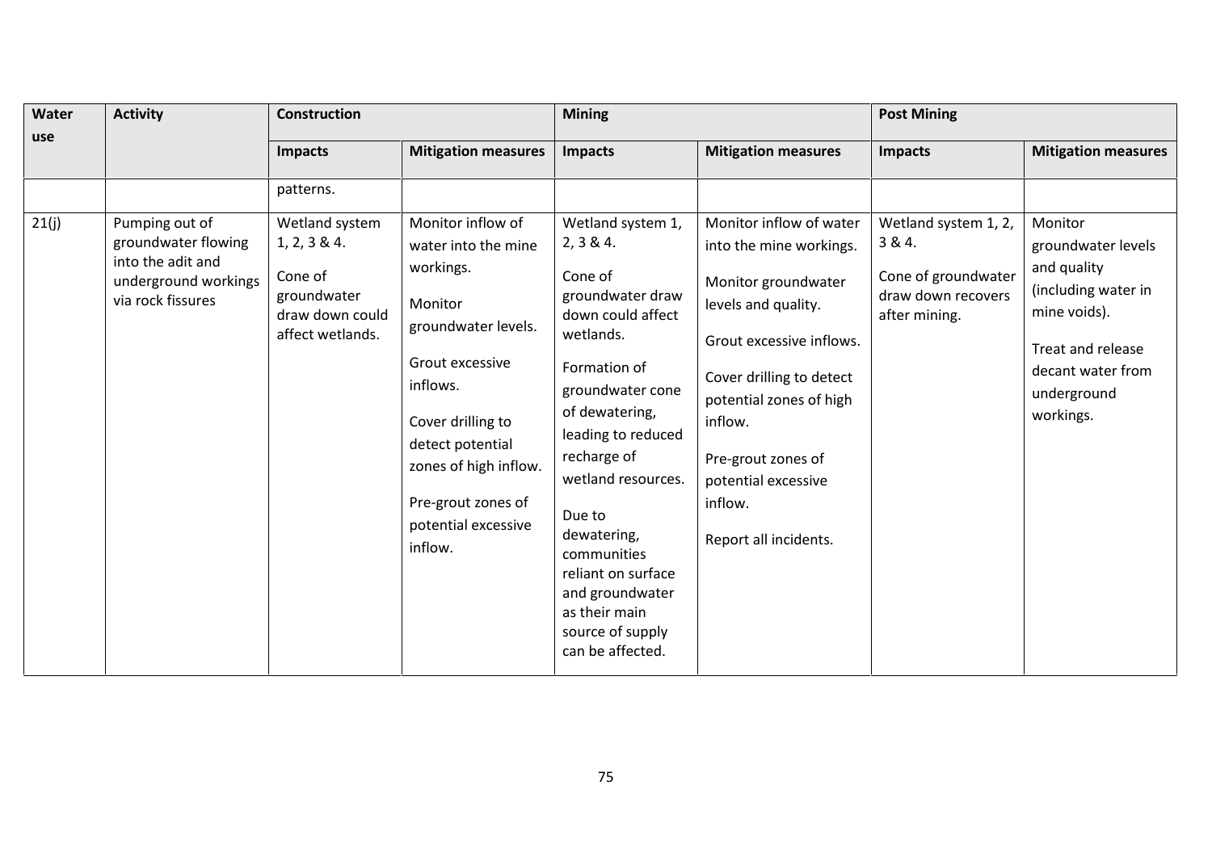| Water use | Activity | Construction | | Mining | | Post Mining | |
|---|---|---|---|---|---|---|---|
| | | **Impacts** | **Mitigation measures** | **Impacts** | **Mitigation measures** | **Impacts** | **Mitigation measures** |
| | | patterns. | | | | | |
| 21(j) | Pumping out of groundwater flowing into the adit and underground workings via rock fissures | Wetland system 1, 2, 3 & 4.<br><br>Cone of groundwater draw down could affect wetlands. | Monitor inflow of water into the mine workings.<br><br>Monitor groundwater levels.<br><br>Grout excessive inflows.<br><br>Cover drilling to detect potential zones of high inflow.<br><br>Pre-grout zones of potential excessive inflow. | Wetland system 1, 2, 3 & 4.<br><br>Cone of groundwater draw down could affect wetlands.<br><br>Formation of groundwater cone of dewatering, leading to reduced recharge of wetland resources.<br><br>Due to dewatering, communities reliant on surface and groundwater as their main source of supply can be affected. | Monitor inflow of water into the mine workings.<br><br>Monitor groundwater levels and quality.<br><br>Grout excessive inflows.<br><br>Cover drilling to detect potential zones of high inflow.<br><br>Pre-grout zones of potential excessive inflow.<br><br>Report all incidents. | Wetland system 1, 2, 3 & 4.<br><br>Cone of groundwater draw down recovers after mining. | Monitor groundwater levels and quality (including water in mine voids).<br><br>Treat and release decant water from underground workings. |